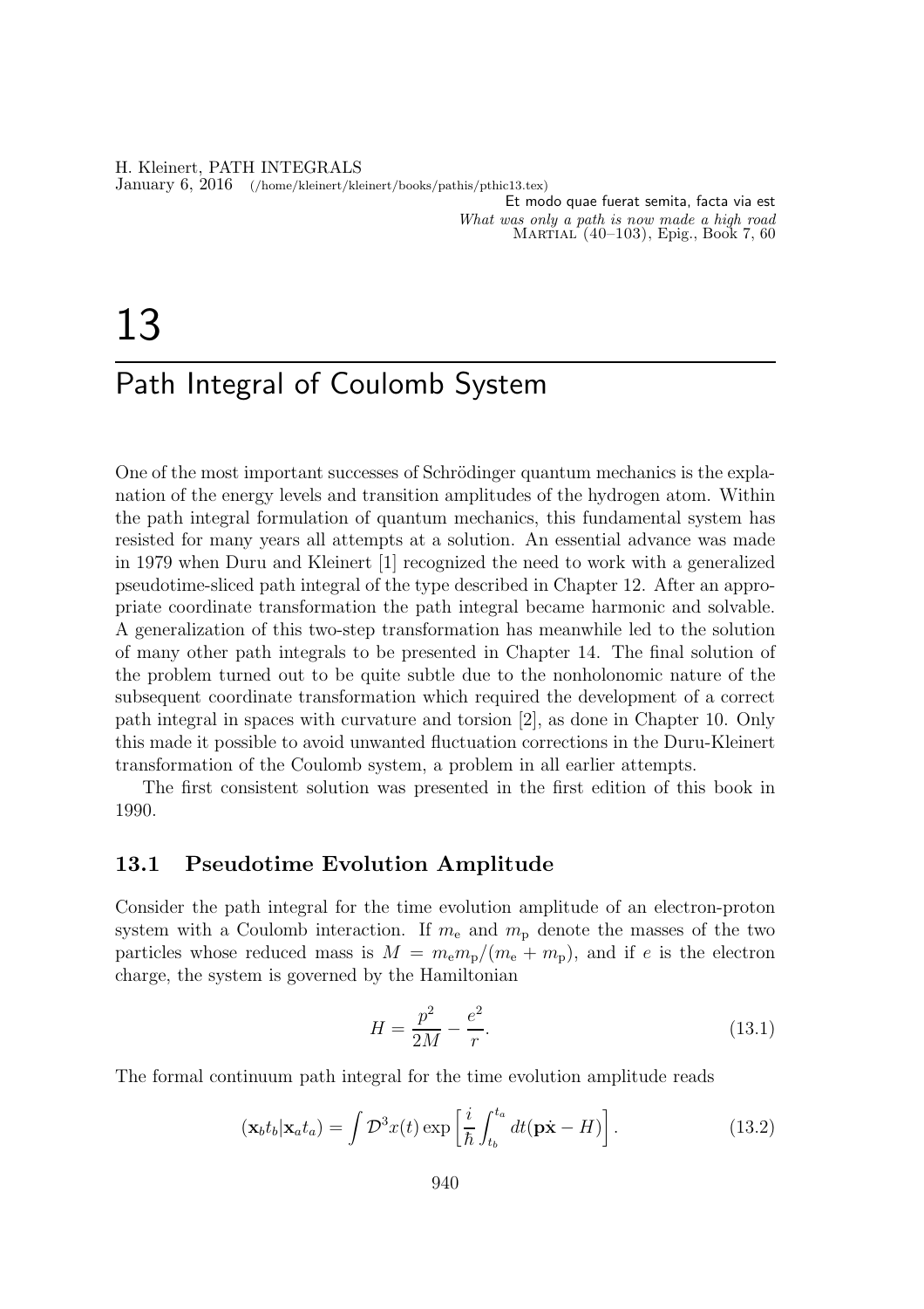Et modo quae fuerat semita, facta via est
*What was only a path is now made a high road*
Martial (40–103), Epig., Book 7, 60

# 13

# Path Integral of Coulomb System

One of the most important successes of Schrödinger quantum mechanics is the explanation of the energy levels and transition amplitudes of the hydrogen atom. Within the path integral formulation of quantum mechanics, this fundamental system has resisted for many years all attempts at a solution. An essential advance was made in 1979 when Duru and Kleinert [1] recognized the need to work with a generalized pseudotime-sliced path integral of the type described in Chapter 12. After an appropriate coordinate transformation the path integral became harmonic and solvable. A generalization of this two-step transformation has meanwhile led to the solution of many other path integrals to be presented in Chapter 14. The final solution of the problem turned out to be quite subtle due to the nonholonomic nature of the subsequent coordinate transformation which required the development of a correct path integral in spaces with curvature and torsion [2], as done in Chapter 10. Only this made it possible to avoid unwanted fluctuation corrections in the Duru-Kleinert transformation of the Coulomb system, a problem in all earlier attempts.

The first consistent solution was presented in the first edition of this book in 1990.

## 13.1 Pseudotime Evolution Amplitude

Consider the path integral for the time evolution amplitude of an electron-proton system with a Coulomb interaction. If $m_{\rm e}$ and $m_{\rm p}$ denote the masses of the two particles whose reduced mass is $M = m_{\rm e}m_{\rm p}/(m_{\rm e} + m_{\rm p})$, and if $e$ is the electron charge, the system is governed by the Hamiltonian

$$H = \frac{p^2}{2M} - \frac{e^2}{r}. \tag{13.1}$$

The formal continuum path integral for the time evolution amplitude reads

$$(\mathbf{x}_b t_b|\mathbf{x}_a t_a) = \int \mathcal{D}^3x(t) \exp\left[\frac{i}{\hbar}\int_{t_b}^{t_a} dt(\mathbf{p}\dot{\mathbf{x}} - H)\right]. \tag{13.2}$$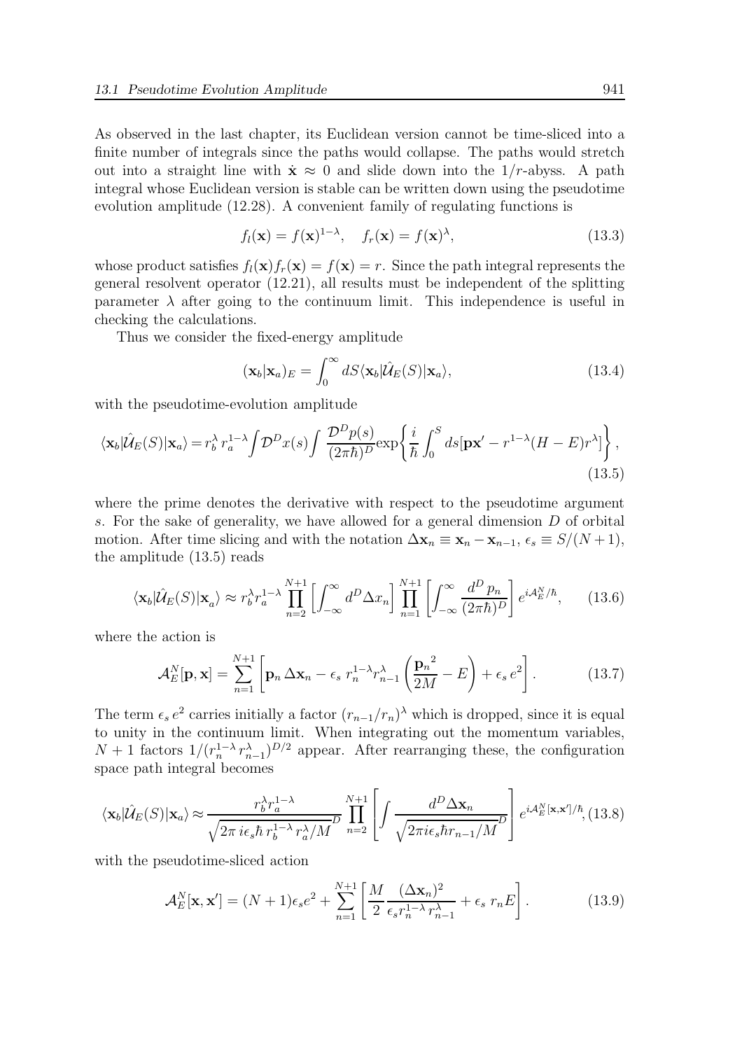As observed in the last chapter, its Euclidean version cannot be time-sliced into a finite number of integrals since the paths would collapse. The paths would stretch out into a straight line with $\dot{\mathbf{x}} \approx 0$ and slide down into the $1/r$-abyss. A path integral whose Euclidean version is stable can be written down using the pseudotime evolution amplitude (12.28). A convenient family of regulating functions is

$$f_l(\mathbf{x}) = f(\mathbf{x})^{1-\lambda}, \quad f_r(\mathbf{x}) = f(\mathbf{x})^{\lambda}, \tag{13.3}$$

whose product satisfies $f_l(\mathbf{x})f_r(\mathbf{x}) = f(\mathbf{x}) = r$. Since the path integral represents the general resolvent operator (12.21), all results must be independent of the splitting parameter $\lambda$ after going to the continuum limit. This independence is useful in checking the calculations.

Thus we consider the fixed-energy amplitude

$$(\mathbf{x}_b|\mathbf{x}_a)_E = \int_0^\infty dS \langle \mathbf{x}_b|\hat{\mathcal{U}}_E(S)|\mathbf{x}_a\rangle, \tag{13.4}$$

with the pseudotime-evolution amplitude

$$\langle \mathbf{x}_b|\hat{\mathcal{U}}_E(S)|\mathbf{x}_a\rangle = r_b^{\lambda}\, r_a^{1-\lambda} \int \mathcal{D}^D x(s) \int \frac{\mathcal{D}^D p(s)}{(2\pi\hbar)^D} \exp\left\{ \frac{i}{\hbar}\int_0^S ds [\mathbf{p}\mathbf{x}' - r^{1-\lambda}(H-E)r^{\lambda}]\right\}, \tag{13.5}$$

where the prime denotes the derivative with respect to the pseudotime argument $s$. For the sake of generality, we have allowed for a general dimension $D$ of orbital motion. After time slicing and with the notation $\Delta\mathbf{x}_n \equiv \mathbf{x}_n - \mathbf{x}_{n-1}$, $\epsilon_s \equiv S/(N+1)$, the amplitude (13.5) reads

$$\langle \mathbf{x}_b|\hat{\mathcal{U}}_E(S)|\mathbf{x}_a\rangle \approx r_b^{\lambda} r_a^{1-\lambda} \prod_{n=2}^{N+1}\left[\int_{-\infty}^{\infty} d^D \Delta x_n\right] \prod_{n=1}^{N+1}\left[\int_{-\infty}^{\infty} \frac{d^D p_n}{(2\pi\hbar)^D}\right] e^{i\mathcal{A}_E^N/\hbar}, \tag{13.6}$$

where the action is

$$\mathcal{A}_E^N[\mathbf{p},\mathbf{x}] = \sum_{n=1}^{N+1}\left[\mathbf{p}_n\,\Delta\mathbf{x}_n - \epsilon_s\, r_n^{1-\lambda} r_{n-1}^{\lambda}\left(\frac{\mathbf{p}_n{}^2}{2M} - E\right) + \epsilon_s\, e^2\right]. \tag{13.7}$$

The term $\epsilon_s\, e^2$ carries initially a factor $(r_{n-1}/r_n)^{\lambda}$ which is dropped, since it is equal to unity in the continuum limit. When integrating out the momentum variables, $N+1$ factors $1/(r_n^{1-\lambda} r_{n-1}^{\lambda})^{D/2}$ appear. After rearranging these, the configuration space path integral becomes

$$\langle \mathbf{x}_b|\hat{\mathcal{U}}_E(S)|\mathbf{x}_a\rangle \approx \frac{r_b^{\lambda} r_a^{1-\lambda}}{\sqrt{2\pi\, i\epsilon_s\hbar\, r_b^{1-\lambda}\, r_a^{\lambda}/M}^{D}} \prod_{n=2}^{N+1}\left[\int \frac{d^D \Delta\mathbf{x}_n}{\sqrt{2\pi i\epsilon_s\hbar r_{n-1}/M}^{D}}\right] e^{i\mathcal{A}_E^N[\mathbf{x},\mathbf{x}']/\hbar}, \tag{13.8}$$

with the pseudotime-sliced action

$$\mathcal{A}_E^N[\mathbf{x},\mathbf{x}'] = (N+1)\epsilon_s e^2 + \sum_{n=1}^{N+1}\left[\frac{M}{2}\frac{(\Delta\mathbf{x}_n)^2}{\epsilon_s r_n^{1-\lambda}\, r_{n-1}^{\lambda}} + \epsilon_s\, r_n E\right]. \tag{13.9}$$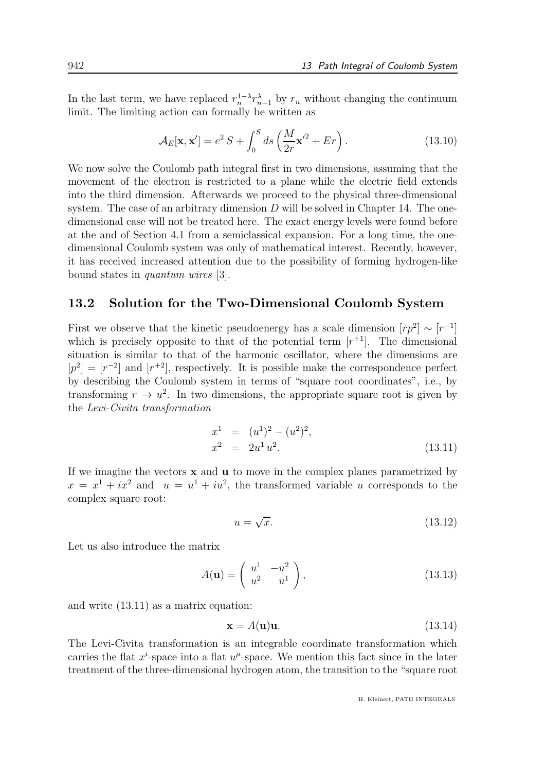In the last term, we have replaced $r_n^{1-\lambda} r_{n-1}^{\lambda}$ by $r_n$ without changing the continuum limit. The limiting action can formally be written as

$$\mathcal{A}_E[\mathbf{x}, \mathbf{x}'] = e^2 S + \int_0^S ds \left( \frac{M}{2r} \mathbf{x}'^2 + Er \right). \tag{13.10}$$

We now solve the Coulomb path integral first in two dimensions, assuming that the movement of the electron is restricted to a plane while the electric field extends into the third dimension. Afterwards we proceed to the physical three-dimensional system. The case of an arbitrary dimension $D$ will be solved in Chapter 14. The one-dimensional case will not be treated here. The exact energy levels were found before at the and of Section 4.1 from a semiclassical expansion. For a long time, the one-dimensional Coulomb system was only of mathematical interest. Recently, however, it has received increased attention due to the possibility of forming hydrogen-like bound states in *quantum wires* [3].

## 13.2 Solution for the Two-Dimensional Coulomb System

First we observe that the kinetic pseudoenergy has a scale dimension $[rp^2] \sim [r^{-1}]$ which is precisely opposite to that of the potential term $[r^{+1}]$. The dimensional situation is similar to that of the harmonic oscillator, where the dimensions are $[p^2] = [r^{-2}]$ and $[r^{+2}]$, respectively. It is possible make the correspondence perfect by describing the Coulomb system in terms of "square root coordinates", i.e., by transforming $r \to u^2$. In two dimensions, the appropriate square root is given by the *Levi-Civita transformation*

$$\begin{aligned} x^1 &= (u^1)^2 - (u^2)^2, \\ x^2 &= 2u^1 u^2. \end{aligned} \tag{13.11}$$

If we imagine the vectors $\mathbf{x}$ and $\mathbf{u}$ to move in the complex planes parametrized by $x = x^1 + ix^2$ and $u = u^1 + iu^2$, the transformed variable $u$ corresponds to the complex square root:

$$u = \sqrt{x}. \tag{13.12}$$

Let us also introduce the matrix

$$A(\mathbf{u}) = \begin{pmatrix} u^1 & -u^2 \\ u^2 & u^1 \end{pmatrix}, \tag{13.13}$$

and write (13.11) as a matrix equation:

$$\mathbf{x} = A(\mathbf{u})\mathbf{u}. \tag{13.14}$$

The Levi-Civita transformation is an integrable coordinate transformation which carries the flat $x^i$-space into a flat $u^\mu$-space. We mention this fact since in the later treatment of the three-dimensional hydrogen atom, the transition to the "square root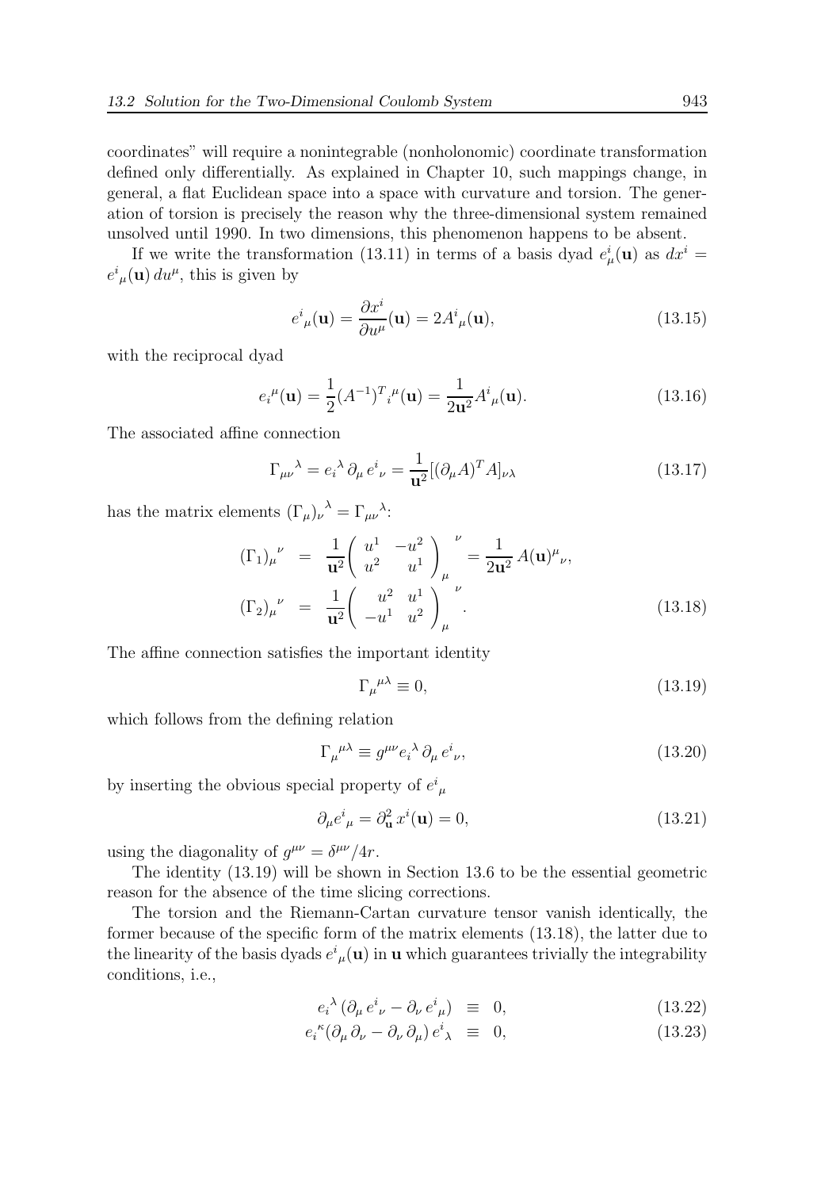coordinates" will require a nonintegrable (nonholonomic) coordinate transformation defined only differentially. As explained in Chapter 10, such mappings change, in general, a flat Euclidean space into a space with curvature and torsion. The generation of torsion is precisely the reason why the three-dimensional system remained unsolved until 1990. In two dimensions, this phenomenon happens to be absent.

If we write the transformation (13.11) in terms of a basis dyad $e^i_\mu(\mathbf{u})$ as $dx^i = e^i{}_\mu(\mathbf{u})\, du^\mu$, this is given by

$$e^i{}_\mu(\mathbf{u}) = \frac{\partial x^i}{\partial u^\mu}(\mathbf{u}) = 2A^i{}_\mu(\mathbf{u}), \tag{13.15}$$

with the reciprocal dyad

$$e_i{}^\mu(\mathbf{u}) = \frac{1}{2}(A^{-1})^T{}_i{}^\mu(\mathbf{u}) = \frac{1}{2\mathbf{u}^2}A^i{}_\mu(\mathbf{u}). \tag{13.16}$$

The associated affine connection

$$\Gamma_{\mu\nu}{}^\lambda = e_i{}^\lambda\, \partial_\mu\, e^i{}_\nu = \frac{1}{\mathbf{u}^2}[(\partial_\mu A)^T A]_{\nu\lambda} \tag{13.17}$$

has the matrix elements $(\Gamma_\mu)_\nu{}^\lambda = \Gamma_{\mu\nu}{}^\lambda$:

$$\begin{aligned}
(\Gamma_1)_\mu{}^\nu &= \frac{1}{\mathbf{u}^2}\begin{pmatrix} u^1 & -u^2 \\ u^2 & u^1 \end{pmatrix}_\mu{}^\nu = \frac{1}{2\mathbf{u}^2}\, A(\mathbf{u})^\mu{}_\nu, \\
(\Gamma_2)_\mu{}^\nu &= \frac{1}{\mathbf{u}^2}\begin{pmatrix} u^2 & u^1 \\ -u^1 & u^2 \end{pmatrix}_\mu{}^\nu.
\end{aligned} \tag{13.18}$$

The affine connection satisfies the important identity

$$\Gamma_\mu{}^{\mu\lambda} \equiv 0, \tag{13.19}$$

which follows from the defining relation

$$\Gamma_\mu{}^{\mu\lambda} \equiv g^{\mu\nu} e_i{}^\lambda\, \partial_\mu\, e^i{}_\nu, \tag{13.20}$$

by inserting the obvious special property of $e^i{}_\mu$

$$\partial_\mu e^i{}_\mu = \partial^2_{\mathbf{u}}\, x^i(\mathbf{u}) = 0, \tag{13.21}$$

using the diagonality of $g^{\mu\nu} = \delta^{\mu\nu}/4r$.

The identity (13.19) will be shown in Section 13.6 to be the essential geometric reason for the absence of the time slicing corrections.

The torsion and the Riemann-Cartan curvature tensor vanish identically, the former because of the specific form of the matrix elements (13.18), the latter due to the linearity of the basis dyads $e^i{}_\mu(\mathbf{u})$ in $\mathbf{u}$ which guarantees trivially the integrability conditions, i.e.,

$$\begin{aligned}
e_i{}^\lambda\, (\partial_\mu\, e^i{}_\nu - \partial_\nu\, e^i{}_\mu) &\equiv 0, \qquad (13.22) \\
e_i{}^\kappa (\partial_\mu\, \partial_\nu - \partial_\nu\, \partial_\mu)\, e^i{}_\lambda &\equiv 0, \qquad (13.23)
\end{aligned}$$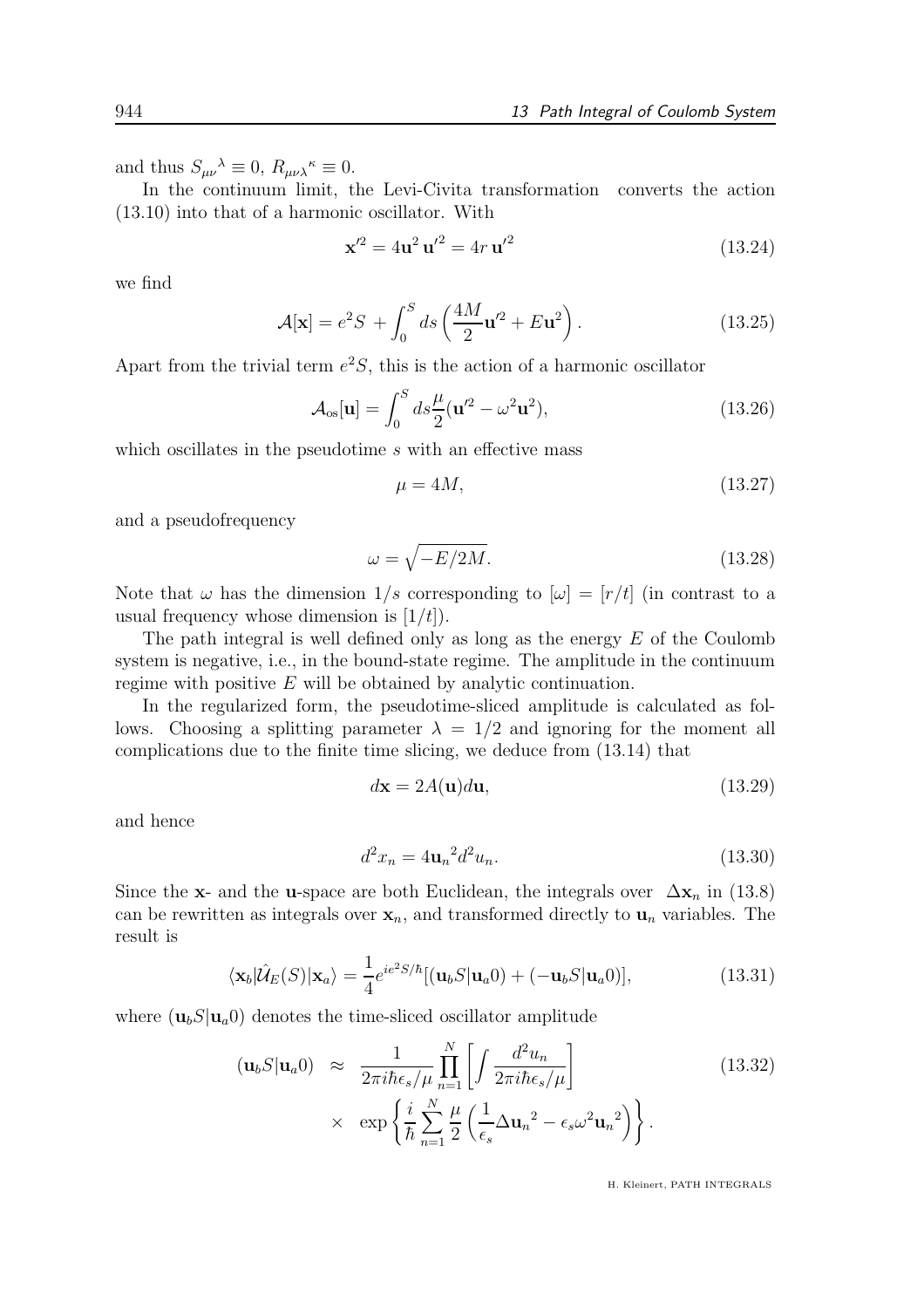and thus $S_{\mu\nu}{}^{\lambda} \equiv 0$, $R_{\mu\nu\lambda}{}^{\kappa} \equiv 0$.

In the continuum limit, the Levi-Civita transformation converts the action (13.10) into that of a harmonic oscillator. With

$$\mathbf{x}'^2 = 4\mathbf{u}^2\,\mathbf{u}'^2 = 4r\,\mathbf{u}'^2 \tag{13.24}$$

we find

$$\mathcal{A}[\mathbf{x}] = e^2 S + \int_0^S ds\left(\frac{4M}{2}\mathbf{u}'^2 + E\mathbf{u}^2\right). \tag{13.25}$$

Apart from the trivial term $e^2 S$, this is the action of a harmonic oscillator

$$\mathcal{A}_{\rm os}[\mathbf{u}] = \int_0^S ds \frac{\mu}{2}(\mathbf{u}'^2 - \omega^2\mathbf{u}^2), \tag{13.26}$$

which oscillates in the pseudotime $s$ with an effective mass

$$\mu = 4M, \tag{13.27}$$

and a pseudofrequency

$$\omega = \sqrt{-E/2M}. \tag{13.28}$$

Note that $\omega$ has the dimension $1/s$ corresponding to $[\omega] = [r/t]$ (in contrast to a usual frequency whose dimension is $[1/t]$).

The path integral is well defined only as long as the energy $E$ of the Coulomb system is negative, i.e., in the bound-state regime. The amplitude in the continuum regime with positive $E$ will be obtained by analytic continuation.

In the regularized form, the pseudotime-sliced amplitude is calculated as follows. Choosing a splitting parameter $\lambda = 1/2$ and ignoring for the moment all complications due to the finite time slicing, we deduce from (13.14) that

$$d\mathbf{x} = 2A(\mathbf{u})d\mathbf{u}, \tag{13.29}$$

and hence

$$d^2x_n = 4{\mathbf{u}_n}^2 d^2u_n. \tag{13.30}$$

Since the $\mathbf{x}$- and the $\mathbf{u}$-space are both Euclidean, the integrals over $\Delta\mathbf{x}_n$ in (13.8) can be rewritten as integrals over $\mathbf{x}_n$, and transformed directly to $\mathbf{u}_n$ variables. The result is

$$\langle\mathbf{x}_b|\hat{\mathcal{U}}_E(S)|\mathbf{x}_a\rangle = \frac{1}{4}e^{ie^2S/\hbar}[(\mathbf{u}_bS|\mathbf{u}_a0) + (-\mathbf{u}_bS|\mathbf{u}_a0)], \tag{13.31}$$

where $(\mathbf{u}_bS|\mathbf{u}_a0)$ denotes the time-sliced oscillator amplitude

$$(\mathbf{u}_bS|\mathbf{u}_a0) \approx \frac{1}{2\pi i\hbar\epsilon_s/\mu}\prod_{n=1}^{N}\left[\int\frac{d^2u_n}{2\pi i\hbar\epsilon_s/\mu}\right] \times \exp\left\{\frac{i}{\hbar}\sum_{n=1}^{N}\frac{\mu}{2}\left(\frac{1}{\epsilon_s}{\Delta\mathbf{u}_n}^2 - \epsilon_s\omega^2{\mathbf{u}_n}^2\right)\right\}. \tag{13.32}$$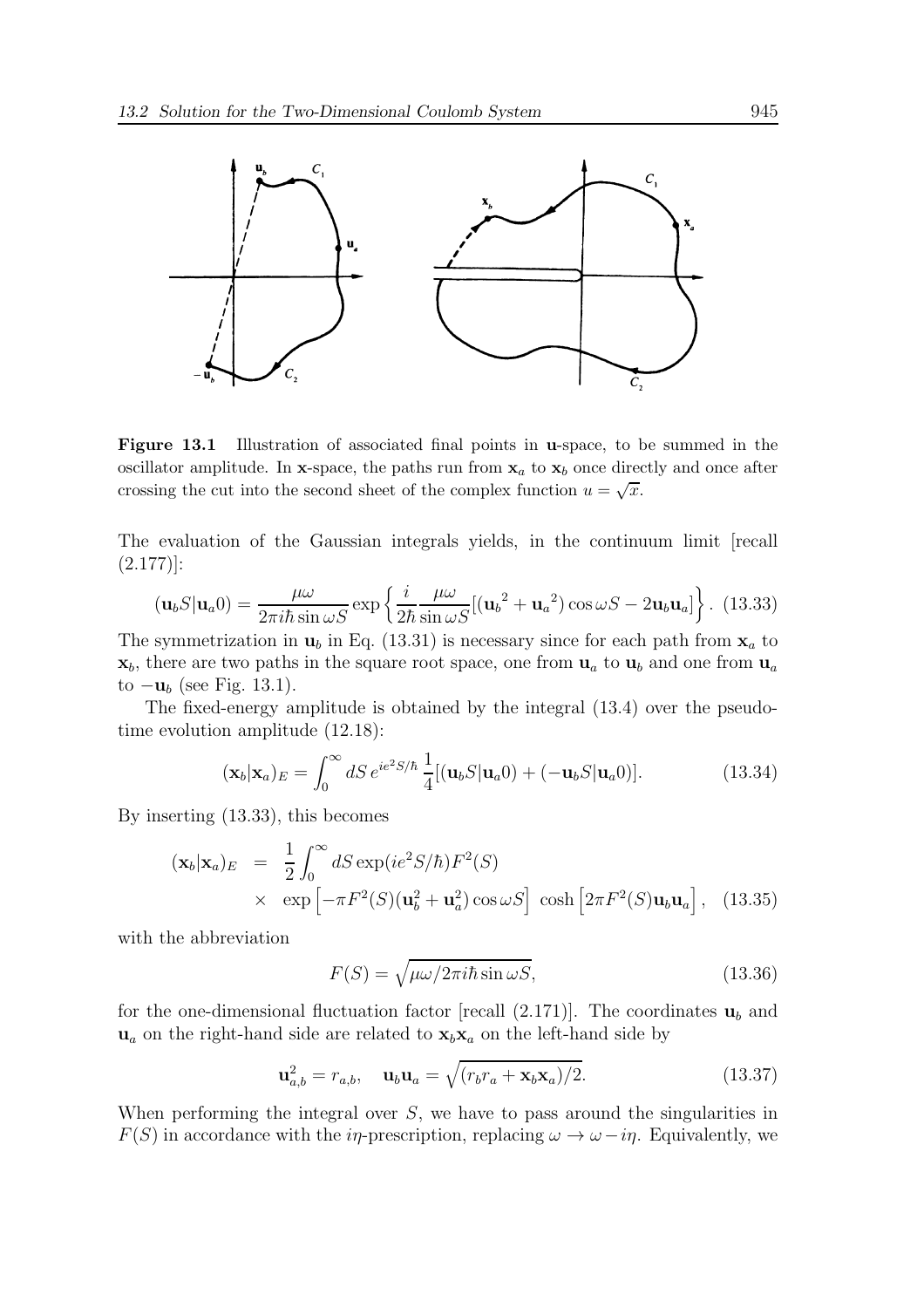**Figure 13.1** Illustration of associated final points in **u**-space, to be summed in the oscillator amplitude. In **x**-space, the paths run from $\mathbf{x}_a$ to $\mathbf{x}_b$ once directly and once after crossing the cut into the second sheet of the complex function $u = \sqrt{x}$.

The evaluation of the Gaussian integrals yields, in the continuum limit [recall (2.177)]:

$$(\mathbf{u}_b S|\mathbf{u}_a 0) = \frac{\mu\omega}{2\pi i\hbar \sin\omega S} \exp\left\{ \frac{i}{2\hbar} \frac{\mu\omega}{\sin\omega S} [({\mathbf{u}_b}^2 + {\mathbf{u}_a}^2)\cos\omega S - 2\mathbf{u}_b\mathbf{u}_a] \right\}. \quad (13.33)$$

The symmetrization in $\mathbf{u}_b$ in Eq. (13.31) is necessary since for each path from $\mathbf{x}_a$ to $\mathbf{x}_b$, there are two paths in the square root space, one from $\mathbf{u}_a$ to $\mathbf{u}_b$ and one from $\mathbf{u}_a$ to $-\mathbf{u}_b$ (see Fig. 13.1).

The fixed-energy amplitude is obtained by the integral (13.4) over the pseudotime evolution amplitude (12.18):

$$(\mathbf{x}_b|\mathbf{x}_a)_E = \int_0^\infty dS\, e^{ie^2 S/\hbar} \frac{1}{4}[(\mathbf{u}_b S|\mathbf{u}_a 0) + (-\mathbf{u}_b S|\mathbf{u}_a 0)]. \quad (13.34)$$

By inserting (13.33), this becomes

$$\begin{aligned} (\mathbf{x}_b|\mathbf{x}_a)_E &= \frac{1}{2} \int_0^\infty dS \exp(ie^2 S/\hbar) F^2(S) \\ &\times \exp\left[ -\pi F^2(S)(\mathbf{u}_b^2 + \mathbf{u}_a^2)\cos\omega S \right] \cosh\left[ 2\pi F^2(S)\mathbf{u}_b\mathbf{u}_a \right], \end{aligned} \quad (13.35)$$

with the abbreviation

$$F(S) = \sqrt{\mu\omega/2\pi i\hbar \sin\omega S}, \quad (13.36)$$

for the one-dimensional fluctuation factor [recall (2.171)]. The coordinates $\mathbf{u}_b$ and $\mathbf{u}_a$ on the right-hand side are related to $\mathbf{x}_b\mathbf{x}_a$ on the left-hand side by

$$\mathbf{u}_{a,b}^2 = r_{a,b}, \quad \mathbf{u}_b\mathbf{u}_a = \sqrt{(r_b r_a + \mathbf{x}_b\mathbf{x}_a)/2}. \quad (13.37)$$

When performing the integral over $S$, we have to pass around the singularities in $F(S)$ in accordance with the $i\eta$-prescription, replacing $\omega \to \omega - i\eta$. Equivalently, we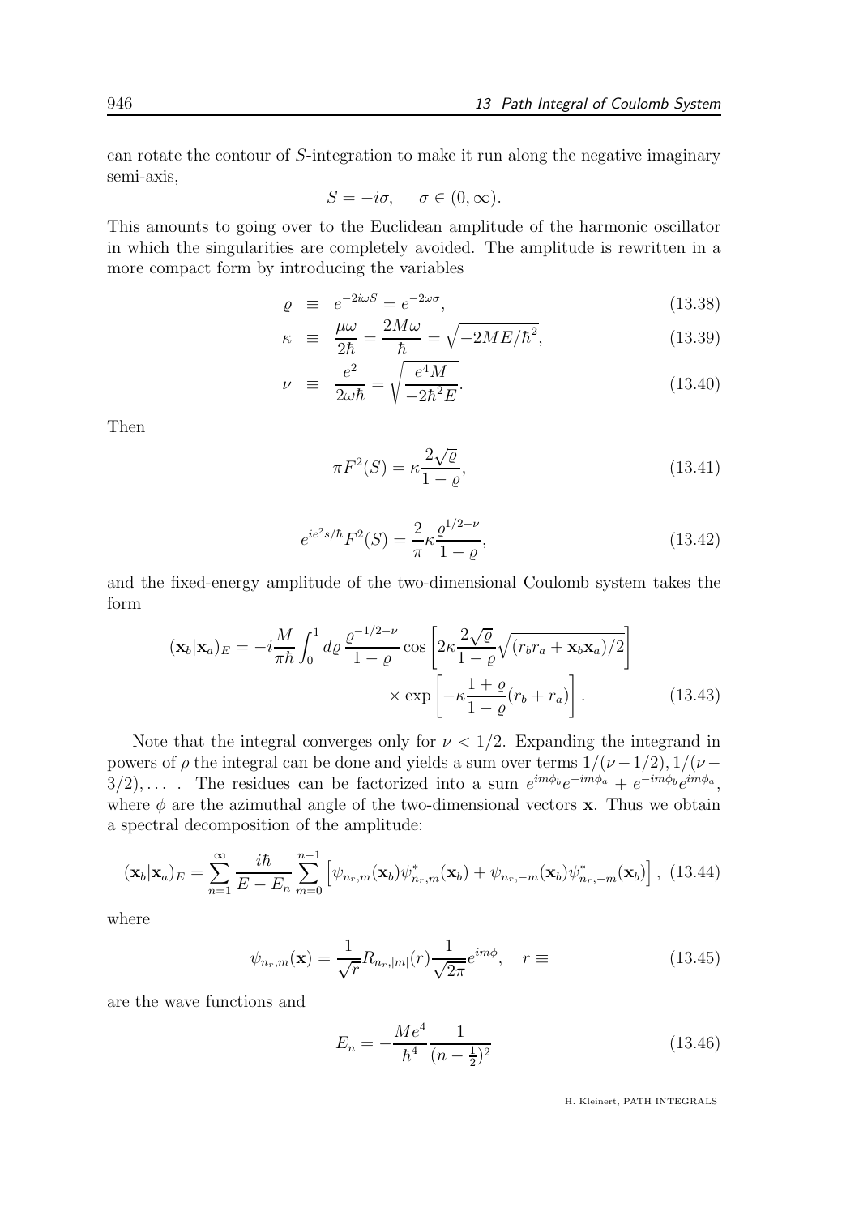can rotate the contour of $S$-integration to make it run along the negative imaginary semi-axis,

$$S = -i\sigma, \quad \sigma \in (0, \infty).$$

This amounts to going over to the Euclidean amplitude of the harmonic oscillator in which the singularities are completely avoided. The amplitude is rewritten in a more compact form by introducing the variables

$$\varrho \equiv e^{-2i\omega S} = e^{-2\omega\sigma}, \tag{13.38}$$

$$\kappa \equiv \frac{\mu\omega}{2\hbar} = \frac{2M\omega}{\hbar} = \sqrt{-2ME/\hbar^2}, \tag{13.39}$$

$$\nu \equiv \frac{e^2}{2\omega\hbar} = \sqrt{\frac{e^4 M}{-2\hbar^2 E}}. \tag{13.40}$$

Then

$$\pi F^2(S) = \kappa \frac{2\sqrt{\varrho}}{1-\varrho}, \tag{13.41}$$

$$e^{ie^2 s/\hbar} F^2(S) = \frac{2}{\pi}\kappa \frac{\varrho^{1/2-\nu}}{1-\varrho}, \tag{13.42}$$

and the fixed-energy amplitude of the two-dimensional Coulomb system takes the form

$$(\mathbf{x}_b|\mathbf{x}_a)_E = -i\frac{M}{\pi\hbar}\int_0^1 d\varrho\, \frac{\varrho^{-1/2-\nu}}{1-\varrho}\cos\left[2\kappa\frac{2\sqrt{\varrho}}{1-\varrho}\sqrt{(r_b r_a + \mathbf{x}_b\mathbf{x}_a)/2}\right] \times \exp\left[-\kappa\frac{1+\varrho}{1-\varrho}(r_b + r_a)\right]. \tag{13.43}$$

Note that the integral converges only for $\nu < 1/2$. Expanding the integrand in powers of $\rho$ the integral can be done and yields a sum over terms $1/(\nu-1/2), 1/(\nu-3/2), \ldots$ . The residues can be factorized into a sum $e^{im\phi_b}e^{-im\phi_a} + e^{-im\phi_b}e^{im\phi_a}$, where $\phi$ are the azimuthal angle of the two-dimensional vectors $\mathbf{x}$. Thus we obtain a spectral decomposition of the amplitude:

$$(\mathbf{x}_b|\mathbf{x}_a)_E = \sum_{n=1}^{\infty}\frac{i\hbar}{E-E_n}\sum_{m=0}^{n-1}\left[\psi_{n_r,m}(\mathbf{x}_b)\psi^*_{n_r,m}(\mathbf{x}_b) + \psi_{n_r,-m}(\mathbf{x}_b)\psi^*_{n_r,-m}(\mathbf{x}_b)\right], \tag{13.44}$$

where

$$\psi_{n_r,m}(\mathbf{x}) = \frac{1}{\sqrt{r}}R_{n_r,|m|}(r)\frac{1}{\sqrt{2\pi}}e^{im\phi}, \quad r \equiv \tag{13.45}$$

are the wave functions and

$$E_n = -\frac{Me^4}{\hbar^4}\frac{1}{(n-\frac{1}{2})^2} \tag{13.46}$$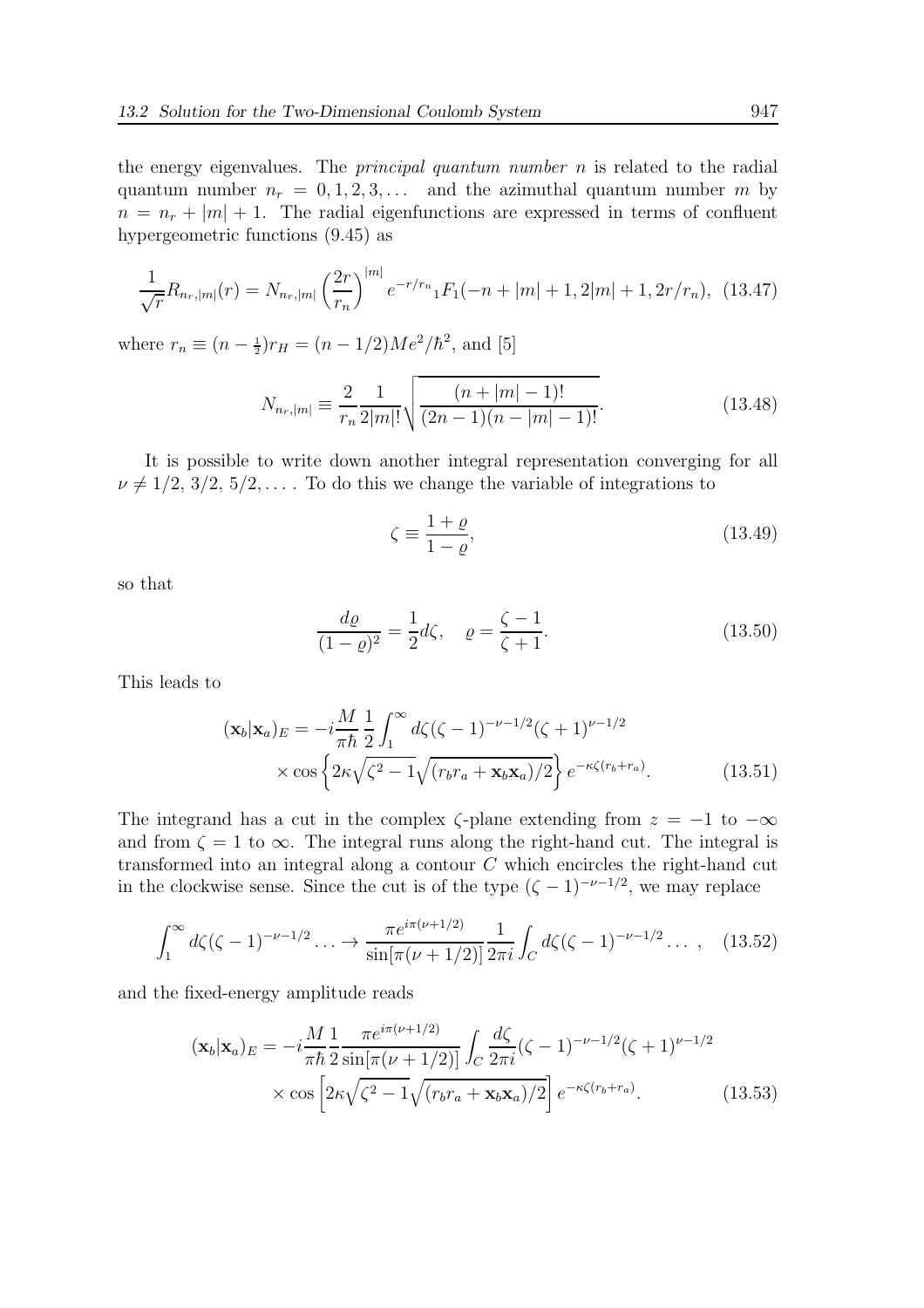the energy eigenvalues. The *principal quantum number* $n$ is related to the radial quantum number $n_r = 0, 1, 2, 3, \ldots$ and the azimuthal quantum number $m$ by $n = n_r + |m| + 1$. The radial eigenfunctions are expressed in terms of confluent hypergeometric functions (9.45) as

$$\frac{1}{\sqrt{r}} R_{n_r,|m|}(r) = N_{n_r,|m|} \left(\frac{2r}{r_n}\right)^{|m|} e^{-r/r_n} {}_1F_1(-n+|m|+1, 2|m|+1, 2r/r_n), \quad (13.47)$$

where $r_n \equiv (n - \frac{1}{2}) r_H = (n - 1/2) M e^2/\hbar^2$, and [5]

$$N_{n_r,|m|} \equiv \frac{2}{r_n} \frac{1}{2|m|!} \sqrt{\frac{(n+|m|-1)!}{(2n-1)(n-|m|-1)!}}. \quad (13.48)$$

It is possible to write down another integral representation converging for all $\nu \neq 1/2, 3/2, 5/2, \ldots$. To do this we change the variable of integrations to

$$\zeta \equiv \frac{1+\varrho}{1-\varrho}, \quad (13.49)$$

so that

$$\frac{d\varrho}{(1-\varrho)^2} = \frac{1}{2} d\zeta, \quad \varrho = \frac{\zeta - 1}{\zeta + 1}. \quad (13.50)$$

This leads to

$$(\mathbf{x}_b|\mathbf{x}_a)_E = -i\frac{M}{\pi\hbar} \frac{1}{2} \int_1^\infty d\zeta (\zeta-1)^{-\nu-1/2} (\zeta+1)^{\nu-1/2} \times \cos\left\{2\kappa\sqrt{\zeta^2-1}\sqrt{(r_b r_a + \mathbf{x}_b\mathbf{x}_a)/2}\right\} e^{-\kappa\zeta(r_b+r_a)}. \quad (13.51)$$

The integrand has a cut in the complex $\zeta$-plane extending from $z = -1$ to $-\infty$ and from $\zeta = 1$ to $\infty$. The integral runs along the right-hand cut. The integral is transformed into an integral along a contour $C$ which encircles the right-hand cut in the clockwise sense. Since the cut is of the type $(\zeta - 1)^{-\nu-1/2}$, we may replace

$$\int_1^\infty d\zeta (\zeta-1)^{-\nu-1/2} \ldots \to \frac{\pi e^{i\pi(\nu+1/2)}}{\sin[\pi(\nu+1/2)]} \frac{1}{2\pi i} \int_C d\zeta (\zeta-1)^{-\nu-1/2} \ldots, \quad (13.52)$$

and the fixed-energy amplitude reads

$$(\mathbf{x}_b|\mathbf{x}_a)_E = -i\frac{M}{\pi\hbar} \frac{1}{2} \frac{\pi e^{i\pi(\nu+1/2)}}{\sin[\pi(\nu+1/2)]} \int_C \frac{d\zeta}{2\pi i} (\zeta-1)^{-\nu-1/2} (\zeta+1)^{\nu-1/2} \times \cos\left[2\kappa\sqrt{\zeta^2-1}\sqrt{(r_b r_a + \mathbf{x}_b\mathbf{x}_a)/2}\right] e^{-\kappa\zeta(r_b+r_a)}. \quad (13.53)$$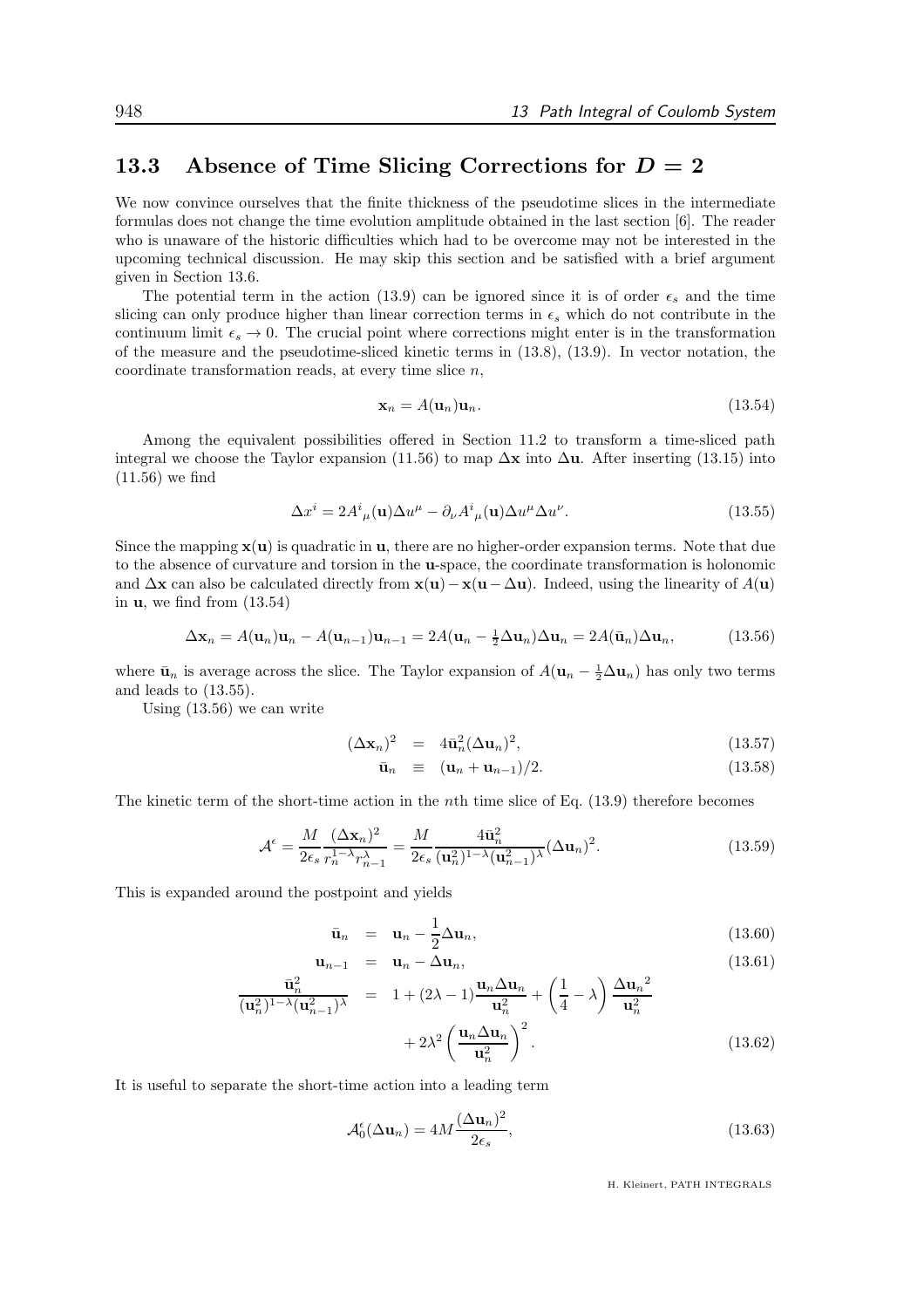## 13.3 Absence of Time Slicing Corrections for $D = 2$

We now convince ourselves that the finite thickness of the pseudotime slices in the intermediate formulas does not change the time evolution amplitude obtained in the last section [6]. The reader who is unaware of the historic difficulties which had to be overcome may not be interested in the upcoming technical discussion. He may skip this section and be satisfied with a brief argument given in Section 13.6.

The potential term in the action (13.9) can be ignored since it is of order $\epsilon_s$ and the time slicing can only produce higher than linear correction terms in $\epsilon_s$ which do not contribute in the continuum limit $\epsilon_s \to 0$. The crucial point where corrections might enter is in the transformation of the measure and the pseudotime-sliced kinetic terms in (13.8), (13.9). In vector notation, the coordinate transformation reads, at every time slice $n$,

$$\mathbf{x}_n = A(\mathbf{u}_n)\mathbf{u}_n. \tag{13.54}$$

Among the equivalent possibilities offered in Section 11.2 to transform a time-sliced path integral we choose the Taylor expansion (11.56) to map $\Delta\mathbf{x}$ into $\Delta\mathbf{u}$. After inserting (13.15) into (11.56) we find

$$\Delta x^i = 2A^i{}_\mu(\mathbf{u})\Delta u^\mu - \partial_\nu A^i{}_\mu(\mathbf{u})\Delta u^\mu \Delta u^\nu. \tag{13.55}$$

Since the mapping $\mathbf{x}(\mathbf{u})$ is quadratic in $\mathbf{u}$, there are no higher-order expansion terms. Note that due to the absence of curvature and torsion in the $\mathbf{u}$-space, the coordinate transformation is holonomic and $\Delta\mathbf{x}$ can also be calculated directly from $\mathbf{x}(\mathbf{u}) - \mathbf{x}(\mathbf{u} - \Delta\mathbf{u})$. Indeed, using the linearity of $A(\mathbf{u})$ in $\mathbf{u}$, we find from (13.54)

$$\Delta\mathbf{x}_n = A(\mathbf{u}_n)\mathbf{u}_n - A(\mathbf{u}_{n-1})\mathbf{u}_{n-1} = 2A(\mathbf{u}_n - \tfrac{1}{2}\Delta\mathbf{u}_n)\Delta\mathbf{u}_n = 2A(\bar{\mathbf{u}}_n)\Delta\mathbf{u}_n, \tag{13.56}$$

where $\bar{\mathbf{u}}_n$ is average across the slice. The Taylor expansion of $A(\mathbf{u}_n - \frac{1}{2}\Delta\mathbf{u}_n)$ has only two terms and leads to (13.55).

Using (13.56) we can write

$$(\Delta\mathbf{x}_n)^2 = 4\bar{\mathbf{u}}_n^2(\Delta\mathbf{u}_n)^2, \tag{13.57}$$

$$\bar{\mathbf{u}}_n \equiv (\mathbf{u}_n + \mathbf{u}_{n-1})/2. \tag{13.58}$$

The kinetic term of the short-time action in the $n$th time slice of Eq. (13.9) therefore becomes

$$\mathcal{A}^\epsilon = \frac{M}{2\epsilon_s}\frac{(\Delta\mathbf{x}_n)^2}{r_n^{1-\lambda}r_{n-1}^\lambda} = \frac{M}{2\epsilon_s}\frac{4\bar{\mathbf{u}}_n^2}{(\mathbf{u}_n^2)^{1-\lambda}(\mathbf{u}_{n-1}^2)^\lambda}(\Delta\mathbf{u}_n)^2. \tag{13.59}$$

This is expanded around the postpoint and yields

$$\bar{\mathbf{u}}_n = \mathbf{u}_n - \frac{1}{2}\Delta\mathbf{u}_n, \tag{13.60}$$

$$\mathbf{u}_{n-1} = \mathbf{u}_n - \Delta\mathbf{u}_n, \tag{13.61}$$

$$\frac{\bar{\mathbf{u}}_n^2}{(\mathbf{u}_n^2)^{1-\lambda}(\mathbf{u}_{n-1}^2)^\lambda} = 1 + (2\lambda - 1)\frac{\mathbf{u}_n\Delta\mathbf{u}_n}{\mathbf{u}_n^2} + \left(\frac{1}{4} - \lambda\right)\frac{\Delta\mathbf{u}_n{}^2}{\mathbf{u}_n^2} + 2\lambda^2\left(\frac{\mathbf{u}_n\Delta\mathbf{u}_n}{\mathbf{u}_n^2}\right)^2. \tag{13.62}$$

It is useful to separate the short-time action into a leading term

$$\mathcal{A}_0^\epsilon(\Delta\mathbf{u}_n) = 4M\frac{(\Delta\mathbf{u}_n)^2}{2\epsilon_s}, \tag{13.63}$$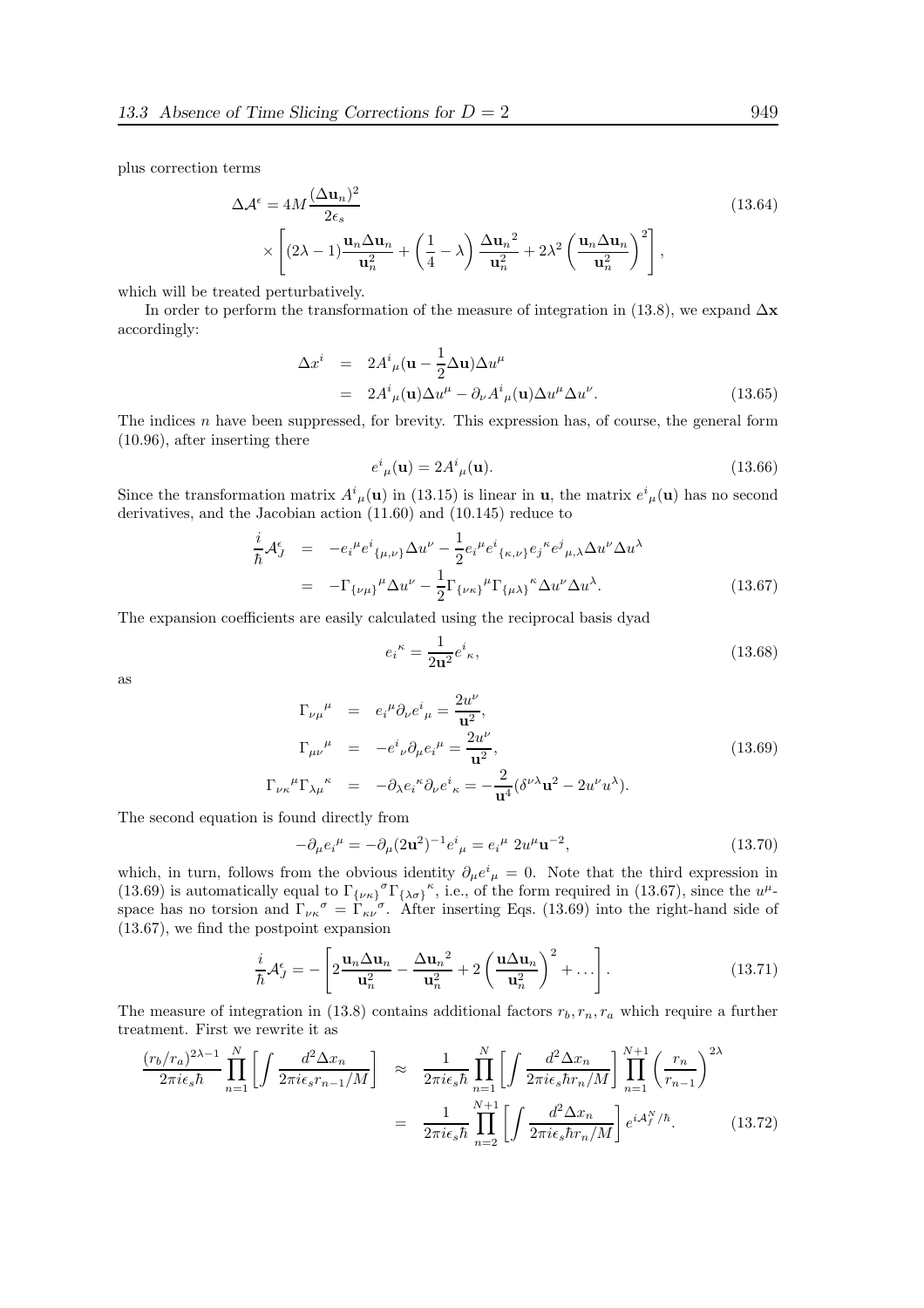plus correction terms

$$
\Delta \mathcal{A}^{\epsilon} = 4M \frac{(\Delta \mathbf{u}_n)^2}{2\epsilon_s} \times \left[ (2\lambda - 1) \frac{\mathbf{u}_n \Delta \mathbf{u}_n}{\mathbf{u}_n^2} + \left( \frac{1}{4} - \lambda \right) \frac{\Delta \mathbf{u}_n{}^2}{\mathbf{u}_n^2} + 2\lambda^2 \left( \frac{\mathbf{u}_n \Delta \mathbf{u}_n}{\mathbf{u}_n^2} \right)^2 \right], \tag{13.64}
$$

which will be treated perturbatively.

In order to perform the transformation of the measure of integration in (13.8), we expand $\Delta \mathbf{x}$ accordingly:

$$
\begin{aligned}
\Delta x^i &= 2A^i{}_\mu(\mathbf{u} - \frac{1}{2}\Delta \mathbf{u})\Delta u^\mu \\
&= 2A^i{}_\mu(\mathbf{u})\Delta u^\mu - \partial_\nu A^i{}_\mu(\mathbf{u})\Delta u^\mu \Delta u^\nu.
\end{aligned} \tag{13.65}
$$

The indices $n$ have been suppressed, for brevity. This expression has, of course, the general form (10.96), after inserting there

$$
e^i{}_\mu(\mathbf{u}) = 2A^i{}_\mu(\mathbf{u}). \tag{13.66}
$$

Since the transformation matrix $A^i{}_\mu(\mathbf{u})$ in (13.15) is linear in $\mathbf{u}$, the matrix $e^i{}_\mu(\mathbf{u})$ has no second derivatives, and the Jacobian action (11.60) and (10.145) reduce to

$$
\begin{aligned}
\frac{i}{\hbar}\mathcal{A}_J^\epsilon &= -e_i{}^\mu e^i{}_{\{\mu,\nu\}}\Delta u^\nu - \frac{1}{2} e_i{}^\mu e^i{}_{\{\kappa,\nu\}} e_j{}^\kappa e^j{}_{\mu,\lambda}\Delta u^\nu \Delta u^\lambda \\
&= -\Gamma_{\{\nu\mu\}}{}^\mu \Delta u^\nu - \frac{1}{2}\Gamma_{\{\nu\kappa\}}{}^\mu \Gamma_{\{\mu\lambda\}}{}^\kappa \Delta u^\nu \Delta u^\lambda.
\end{aligned} \tag{13.67}
$$

The expansion coefficients are easily calculated using the reciprocal basis dyad

$$
e_i{}^\kappa = \frac{1}{2\mathbf{u}^2} e^i{}_\kappa, \tag{13.68}
$$

as

$$
\begin{aligned}
\Gamma_{\nu\mu}{}^\mu &= e_i{}^\mu \partial_\nu e^i{}_\mu = \frac{2u^\nu}{\mathbf{u}^2}, \\
\Gamma_{\mu\nu}{}^\mu &= -e^i{}_\nu \partial_\mu e_i{}^\mu = \frac{2u^\nu}{\mathbf{u}^2}, \\
\Gamma_{\nu\kappa}{}^\mu \Gamma_{\lambda\mu}{}^\kappa &= -\partial_\lambda e_i{}^\kappa \partial_\nu e^i{}_\kappa = -\frac{2}{\mathbf{u}^4}(\delta^{\nu\lambda}\mathbf{u}^2 - 2u^\nu u^\lambda).
\end{aligned} \tag{13.69}
$$

The second equation is found directly from

$$
-\partial_\mu e_i{}^\mu = -\partial_\mu (2\mathbf{u}^2)^{-1} e^i{}_\mu = e_i{}^\mu \; 2u^\mu \mathbf{u}^{-2}, \tag{13.70}
$$

which, in turn, follows from the obvious identity $\partial_\mu e^i{}_\mu = 0$. Note that the third expression in (13.69) is automatically equal to $\Gamma_{\{\nu\kappa\}}{}^\sigma \Gamma_{\{\lambda\sigma\}}{}^\kappa$, i.e., of the form required in (13.67), since the $u^\mu$-space has no torsion and $\Gamma_{\nu\kappa}{}^\sigma = \Gamma_{\kappa\nu}{}^\sigma$. After inserting Eqs. (13.69) into the right-hand side of (13.67), we find the postpoint expansion

$$
\frac{i}{\hbar}\mathcal{A}_J^\epsilon = -\left[ 2\frac{\mathbf{u}_n \Delta \mathbf{u}_n}{\mathbf{u}_n^2} - \frac{\Delta \mathbf{u}_n{}^2}{\mathbf{u}_n^2} + 2\left( \frac{\mathbf{u}\Delta \mathbf{u}_n}{\mathbf{u}_n^2} \right)^2 + \ldots \right]. \tag{13.71}
$$

The measure of integration in (13.8) contains additional factors $r_b, r_n, r_a$ which require a further treatment. First we rewrite it as

$$
\begin{aligned}
\frac{(r_b/r_a)^{2\lambda-1}}{2\pi i\epsilon_s\hbar}\prod_{n=1}^{N}\left[\int \frac{d^2\Delta x_n}{2\pi i\epsilon_s r_{n-1}/M}\right] &\approx \frac{1}{2\pi i\epsilon_s\hbar}\prod_{n=1}^{N}\left[\int \frac{d^2\Delta x_n}{2\pi i\epsilon_s\hbar r_n/M}\right]\prod_{n=1}^{N+1}\left(\frac{r_n}{r_{n-1}}\right)^{2\lambda} \\
&= \frac{1}{2\pi i\epsilon_s\hbar}\prod_{n=2}^{N+1}\left[\int \frac{d^2\Delta x_n}{2\pi i\epsilon_s\hbar r_n/M}\right] e^{i\mathcal{A}_f^N/\hbar}.
\end{aligned} \tag{13.72}
$$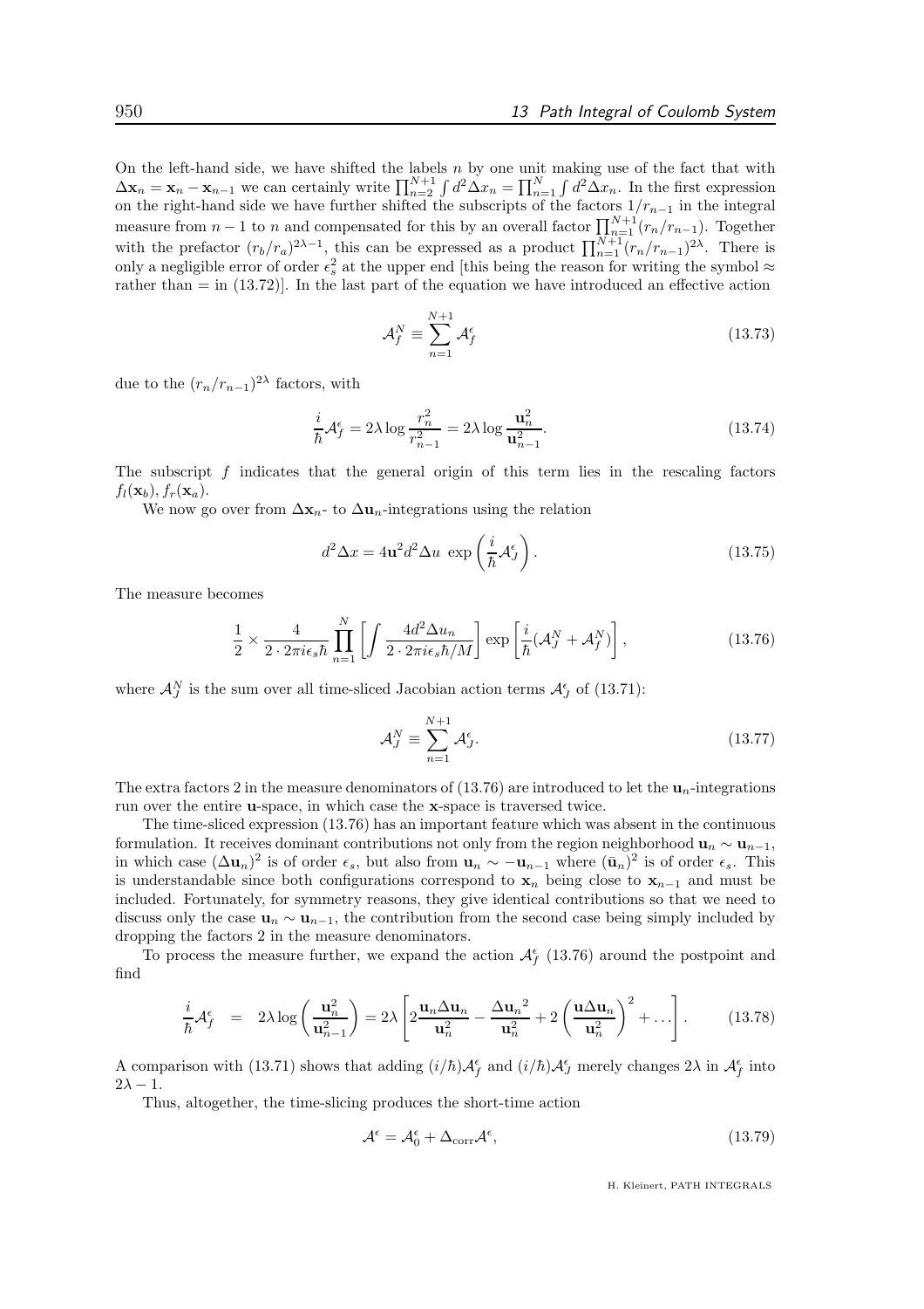On the left-hand side, we have shifted the labels $n$ by one unit making use of the fact that with $\Delta\mathbf{x}_n = \mathbf{x}_n - \mathbf{x}_{n-1}$ we can certainly write $\prod_{n=2}^{N+1}\int d^2\Delta x_n = \prod_{n=1}^{N}\int d^2\Delta x_n$. In the first expression on the right-hand side we have further shifted the subscripts of the factors $1/r_{n-1}$ in the integral measure from $n-1$ to $n$ and compensated for this by an overall factor $\prod_{n=1}^{N+1}(r_n/r_{n-1})$. Together with the prefactor $(r_b/r_a)^{2\lambda-1}$, this can be expressed as a product $\prod_{n=1}^{N+1}(r_n/r_{n-1})^{2\lambda}$. There is only a negligible error of order $\epsilon_s^2$ at the upper end [this being the reason for writing the symbol $\approx$ rather than $=$ in (13.72)]. In the last part of the equation we have introduced an effective action

$$\mathcal{A}_f^N \equiv \sum_{n=1}^{N+1} \mathcal{A}_f^\epsilon \tag{13.73}$$

due to the $(r_n/r_{n-1})^{2\lambda}$ factors, with

$$\frac{i}{\hbar}\mathcal{A}_f^\epsilon = 2\lambda \log\frac{r_n^2}{r_{n-1}^2} = 2\lambda\log\frac{\mathbf{u}_n^2}{\mathbf{u}_{n-1}^2}. \tag{13.74}$$

The subscript $f$ indicates that the general origin of this term lies in the rescaling factors $f_l(\mathbf{x}_b), f_r(\mathbf{x}_a)$.

We now go over from $\Delta\mathbf{x}_n$- to $\Delta\mathbf{u}_n$-integrations using the relation

$$d^2\Delta x = 4\mathbf{u}^2 d^2\Delta u \, \exp\left(\frac{i}{\hbar}\mathcal{A}_J^\epsilon\right). \tag{13.75}$$

The measure becomes

$$\frac{1}{2}\times\frac{4}{2\cdot 2\pi i\epsilon_s\hbar}\prod_{n=1}^{N}\left[\int\frac{4d^2\Delta u_n}{2\cdot 2\pi i\epsilon_s\hbar/M}\right]\exp\left[\frac{i}{\hbar}(\mathcal{A}_J^N+\mathcal{A}_f^N)\right], \tag{13.76}$$

where $\mathcal{A}_J^N$ is the sum over all time-sliced Jacobian action terms $\mathcal{A}_J^\epsilon$ of (13.71):

$$\mathcal{A}_J^N \equiv \sum_{n=1}^{N+1}\mathcal{A}_J^\epsilon. \tag{13.77}$$

The extra factors 2 in the measure denominators of (13.76) are introduced to let the $\mathbf{u}_n$-integrations run over the entire $\mathbf{u}$-space, in which case the $\mathbf{x}$-space is traversed twice.

The time-sliced expression (13.76) has an important feature which was absent in the continuous formulation. It receives dominant contributions not only from the region neighborhood $\mathbf{u}_n \sim \mathbf{u}_{n-1}$, in which case $(\Delta\mathbf{u}_n)^2$ is of order $\epsilon_s$, but also from $\mathbf{u}_n \sim -\mathbf{u}_{n-1}$ where $(\bar{\mathbf{u}}_n)^2$ is of order $\epsilon_s$. This is understandable since both configurations correspond to $\mathbf{x}_n$ being close to $\mathbf{x}_{n-1}$ and must be included. Fortunately, for symmetry reasons, they give identical contributions so that we need to discuss only the case $\mathbf{u}_n \sim \mathbf{u}_{n-1}$, the contribution from the second case being simply included by dropping the factors 2 in the measure denominators.

To process the measure further, we expand the action $\mathcal{A}_f^\epsilon$ (13.76) around the postpoint and find

$$\frac{i}{\hbar}\mathcal{A}_f^\epsilon = 2\lambda\log\left(\frac{\mathbf{u}_n^2}{\mathbf{u}_{n-1}^2}\right) = 2\lambda\left[2\frac{\mathbf{u}_n\Delta\mathbf{u}_n}{\mathbf{u}_n^2} - \frac{{\Delta\mathbf{u}_n}^2}{\mathbf{u}_n^2} + 2\left(\frac{\mathbf{u}\Delta\mathbf{u}_n}{\mathbf{u}_n^2}\right)^2 + \dots\right]. \tag{13.78}$$

A comparison with (13.71) shows that adding $(i/\hbar)\mathcal{A}_f^\epsilon$ and $(i/\hbar)\mathcal{A}_J^\epsilon$ merely changes $2\lambda$ in $\mathcal{A}_f^\epsilon$ into $2\lambda - 1$.

Thus, altogether, the time-slicing produces the short-time action

$$\mathcal{A}^\epsilon = \mathcal{A}_0^\epsilon + \Delta_{\rm corr}\mathcal{A}^\epsilon, \tag{13.79}$$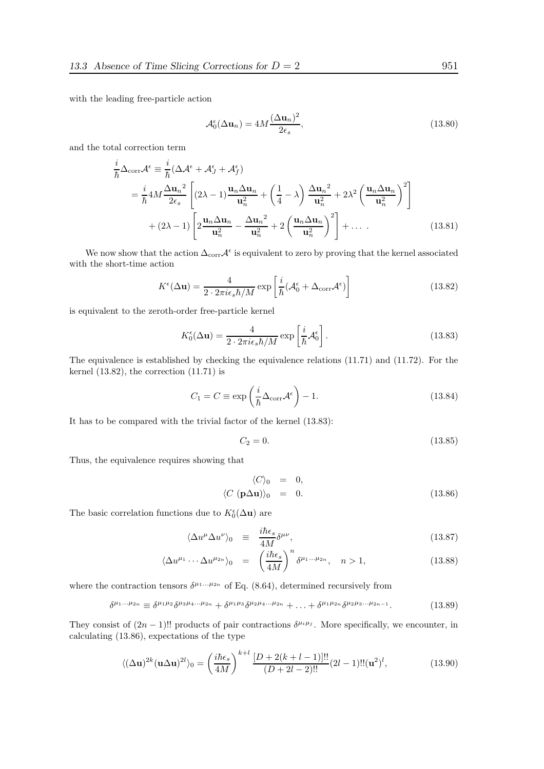with the leading free-particle action

$$\mathcal{A}_0^\epsilon(\Delta \mathbf{u}_n) = 4M\frac{(\Delta \mathbf{u}_n)^2}{2\epsilon_s}, \tag{13.80}$$

and the total correction term

$$\begin{aligned}
\frac{i}{\hbar}\Delta_{\rm corr}\mathcal{A}^\epsilon &\equiv \frac{i}{\hbar}(\Delta\mathcal{A}^\epsilon + \mathcal{A}_J^\epsilon + \mathcal{A}_f^\epsilon) \\
&= \frac{i}{\hbar}4M\frac{{\Delta \mathbf{u}_n}^2}{2\epsilon_s}\left[(2\lambda-1)\frac{\mathbf{u}_n\Delta\mathbf{u}_n}{\mathbf{u}_n^2} + \left(\frac{1}{4}-\lambda\right)\frac{{\Delta\mathbf{u}_n}^2}{\mathbf{u}_n^2} + 2\lambda^2\left(\frac{\mathbf{u}_n\Delta\mathbf{u}_n}{\mathbf{u}_n^2}\right)^2\right] \\
&\quad + (2\lambda-1)\left[2\frac{\mathbf{u}_n\Delta\mathbf{u}_n}{\mathbf{u}_n^2} - \frac{{\Delta\mathbf{u}_n}^2}{\mathbf{u}_n^2} + 2\left(\frac{\mathbf{u}_n\Delta\mathbf{u}_n}{\mathbf{u}_n^2}\right)^2\right] + \dots\ .
\end{aligned} \tag{13.81}$$

We now show that the action $\Delta_{\rm corr}\mathcal{A}^\epsilon$ is equivalent to zero by proving that the kernel associated with the short-time action

$$K^\epsilon(\Delta\mathbf{u}) = \frac{4}{2\cdot 2\pi i\epsilon_s\hbar/M}\exp\left[\frac{i}{\hbar}(\mathcal{A}_0^\epsilon + \Delta_{\rm corr}\mathcal{A}^\epsilon)\right] \tag{13.82}$$

is equivalent to the zeroth-order free-particle kernel

$$K_0^\epsilon(\Delta\mathbf{u}) = \frac{4}{2\cdot 2\pi i\epsilon_s\hbar/M}\exp\left[\frac{i}{\hbar}\mathcal{A}_0^\epsilon\right]. \tag{13.83}$$

The equivalence is established by checking the equivalence relations (11.71) and (11.72). For the kernel (13.82), the correction (11.71) is

$$C_1 = C \equiv \exp\left(\frac{i}{\hbar}\Delta_{\rm corr}\mathcal{A}^\epsilon\right) - 1. \tag{13.84}$$

It has to be compared with the trivial factor of the kernel (13.83):

$$C_2 = 0. \tag{13.85}$$

Thus, the equivalence requires showing that

$$\begin{aligned}
\langle C\rangle_0 &= 0, \\
\langle C\ (\mathbf{p}\Delta\mathbf{u})\rangle_0 &= 0.
\end{aligned} \tag{13.86}$$

The basic correlation functions due to $K_0^\epsilon(\Delta\mathbf{u})$ are

$$\langle \Delta u^\mu \Delta u^\nu\rangle_0 \equiv \frac{i\hbar\epsilon_s}{4M}\delta^{\mu\nu}, \tag{13.87}$$

$$\langle \Delta u^{\mu_1}\cdots\Delta u^{\mu_{2n}}\rangle_0 = \left(\frac{i\hbar\epsilon_s}{4M}\right)^n\delta^{\mu_1\cdots\mu_{2n}}, \quad n>1, \tag{13.88}$$

where the contraction tensors $\delta^{\mu_1\cdots\mu_{2n}}$ of Eq. (8.64), determined recursively from

$$\delta^{\mu_1\cdots\mu_{2n}} \equiv \delta^{\mu_1\mu_2}\delta^{\mu_3\mu_4\cdots\mu_{2n}} + \delta^{\mu_1\mu_3}\delta^{\mu_2\mu_4\cdots\mu_{2n}} + \ldots + \delta^{\mu_1\mu_{2n}}\delta^{\mu_2\mu_3\cdots\mu_{2n-1}}. \tag{13.89}$$

They consist of $(2n-1)!!$ products of pair contractions $\delta^{\mu_i\mu_j}$. More specifically, we encounter, in calculating (13.86), expectations of the type

$$\langle(\Delta\mathbf{u})^{2k}(\mathbf{u}\Delta\mathbf{u})^{2l}\rangle_0 = \left(\frac{i\hbar\epsilon_s}{4M}\right)^{k+l}\frac{[D+2(k+l-1)]!!}{(D+2l-2)!!}(2l-1)!!(\mathbf{u}^2)^l, \tag{13.90}$$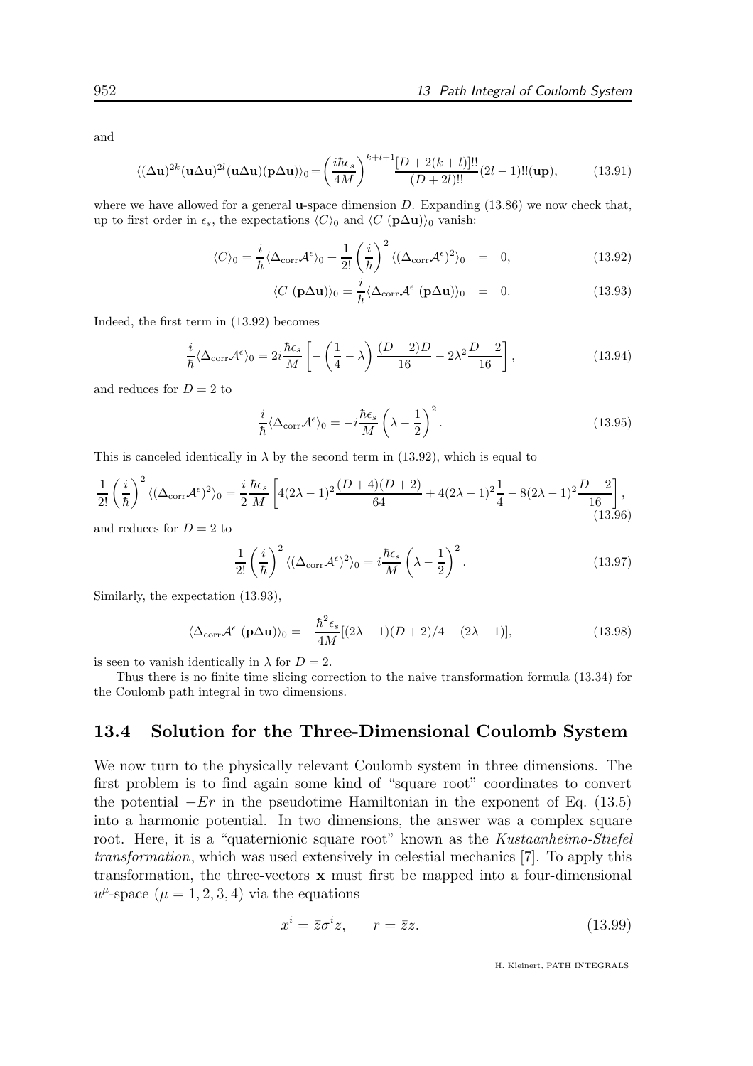and

$$\langle(\Delta\mathbf{u})^{2k}(\mathbf{u}\Delta\mathbf{u})^{2l}(\mathbf{u}\Delta\mathbf{u})(\mathbf{p}\Delta\mathbf{u})\rangle_0 = \left(\frac{i\hbar\epsilon_s}{4M}\right)^{k+l+1}\frac{[D+2(k+l)]!!}{(D+2l)!!}(2l-1)!!(\mathbf{up}), \tag{13.91}$$

where we have allowed for a general **u**-space dimension $D$. Expanding (13.86) we now check that, up to first order in $\epsilon_s$, the expectations $\langle C\rangle_0$ and $\langle C\ (\mathbf{p}\Delta\mathbf{u})\rangle_0$ vanish:

$$\langle C\rangle_0 = \frac{i}{\hbar}\langle\Delta_{\rm corr}\mathcal{A}^\epsilon\rangle_0 + \frac{1}{2!}\left(\frac{i}{\hbar}\right)^2\langle(\Delta_{\rm corr}\mathcal{A}^\epsilon)^2\rangle_0 \ = \ 0, \tag{13.92}$$

$$\langle C\ (\mathbf{p}\Delta\mathbf{u})\rangle_0 = \frac{i}{\hbar}\langle\Delta_{\rm corr}\mathcal{A}^\epsilon\ (\mathbf{p}\Delta\mathbf{u})\rangle_0 \ = \ 0. \tag{13.93}$$

Indeed, the first term in (13.92) becomes

$$\frac{i}{\hbar}\langle\Delta_{\rm corr}\mathcal{A}^\epsilon\rangle_0 = 2i\frac{\hbar\epsilon_s}{M}\left[-\left(\frac{1}{4}-\lambda\right)\frac{(D+2)D}{16} - 2\lambda^2\frac{D+2}{16}\right], \tag{13.94}$$

and reduces for $D=2$ to

$$\frac{i}{\hbar}\langle\Delta_{\rm corr}\mathcal{A}^\epsilon\rangle_0 = -i\frac{\hbar\epsilon_s}{M}\left(\lambda-\frac{1}{2}\right)^2. \tag{13.95}$$

This is canceled identically in $\lambda$ by the second term in (13.92), which is equal to

$$\frac{1}{2!}\left(\frac{i}{\hbar}\right)^2\langle(\Delta_{\rm corr}\mathcal{A}^\epsilon)^2\rangle_0 = \frac{i}{2}\frac{\hbar\epsilon_s}{M}\left[4(2\lambda-1)^2\frac{(D+4)(D+2)}{64} + 4(2\lambda-1)^2\frac{1}{4} - 8(2\lambda-1)^2\frac{D+2}{16}\right], \tag{13.96}$$

and reduces for $D=2$ to

$$\frac{1}{2!}\left(\frac{i}{\hbar}\right)^2\langle(\Delta_{\rm corr}\mathcal{A}^\epsilon)^2\rangle_0 = i\frac{\hbar\epsilon_s}{M}\left(\lambda-\frac{1}{2}\right)^2. \tag{13.97}$$

Similarly, the expectation (13.93),

$$\langle\Delta_{\rm corr}\mathcal{A}^\epsilon\ (\mathbf{p}\Delta\mathbf{u})\rangle_0 = -\frac{\hbar^2\epsilon_s}{4M}[(2\lambda-1)(D+2)/4 - (2\lambda-1)], \tag{13.98}$$

is seen to vanish identically in $\lambda$ for $D=2$.

Thus there is no finite time slicing correction to the naive transformation formula (13.34) for the Coulomb path integral in two dimensions.

## 13.4 Solution for the Three-Dimensional Coulomb System

We now turn to the physically relevant Coulomb system in three dimensions. The first problem is to find again some kind of "square root" coordinates to convert the potential $-Er$ in the pseudotime Hamiltonian in the exponent of Eq. (13.5) into a harmonic potential. In two dimensions, the answer was a complex square root. Here, it is a "quaternionic square root" known as the *Kustaanheimo-Stiefel transformation*, which was used extensively in celestial mechanics [7]. To apply this transformation, the three-vectors $\mathbf{x}$ must first be mapped into a four-dimensional $u^\mu$-space ($\mu=1,2,3,4$) via the equations

$$x^i = \bar{z}\sigma^i z, \qquad r = \bar{z}z. \tag{13.99}$$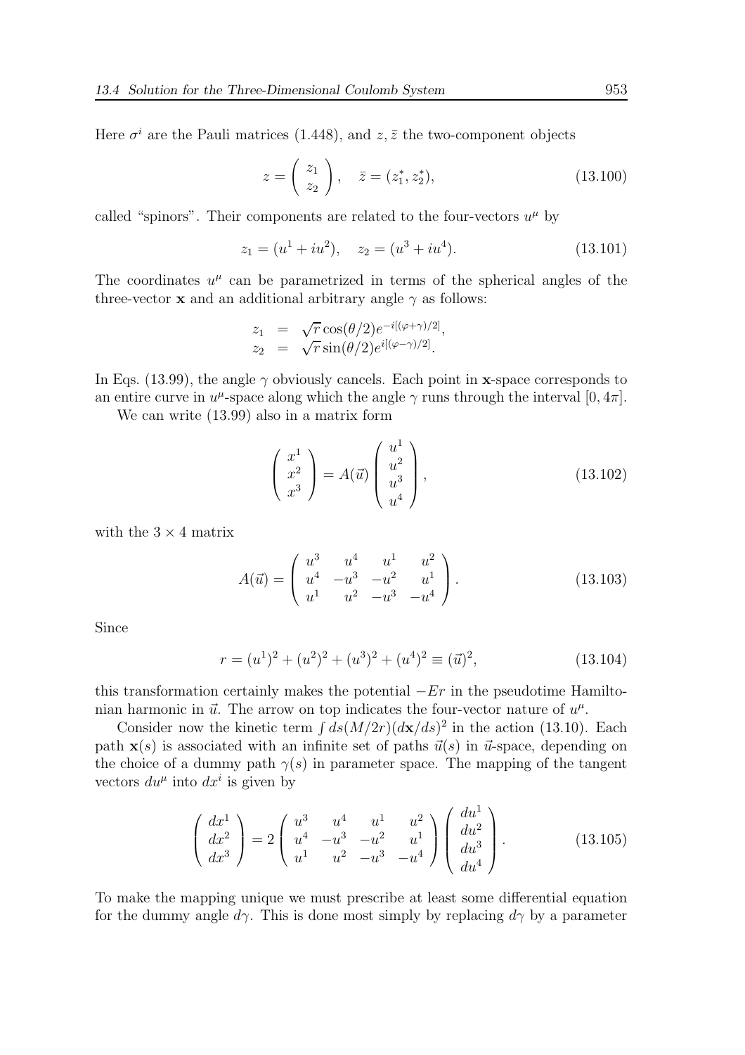Here $\sigma^i$ are the Pauli matrices (1.448), and $z, \bar{z}$ the two-component objects

$$z = \begin{pmatrix} z_1 \\ z_2 \end{pmatrix}, \quad \bar{z} = (z_1^*, z_2^*), \tag{13.100}$$

called "spinors". Their components are related to the four-vectors $u^\mu$ by

$$z_1 = (u^1 + iu^2), \quad z_2 = (u^3 + iu^4). \tag{13.101}$$

The coordinates $u^\mu$ can be parametrized in terms of the spherical angles of the three-vector $\mathbf{x}$ and an additional arbitrary angle $\gamma$ as follows:

$$\begin{aligned} z_1 &= \sqrt{r}\cos(\theta/2)e^{-i[(\varphi+\gamma)/2]}, \\ z_2 &= \sqrt{r}\sin(\theta/2)e^{i[(\varphi-\gamma)/2]}. \end{aligned}$$

In Eqs. (13.99), the angle $\gamma$ obviously cancels. Each point in $\mathbf{x}$-space corresponds to an entire curve in $u^\mu$-space along which the angle $\gamma$ runs through the interval $[0, 4\pi]$.

We can write (13.99) also in a matrix form

$$\begin{pmatrix} x^1 \\ x^2 \\ x^3 \end{pmatrix} = A(\vec{u}) \begin{pmatrix} u^1 \\ u^2 \\ u^3 \\ u^4 \end{pmatrix}, \tag{13.102}$$

with the $3 \times 4$ matrix

$$A(\vec{u}) = \begin{pmatrix} u^3 & u^4 & u^1 & u^2 \\ u^4 & -u^3 & -u^2 & u^1 \\ u^1 & u^2 & -u^3 & -u^4 \end{pmatrix}. \tag{13.103}$$

Since

$$r = (u^1)^2 + (u^2)^2 + (u^3)^2 + (u^4)^2 \equiv (\vec{u})^2, \tag{13.104}$$

this transformation certainly makes the potential $-Er$ in the pseudotime Hamiltonian harmonic in $\vec{u}$. The arrow on top indicates the four-vector nature of $u^\mu$.

Consider now the kinetic term $\int ds (M/2r)(d\mathbf{x}/ds)^2$ in the action (13.10). Each path $\mathbf{x}(s)$ is associated with an infinite set of paths $\vec{u}(s)$ in $\vec{u}$-space, depending on the choice of a dummy path $\gamma(s)$ in parameter space. The mapping of the tangent vectors $du^\mu$ into $dx^i$ is given by

$$\begin{pmatrix} dx^1 \\ dx^2 \\ dx^3 \end{pmatrix} = 2 \begin{pmatrix} u^3 & u^4 & u^1 & u^2 \\ u^4 & -u^3 & -u^2 & u^1 \\ u^1 & u^2 & -u^3 & -u^4 \end{pmatrix} \begin{pmatrix} du^1 \\ du^2 \\ du^3 \\ du^4 \end{pmatrix}. \tag{13.105}$$

To make the mapping unique we must prescribe at least some differential equation for the dummy angle $d\gamma$. This is done most simply by replacing $d\gamma$ by a parameter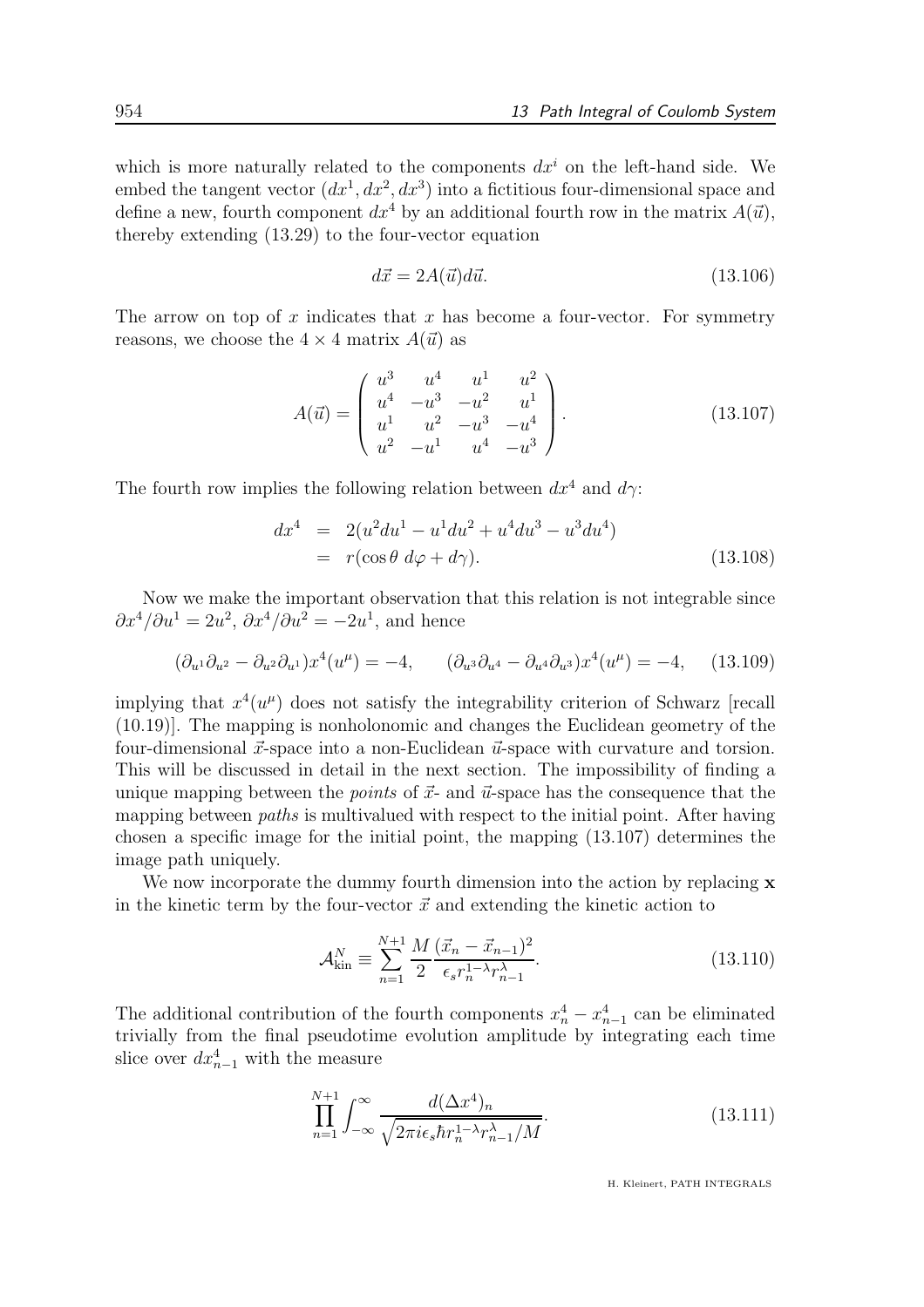which is more naturally related to the components $dx^i$ on the left-hand side. We embed the tangent vector $(dx^1, dx^2, dx^3)$ into a fictitious four-dimensional space and define a new, fourth component $dx^4$ by an additional fourth row in the matrix $A(\vec{u})$, thereby extending (13.29) to the four-vector equation

$$d\vec{x} = 2A(\vec{u})d\vec{u}. \tag{13.106}$$

The arrow on top of $x$ indicates that $x$ has become a four-vector. For symmetry reasons, we choose the $4 \times 4$ matrix $A(\vec{u})$ as

$$A(\vec{u}) = \begin{pmatrix} u^3 & u^4 & u^1 & u^2 \\ u^4 & -u^3 & -u^2 & u^1 \\ u^1 & u^2 & -u^3 & -u^4 \\ u^2 & -u^1 & u^4 & -u^3 \end{pmatrix}. \tag{13.107}$$

The fourth row implies the following relation between $dx^4$ and $d\gamma$:

$$\begin{aligned} dx^4 &= 2(u^2 du^1 - u^1 du^2 + u^4 du^3 - u^3 du^4) \\ &= r(\cos\theta \, d\varphi + d\gamma). \end{aligned} \tag{13.108}$$

Now we make the important observation that this relation is not integrable since $\partial x^4/\partial u^1 = 2u^2$, $\partial x^4/\partial u^2 = -2u^1$, and hence

$$(\partial_{u^1}\partial_{u^2} - \partial_{u^2}\partial_{u^1})x^4(u^\mu) = -4, \qquad (\partial_{u^3}\partial_{u^4} - \partial_{u^4}\partial_{u^3})x^4(u^\mu) = -4, \tag{13.109}$$

implying that $x^4(u^\mu)$ does not satisfy the integrability criterion of Schwarz [recall (10.19)]. The mapping is nonholonomic and changes the Euclidean geometry of the four-dimensional $\vec{x}$-space into a non-Euclidean $\vec{u}$-space with curvature and torsion. This will be discussed in detail in the next section. The impossibility of finding a unique mapping between the *points* of $\vec{x}$- and $\vec{u}$-space has the consequence that the mapping between *paths* is multivalued with respect to the initial point. After having chosen a specific image for the initial point, the mapping (13.107) determines the image path uniquely.

We now incorporate the dummy fourth dimension into the action by replacing $\mathbf{x}$ in the kinetic term by the four-vector $\vec{x}$ and extending the kinetic action to

$$\mathcal{A}^N_{\rm kin} \equiv \sum_{n=1}^{N+1} \frac{M}{2} \frac{(\vec{x}_n - \vec{x}_{n-1})^2}{\epsilon_s r_n^{1-\lambda} r_{n-1}^{\lambda}}. \tag{13.110}$$

The additional contribution of the fourth components $x^4_n - x^4_{n-1}$ can be eliminated trivially from the final pseudotime evolution amplitude by integrating each time slice over $dx^4_{n-1}$ with the measure

$$\prod_{n=1}^{N+1} \int_{-\infty}^{\infty} \frac{d(\Delta x^4)_n}{\sqrt{2\pi i \epsilon_s \hbar r_n^{1-\lambda} r_{n-1}^{\lambda}/M}}. \tag{13.111}$$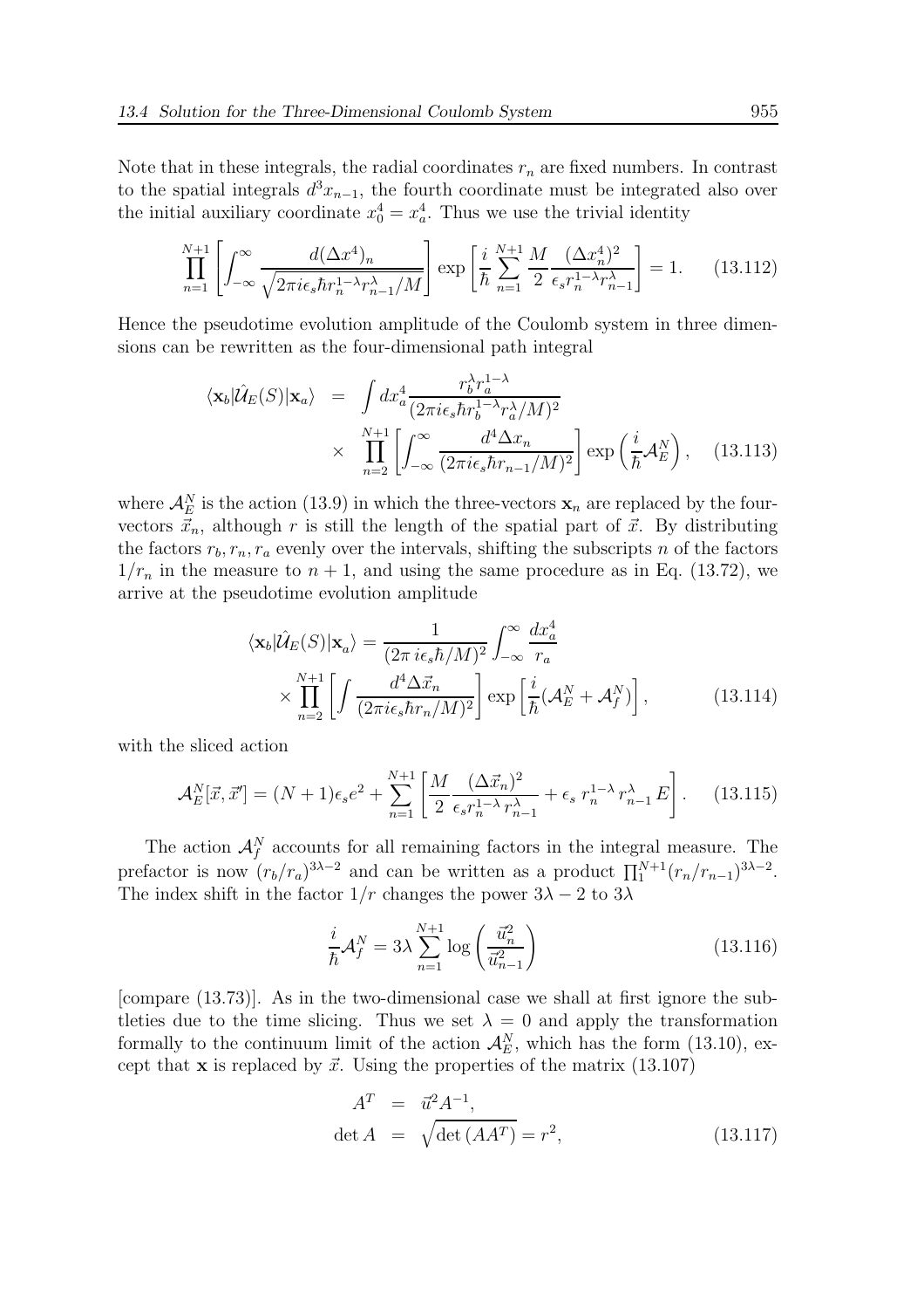Note that in these integrals, the radial coordinates $r_n$ are fixed numbers. In contrast to the spatial integrals $d^3x_{n-1}$, the fourth coordinate must be integrated also over the initial auxiliary coordinate $x_0^4 = x_a^4$. Thus we use the trivial identity

$$\prod_{n=1}^{N+1}\left[\int_{-\infty}^{\infty}\frac{d(\Delta x^4)_n}{\sqrt{2\pi i\epsilon_s\hbar r_n^{1-\lambda}r_{n-1}^{\lambda}/M}}\right]\exp\left[\frac{i}{\hbar}\sum_{n=1}^{N+1}\frac{M}{2}\frac{(\Delta x_n^4)^2}{\epsilon_s r_n^{1-\lambda}r_{n-1}^{\lambda}}\right]=1. \qquad (13.112)$$

Hence the pseudotime evolution amplitude of the Coulomb system in three dimensions can be rewritten as the four-dimensional path integral

$$\begin{aligned}\langle\mathbf{x}_b|\hat{\mathcal{U}}_E(S)|\mathbf{x}_a\rangle &= \int dx_a^4\frac{r_b^{\lambda}r_a^{1-\lambda}}{(2\pi i\epsilon_s\hbar r_b^{1-\lambda}r_a^{\lambda}/M)^2}\\ &\times\prod_{n=2}^{N+1}\left[\int_{-\infty}^{\infty}\frac{d^4\Delta x_n}{(2\pi i\epsilon_s\hbar r_{n-1}/M)^2}\right]\exp\left(\frac{i}{\hbar}\mathcal{A}_E^N\right), \qquad (13.113)\end{aligned}$$

where $\mathcal{A}_E^N$ is the action (13.9) in which the three-vectors $\mathbf{x}_n$ are replaced by the four-vectors $\vec{x}_n$, although $r$ is still the length of the spatial part of $\vec{x}$. By distributing the factors $r_b, r_n, r_a$ evenly over the intervals, shifting the subscripts $n$ of the factors $1/r_n$ in the measure to $n+1$, and using the same procedure as in Eq. (13.72), we arrive at the pseudotime evolution amplitude

$$\begin{aligned}\langle\mathbf{x}_b|\hat{\mathcal{U}}_E(S)|\mathbf{x}_a\rangle &= \frac{1}{(2\pi\, i\epsilon_s\hbar/M)^2}\int_{-\infty}^{\infty}\frac{dx_a^4}{r_a}\\ &\times\prod_{n=2}^{N+1}\left[\int\frac{d^4\Delta\vec{x}_n}{(2\pi i\epsilon_s\hbar r_n/M)^2}\right]\exp\left[\frac{i}{\hbar}(\mathcal{A}_E^N+\mathcal{A}_f^N)\right], \qquad (13.114)\end{aligned}$$

with the sliced action

$$\mathcal{A}_E^N[\vec{x},\vec{x}'] = (N+1)\epsilon_s e^2 + \sum_{n=1}^{N+1}\left[\frac{M}{2}\frac{(\Delta\vec{x}_n)^2}{\epsilon_s r_n^{1-\lambda}\,r_{n-1}^{\lambda}} + \epsilon_s\, r_n^{1-\lambda}\,r_{n-1}^{\lambda}\,E\right]. \qquad (13.115)$$

The action $\mathcal{A}_f^N$ accounts for all remaining factors in the integral measure. The prefactor is now $(r_b/r_a)^{3\lambda-2}$ and can be written as a product $\prod_1^{N+1}(r_n/r_{n-1})^{3\lambda-2}$. The index shift in the factor $1/r$ changes the power $3\lambda-2$ to $3\lambda$

$$\frac{i}{\hbar}\mathcal{A}_f^N = 3\lambda\sum_{n=1}^{N+1}\log\left(\frac{\vec{u}_n^2}{\vec{u}_{n-1}^2}\right) \qquad (13.116)$$

[compare (13.73)]. As in the two-dimensional case we shall at first ignore the subtleties due to the time slicing. Thus we set $\lambda = 0$ and apply the transformation formally to the continuum limit of the action $\mathcal{A}_E^N$, which has the form (13.10), except that $\mathbf{x}$ is replaced by $\vec{x}$. Using the properties of the matrix (13.107)

$$\begin{aligned}A^T &= \vec{u}^2 A^{-1},\\ \det A &= \sqrt{\det(AA^T)} = r^2, \qquad (13.117)\end{aligned}$$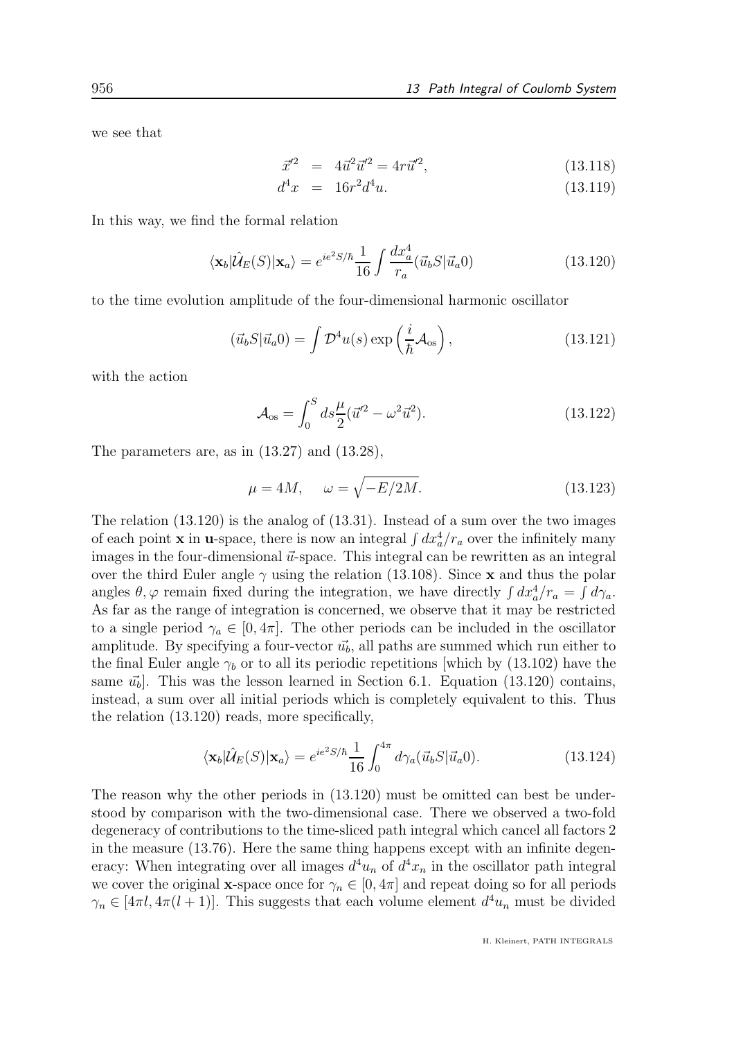we see that

$$\vec{x}'^2 = 4\vec{u}^2\vec{u}'^2 = 4r\vec{u}'^2, \tag{13.118}$$

$$d^4x = 16r^2 d^4u. \tag{13.119}$$

In this way, we find the formal relation

$$\langle \mathbf{x}_b|\hat{\mathcal{U}}_E(S)|\mathbf{x}_a\rangle = e^{ie^2S/\hbar}\frac{1}{16}\int \frac{dx_a^4}{r_a}(\vec{u}_bS|\vec{u}_a0) \tag{13.120}$$

to the time evolution amplitude of the four-dimensional harmonic oscillator

$$(\vec{u}_bS|\vec{u}_a0) = \int \mathcal{D}^4u(s)\exp\left(\frac{i}{\hbar}\mathcal{A}_{\rm os}\right), \tag{13.121}$$

with the action

$$\mathcal{A}_{\rm os} = \int_0^S ds\frac{\mu}{2}(\vec{u}'^2 - \omega^2\vec{u}^2). \tag{13.122}$$

The parameters are, as in (13.27) and (13.28),

$$\mu = 4M, \quad \omega = \sqrt{-E/2M}. \tag{13.123}$$

The relation (13.120) is the analog of (13.31). Instead of a sum over the two images of each point $\mathbf{x}$ in $\mathbf{u}$-space, there is now an integral $\int dx_a^4/r_a$ over the infinitely many images in the four-dimensional $\vec{u}$-space. This integral can be rewritten as an integral over the third Euler angle $\gamma$ using the relation (13.108). Since $\mathbf{x}$ and thus the polar angles $\theta, \varphi$ remain fixed during the integration, we have directly $\int dx_a^4/r_a = \int d\gamma_a$. As far as the range of integration is concerned, we observe that it may be restricted to a single period $\gamma_a \in [0, 4\pi]$. The other periods can be included in the oscillator amplitude. By specifying a four-vector $\vec{u_b}$, all paths are summed which run either to the final Euler angle $\gamma_b$ or to all its periodic repetitions [which by (13.102) have the same $\vec{u_b}$]. This was the lesson learned in Section 6.1. Equation (13.120) contains, instead, a sum over all initial periods which is completely equivalent to this. Thus the relation (13.120) reads, more specifically,

$$\langle \mathbf{x}_b|\hat{\mathcal{U}}_E(S)|\mathbf{x}_a\rangle = e^{ie^2S/\hbar}\frac{1}{16}\int_0^{4\pi} d\gamma_a(\vec{u}_bS|\vec{u}_a0). \tag{13.124}$$

The reason why the other periods in (13.120) must be omitted can best be understood by comparison with the two-dimensional case. There we observed a two-fold degeneracy of contributions to the time-sliced path integral which cancel all factors 2 in the measure (13.76). Here the same thing happens except with an infinite degeneracy: When integrating over all images $d^4u_n$ of $d^4x_n$ in the oscillator path integral we cover the original $\mathbf{x}$-space once for $\gamma_n \in [0, 4\pi]$ and repeat doing so for all periods $\gamma_n \in [4\pi l, 4\pi(l+1)]$. This suggests that each volume element $d^4u_n$ must be divided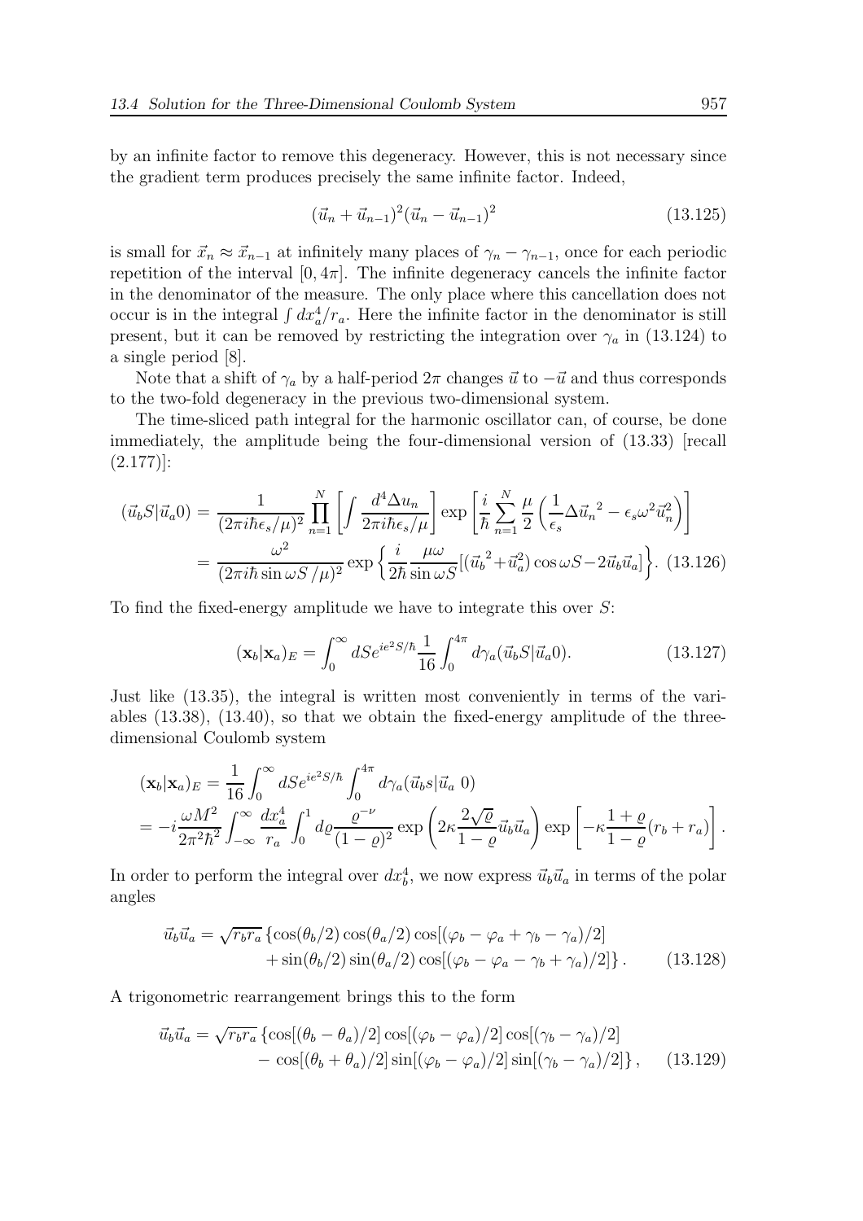by an infinite factor to remove this degeneracy. However, this is not necessary since the gradient term produces precisely the same infinite factor. Indeed,

$$(\vec{u}_n + \vec{u}_{n-1})^2 (\vec{u}_n - \vec{u}_{n-1})^2 \tag{13.125}$$

is small for $\vec{x}_n \approx \vec{x}_{n-1}$ at infinitely many places of $\gamma_n - \gamma_{n-1}$, once for each periodic repetition of the interval $[0, 4\pi]$. The infinite degeneracy cancels the infinite factor in the denominator of the measure. The only place where this cancellation does not occur is in the integral $\int dx_a^4/r_a$. Here the infinite factor in the denominator is still present, but it can be removed by restricting the integration over $\gamma_a$ in (13.124) to a single period [8].

Note that a shift of $\gamma_a$ by a half-period $2\pi$ changes $\vec{u}$ to $-\vec{u}$ and thus corresponds to the two-fold degeneracy in the previous two-dimensional system.

The time-sliced path integral for the harmonic oscillator can, of course, be done immediately, the amplitude being the four-dimensional version of (13.33) [recall (2.177)]:

$$\begin{aligned}(\vec{u}_b S|\vec{u}_a 0) &= \frac{1}{(2\pi i\hbar\epsilon_s/\mu)^2} \prod_{n=1}^{N} \left[\int \frac{d^4\Delta u_n}{2\pi i\hbar\epsilon_s/\mu}\right] \exp\left[\frac{i}{\hbar}\sum_{n=1}^{N} \frac{\mu}{2}\left(\frac{1}{\epsilon_s}\Delta\vec{u}_n{}^2 - \epsilon_s\omega^2\vec{u}_n^2\right)\right] \\ &= \frac{\omega^2}{(2\pi i\hbar\sin\omega S/\mu)^2} \exp\left\{\frac{i}{2\hbar}\frac{\mu\omega}{\sin\omega S}[(\vec{u}_b{}^2 + \vec{u}_a^2)\cos\omega S - 2\vec{u}_b\vec{u}_a]\right\}. \end{aligned} \tag{13.126}$$

To find the fixed-energy amplitude we have to integrate this over $S$:

$$(\mathbf{x}_b|\mathbf{x}_a)_E = \int_0^\infty dS e^{ie^2S/\hbar} \frac{1}{16}\int_0^{4\pi} d\gamma_a (\vec{u}_b S|\vec{u}_a 0). \tag{13.127}$$

Just like (13.35), the integral is written most conveniently in terms of the variables (13.38), (13.40), so that we obtain the fixed-energy amplitude of the three-dimensional Coulomb system

$$\begin{aligned}(\mathbf{x}_b|\mathbf{x}_a)_E &= \frac{1}{16}\int_0^\infty dS e^{ie^2S/\hbar} \int_0^{4\pi} d\gamma_a (\vec{u}_b s|\vec{u}_a\ 0) \\ &= -i\frac{\omega M^2}{2\pi^2\hbar^2}\int_{-\infty}^{\infty} \frac{dx_a^4}{r_a} \int_0^1 d\varrho \frac{\varrho^{-\nu}}{(1-\varrho)^2} \exp\left(2\kappa\frac{2\sqrt{\varrho}}{1-\varrho}\vec{u}_b\vec{u}_a\right) \exp\left[-\kappa\frac{1+\varrho}{1-\varrho}(r_b + r_a)\right].\end{aligned}$$

In order to perform the integral over $dx_b^4$, we now express $\vec{u}_b\vec{u}_a$ in terms of the polar angles

$$\begin{aligned}\vec{u}_b\vec{u}_a = \sqrt{r_b r_a}\,\{&\cos(\theta_b/2)\cos(\theta_a/2)\cos[(\varphi_b - \varphi_a + \gamma_b - \gamma_a)/2] \\ &+ \sin(\theta_b/2)\sin(\theta_a/2)\cos[(\varphi_b - \varphi_a - \gamma_b + \gamma_a)/2]\}.\end{aligned} \tag{13.128}$$

A trigonometric rearrangement brings this to the form

$$\begin{aligned}\vec{u}_b\vec{u}_a = \sqrt{r_b r_a}\,\{&\cos[(\theta_b - \theta_a)/2]\cos[(\varphi_b - \varphi_a)/2]\cos[(\gamma_b - \gamma_a)/2] \\ &- \cos[(\theta_b + \theta_a)/2]\sin[(\varphi_b - \varphi_a)/2]\sin[(\gamma_b - \gamma_a)/2]\},\end{aligned} \tag{13.129}$$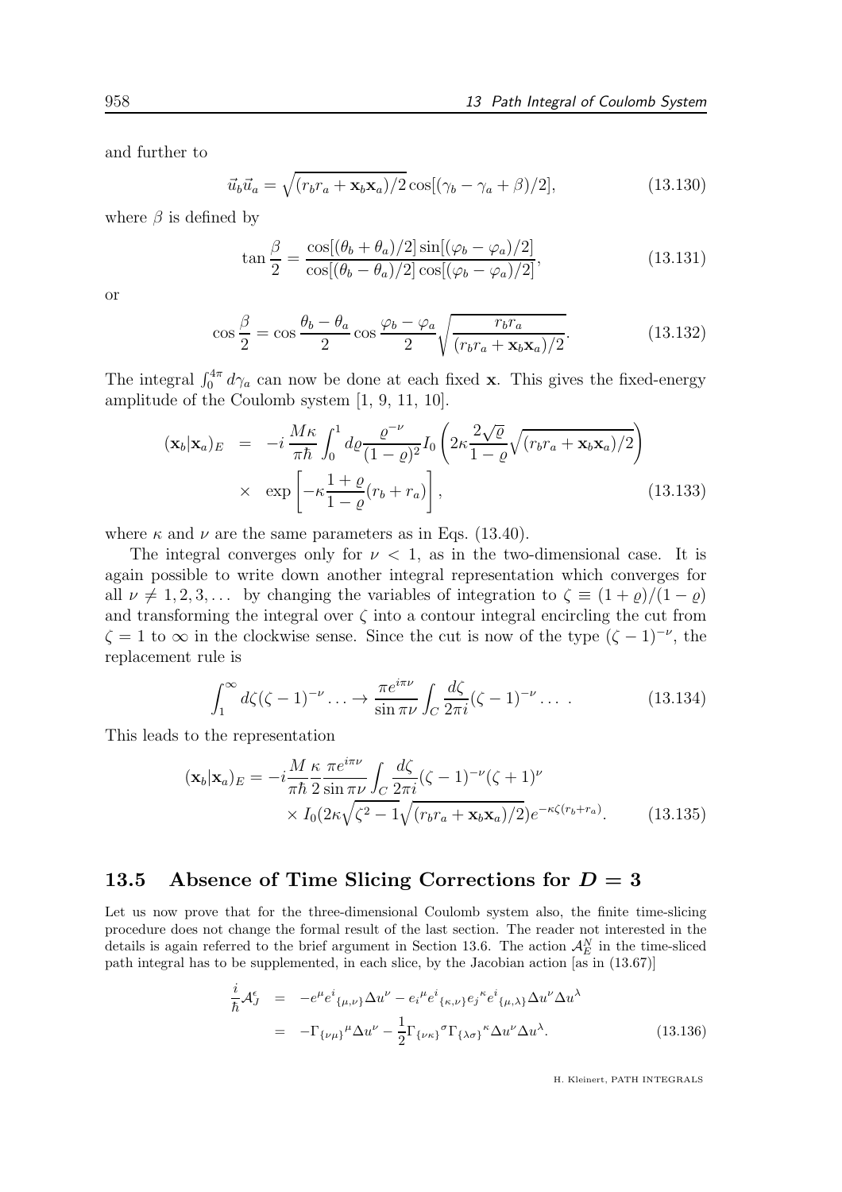and further to

$$\vec{u}_b \vec{u}_a = \sqrt{(r_b r_a + \mathbf{x}_b \mathbf{x}_a)/2} \cos[(\gamma_b - \gamma_a + \beta)/2], \tag{13.130}$$

where $\beta$ is defined by

$$\tan \frac{\beta}{2} = \frac{\cos[(\theta_b + \theta_a)/2] \sin[(\varphi_b - \varphi_a)/2]}{\cos[(\theta_b - \theta_a)/2] \cos[(\varphi_b - \varphi_a)/2]}, \tag{13.131}$$

or

$$\cos \frac{\beta}{2} = \cos \frac{\theta_b - \theta_a}{2} \cos \frac{\varphi_b - \varphi_a}{2} \sqrt{\frac{r_b r_a}{(r_b r_a + \mathbf{x}_b \mathbf{x}_a)/2}}. \tag{13.132}$$

The integral $\int_0^{4\pi} d\gamma_a$ can now be done at each fixed $\mathbf{x}$. This gives the fixed-energy amplitude of the Coulomb system [1, 9, 11, 10].

$$\begin{aligned}
(\mathbf{x}_b|\mathbf{x}_a)_E &= -i \frac{M\kappa}{\pi\hbar} \int_0^1 d\varrho \frac{\varrho^{-\nu}}{(1-\varrho)^2} I_0\left(2\kappa \frac{2\sqrt{\varrho}}{1-\varrho} \sqrt{(r_b r_a + \mathbf{x}_b \mathbf{x}_a)/2}\right) \\
&\times \exp\left[-\kappa \frac{1+\varrho}{1-\varrho}(r_b + r_a)\right],
\end{aligned} \tag{13.133}$$

where $\kappa$ and $\nu$ are the same parameters as in Eqs. (13.40).

The integral converges only for $\nu < 1$, as in the two-dimensional case. It is again possible to write down another integral representation which converges for all $\nu \neq 1, 2, 3, \ldots$ by changing the variables of integration to $\zeta \equiv (1+\varrho)/(1-\varrho)$ and transforming the integral over $\zeta$ into a contour integral encircling the cut from $\zeta = 1$ to $\infty$ in the clockwise sense. Since the cut is now of the type $(\zeta - 1)^{-\nu}$, the replacement rule is

$$\int_1^\infty d\zeta (\zeta - 1)^{-\nu} \ldots \to \frac{\pi e^{i\pi\nu}}{\sin \pi\nu} \int_C \frac{d\zeta}{2\pi i} (\zeta - 1)^{-\nu} \ldots \, . \tag{13.134}$$

This leads to the representation

$$\begin{aligned}
(\mathbf{x}_b|\mathbf{x}_a)_E = -i \frac{M}{\pi\hbar} \frac{\kappa}{2} \frac{\pi e^{i\pi\nu}}{\sin \pi\nu} \int_C \frac{d\zeta}{2\pi i} (\zeta - 1)^{-\nu} (\zeta + 1)^{\nu} \\
\times I_0(2\kappa\sqrt{\zeta^2 - 1} \sqrt{(r_b r_a + \mathbf{x}_b \mathbf{x}_a)/2}) e^{-\kappa\zeta(r_b + r_a)}.
\end{aligned} \tag{13.135}$$

## 13.5 Absence of Time Slicing Corrections for $D = 3$

Let us now prove that for the three-dimensional Coulomb system also, the finite time-slicing procedure does not change the formal result of the last section. The reader not interested in the details is again referred to the brief argument in Section 13.6. The action $\mathcal{A}_E^N$ in the time-sliced path integral has to be supplemented, in each slice, by the Jacobian action [as in (13.67)]

$$\begin{aligned}
\frac{i}{\hbar} \mathcal{A}_J^\epsilon &= -e^\mu e^i{}_{\{\mu,\nu\}} \Delta u^\nu - e_i{}^\mu e^i{}_{\{\kappa,\nu\}} e_j{}^\kappa e^i{}_{\{\mu,\lambda\}} \Delta u^\nu \Delta u^\lambda \\
&= -\Gamma_{\{\nu\mu\}}{}^\mu \Delta u^\nu - \frac{1}{2} \Gamma_{\{\nu\kappa\}}{}^\sigma \Gamma_{\{\lambda\sigma\}}{}^\kappa \Delta u^\nu \Delta u^\lambda.
\end{aligned} \tag{13.136}$$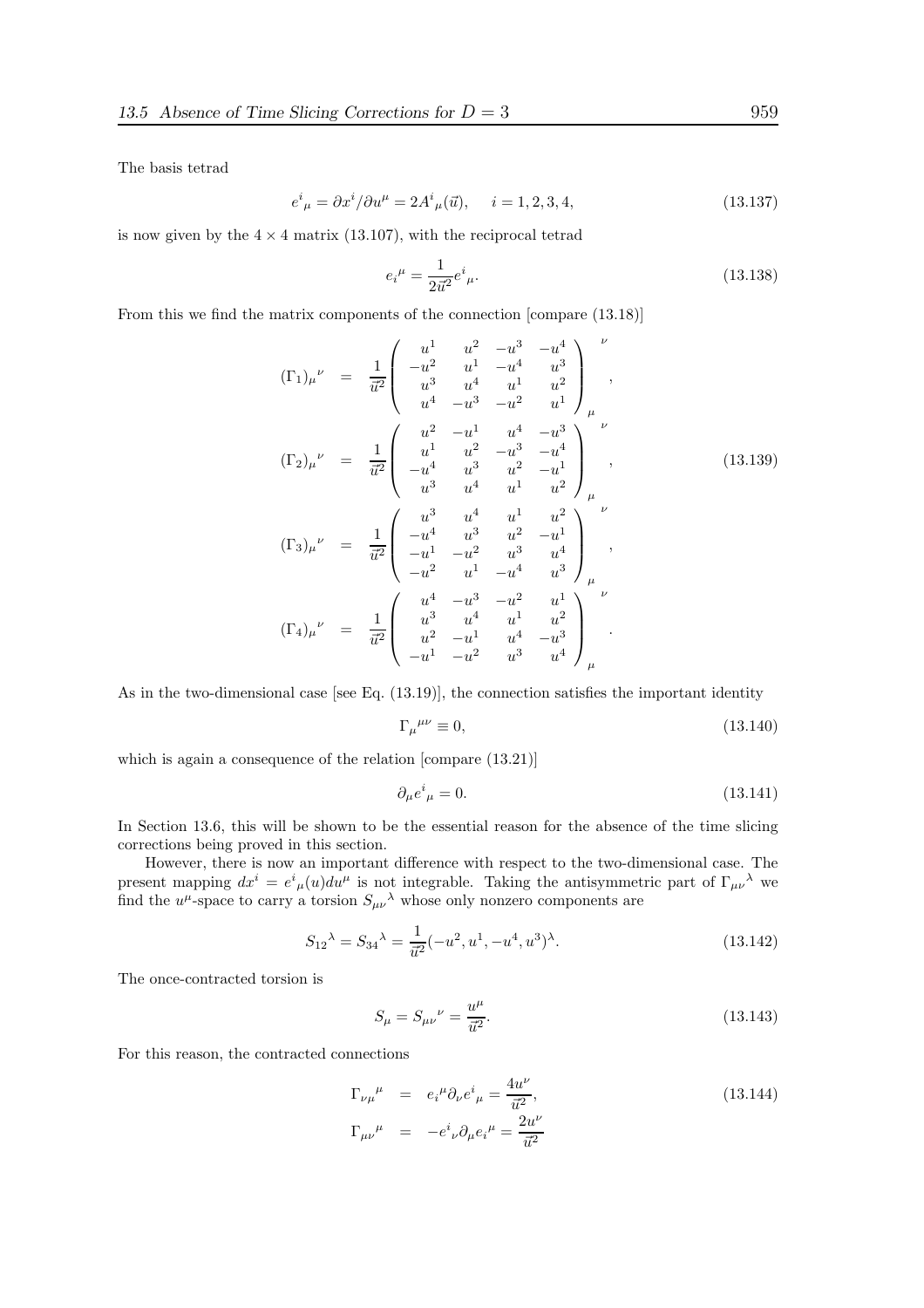The basis tetrad

$$e^i{}_\mu = \partial x^i/\partial u^\mu = 2A^i{}_\mu(\vec{u}), \quad i = 1,2,3,4, \tag{13.137}$$

is now given by the $4\times 4$ matrix (13.107), with the reciprocal tetrad

$$e_i{}^\mu = \frac{1}{2\vec{u}^2} e^i{}_\mu. \tag{13.138}$$

From this we find the matrix components of the connection [compare (13.18)]

$$\begin{aligned}
(\Gamma_1)_\mu{}^\nu &= \frac{1}{\vec{u}^2}\begin{pmatrix} u^1 & u^2 & -u^3 & -u^4 \\ -u^2 & u^1 & -u^4 & u^3 \\ u^3 & u^4 & u^1 & u^2 \\ u^4 & -u^3 & -u^2 & u^1 \end{pmatrix}_\mu^{\ \ \nu}, \\
(\Gamma_2)_\mu{}^\nu &= \frac{1}{\vec{u}^2}\begin{pmatrix} u^2 & -u^1 & u^4 & -u^3 \\ u^1 & u^2 & -u^3 & -u^4 \\ -u^4 & u^3 & u^2 & -u^1 \\ u^3 & u^4 & u^1 & u^2 \end{pmatrix}_\mu^{\ \ \nu}, \\
(\Gamma_3)_\mu{}^\nu &= \frac{1}{\vec{u}^2}\begin{pmatrix} u^3 & u^4 & u^1 & u^2 \\ -u^4 & u^3 & u^2 & -u^1 \\ -u^1 & -u^2 & u^3 & u^4 \\ -u^2 & u^1 & -u^4 & u^3 \end{pmatrix}_\mu^{\ \ \nu}, \\
(\Gamma_4)_\mu{}^\nu &= \frac{1}{\vec{u}^2}\begin{pmatrix} u^4 & -u^3 & -u^2 & u^1 \\ u^3 & u^4 & u^1 & u^2 \\ u^2 & -u^1 & u^4 & -u^3 \\ -u^1 & -u^2 & u^3 & u^4 \end{pmatrix}_\mu^{\ \ \nu}.
\end{aligned} \tag{13.139}$$

As in the two-dimensional case [see Eq. (13.19)], the connection satisfies the important identity

$$\Gamma_\mu{}^{\mu\nu} \equiv 0, \tag{13.140}$$

which is again a consequence of the relation [compare (13.21)]

$$\partial_\mu e^i{}_\mu = 0. \tag{13.141}$$

In Section 13.6, this will be shown to be the essential reason for the absence of the time slicing corrections being proved in this section.

However, there is now an important difference with respect to the two-dimensional case. The present mapping $dx^i = e^i{}_\mu(u)du^\mu$ is not integrable. Taking the antisymmetric part of $\Gamma_{\mu\nu}{}^\lambda$ we find the $u^\mu$-space to carry a torsion $S_{\mu\nu}{}^\lambda$ whose only nonzero components are

$$S_{12}{}^\lambda = S_{34}{}^\lambda = \frac{1}{\vec{u}^2}(-u^2, u^1, -u^4, u^3)^\lambda. \tag{13.142}$$

The once-contracted torsion is

$$S_\mu = S_{\mu\nu}{}^\nu = \frac{u^\mu}{\vec{u}^2}. \tag{13.143}$$

For this reason, the contracted connections

$$\begin{aligned}
\Gamma_{\nu\mu}{}^\mu &= e_i{}^\mu \partial_\nu e^i{}_\mu = \frac{4u^\nu}{\vec{u}^2}, \\
\Gamma_{\mu\nu}{}^\mu &= -e^i{}_\nu \partial_\mu e_i{}^\mu = \frac{2u^\nu}{\vec{u}^2}
\end{aligned} \tag{13.144}$$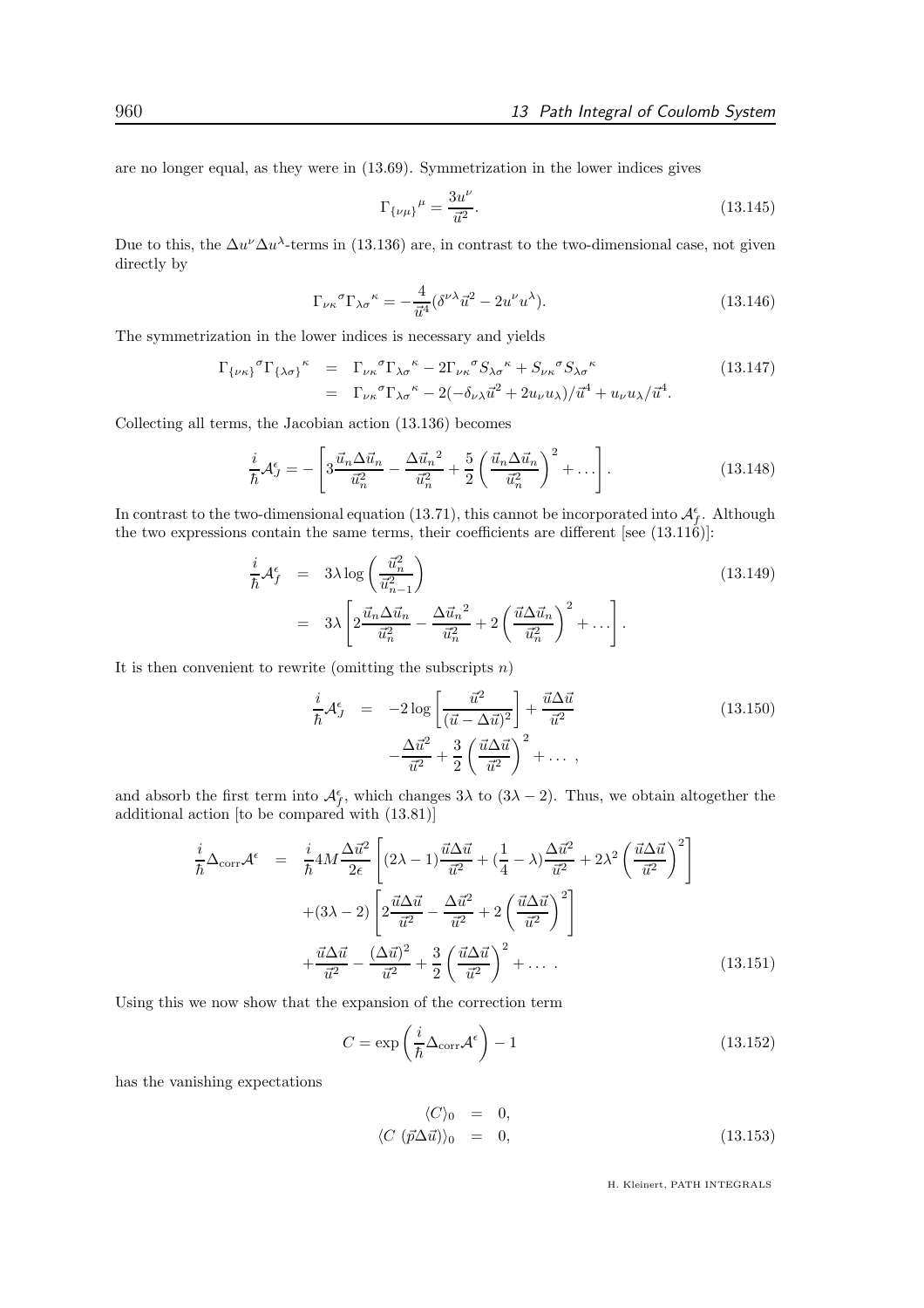are no longer equal, as they were in (13.69). Symmetrization in the lower indices gives

$$\Gamma_{\{\nu\mu\}}{}^{\mu} = \frac{3u^{\nu}}{\vec{u}^2}. \tag{13.145}$$

Due to this, the $\Delta u^{\nu}\Delta u^{\lambda}$-terms in (13.136) are, in contrast to the two-dimensional case, not given directly by

$$\Gamma_{\nu\kappa}{}^{\sigma}\Gamma_{\lambda\sigma}{}^{\kappa} = -\frac{4}{\vec{u}^4}(\delta^{\nu\lambda}\vec{u}^2 - 2u^{\nu}u^{\lambda}). \tag{13.146}$$

The symmetrization in the lower indices is necessary and yields

$$\begin{aligned}
\Gamma_{\{\nu\kappa\}}{}^{\sigma}\Gamma_{\{\lambda\sigma\}}{}^{\kappa} &= \Gamma_{\nu\kappa}{}^{\sigma}\Gamma_{\lambda\sigma}{}^{\kappa} - 2\Gamma_{\nu\kappa}{}^{\sigma}S_{\lambda\sigma}{}^{\kappa} + S_{\nu\kappa}{}^{\sigma}S_{\lambda\sigma}{}^{\kappa} \\
&= \Gamma_{\nu\kappa}{}^{\sigma}\Gamma_{\lambda\sigma}{}^{\kappa} - 2(-\delta_{\nu\lambda}\vec{u}^2 + 2u_{\nu}u_{\lambda})/\vec{u}^4 + u_{\nu}u_{\lambda}/\vec{u}^4.
\end{aligned} \tag{13.147}$$

Collecting all terms, the Jacobian action (13.136) becomes

$$\frac{i}{\hbar}\mathcal{A}_J^{\epsilon} = -\left[3\frac{\vec{u}_n\Delta\vec{u}_n}{\vec{u}_n^2} - \frac{\Delta\vec{u}_n{}^2}{\vec{u}_n^2} + \frac{5}{2}\left(\frac{\vec{u}_n\Delta\vec{u}_n}{\vec{u}_n^2}\right)^2 + \dots\right]. \tag{13.148}$$

In contrast to the two-dimensional equation (13.71), this cannot be incorporated into $\mathcal{A}_f^{\epsilon}$. Although the two expressions contain the same terms, their coefficients are different [see (13.116)]:

$$\begin{aligned}
\frac{i}{\hbar}\mathcal{A}_f^{\epsilon} &= 3\lambda\log\left(\frac{\vec{u}_n^2}{\vec{u}_{n-1}^2}\right) \\
&= 3\lambda\left[2\frac{\vec{u}_n\Delta\vec{u}_n}{\vec{u}_n^2} - \frac{\Delta\vec{u}_n{}^2}{\vec{u}_n^2} + 2\left(\frac{\vec{u}\Delta\vec{u}_n}{\vec{u}_n^2}\right)^2 + \dots\right].
\end{aligned} \tag{13.149}$$

It is then convenient to rewrite (omitting the subscripts $n$)

$$\begin{aligned}
\frac{i}{\hbar}\mathcal{A}_J^{\epsilon} &= -2\log\left[\frac{\vec{u}^2}{(\vec{u}-\Delta\vec{u})^2}\right] + \frac{\vec{u}\Delta\vec{u}}{\vec{u}^2} \\
&\qquad -\frac{\Delta\vec{u}^2}{\vec{u}^2} + \frac{3}{2}\left(\frac{\vec{u}\Delta\vec{u}}{\vec{u}^2}\right)^2 + \dots\ ,
\end{aligned} \tag{13.150}$$

and absorb the first term into $\mathcal{A}_f^{\epsilon}$, which changes $3\lambda$ to $(3\lambda - 2)$. Thus, we obtain altogether the additional action [to be compared with (13.81)]

$$\begin{aligned}
\frac{i}{\hbar}\Delta_{\text{corr}}\mathcal{A}^{\epsilon} &= \frac{i}{\hbar}4M\frac{\Delta\vec{u}^2}{2\epsilon}\left[(2\lambda-1)\frac{\vec{u}\Delta\vec{u}}{\vec{u}^2} + (\frac{1}{4}-\lambda)\frac{\Delta\vec{u}^2}{\vec{u}^2} + 2\lambda^2\left(\frac{\vec{u}\Delta\vec{u}}{\vec{u}^2}\right)^2\right] \\
&\quad +(3\lambda-2)\left[2\frac{\vec{u}\Delta\vec{u}}{\vec{u}^2} - \frac{\Delta\vec{u}^2}{\vec{u}^2} + 2\left(\frac{\vec{u}\Delta\vec{u}}{\vec{u}^2}\right)^2\right] \\
&\quad +\frac{\vec{u}\Delta\vec{u}}{\vec{u}^2} - \frac{(\Delta\vec{u})^2}{\vec{u}^2} + \frac{3}{2}\left(\frac{\vec{u}\Delta\vec{u}}{\vec{u}^2}\right)^2 + \dots\ .
\end{aligned} \tag{13.151}$$

Using this we now show that the expansion of the correction term

$$C = \exp\left(\frac{i}{\hbar}\Delta_{\text{corr}}\mathcal{A}^{\epsilon}\right) - 1 \tag{13.152}$$

has the vanishing expectations

$$\begin{aligned}
\langle C\rangle_0 &= 0, \\
\langle C\ (\vec{p}\Delta\vec{u})\rangle_0 &= 0,
\end{aligned} \tag{13.153}$$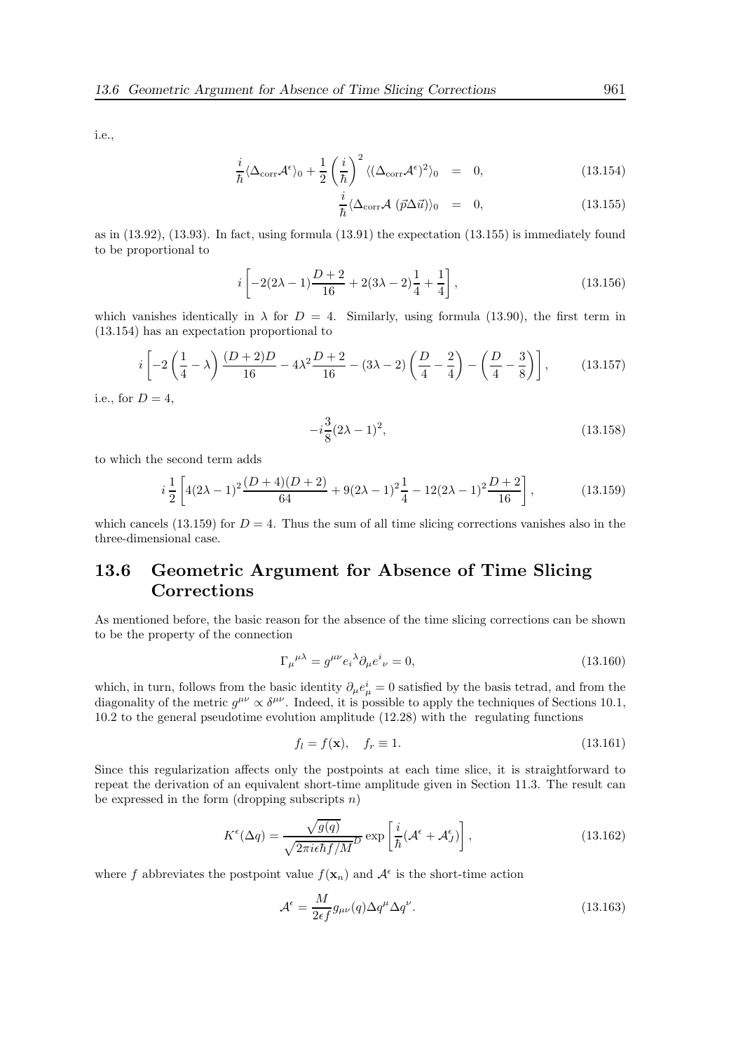i.e.,

$$\frac{i}{\hbar}\langle \Delta_{\rm corr}\mathcal{A}^\epsilon\rangle_0 + \frac{1}{2}\left(\frac{i}{\hbar}\right)^2 \langle (\Delta_{\rm corr}\mathcal{A}^\epsilon)^2\rangle_0 \;\;=\;\; 0, \tag{13.154}$$

$$\frac{i}{\hbar}\langle \Delta_{\rm corr}\mathcal{A}\;(\vec{p}\Delta\vec{u})\rangle_0 \;\;=\;\; 0, \tag{13.155}$$

as in (13.92), (13.93). In fact, using formula (13.91) the expectation (13.155) is immediately found to be proportional to

$$i\left[-2(2\lambda-1)\frac{D+2}{16} + 2(3\lambda-2)\frac{1}{4} + \frac{1}{4}\right], \tag{13.156}$$

which vanishes identically in $\lambda$ for $D = 4$. Similarly, using formula (13.90), the first term in (13.154) has an expectation proportional to

$$i\left[-2\left(\frac{1}{4}-\lambda\right)\frac{(D+2)D}{16} - 4\lambda^2\frac{D+2}{16} - (3\lambda-2)\left(\frac{D}{4}-\frac{2}{4}\right) - \left(\frac{D}{4}-\frac{3}{8}\right)\right], \tag{13.157}$$

i.e., for $D = 4$,

$$-i\frac{3}{8}(2\lambda-1)^2, \tag{13.158}$$

to which the second term adds

$$i\,\frac{1}{2}\left[4(2\lambda-1)^2\frac{(D+4)(D+2)}{64} + 9(2\lambda-1)^2\frac{1}{4} - 12(2\lambda-1)^2\frac{D+2}{16}\right], \tag{13.159}$$

which cancels (13.159) for $D = 4$. Thus the sum of all time slicing corrections vanishes also in the three-dimensional case.

## 13.6 Geometric Argument for Absence of Time Slicing Corrections

As mentioned before, the basic reason for the absence of the time slicing corrections can be shown to be the property of the connection

$$\Gamma_\mu{}^{\mu\lambda} = g^{\mu\nu}e_i{}^\lambda\partial_\mu e^i{}_\nu = 0, \tag{13.160}$$

which, in turn, follows from the basic identity $\partial_\mu e^i_\mu = 0$ satisfied by the basis tetrad, and from the diagonality of the metric $g^{\mu\nu} \propto \delta^{\mu\nu}$. Indeed, it is possible to apply the techniques of Sections 10.1, 10.2 to the general pseudotime evolution amplitude (12.28) with the regulating functions

$$f_l = f(\mathbf{x}), \quad f_r \equiv 1. \tag{13.161}$$

Since this regularization affects only the postpoints at each time slice, it is straightforward to repeat the derivation of an equivalent short-time amplitude given in Section 11.3. The result can be expressed in the form (dropping subscripts $n$)

$$K^\epsilon(\Delta q) = \frac{\sqrt{g(q)}}{\sqrt{2\pi i\epsilon\hbar f/M}^D}\exp\left[\frac{i}{\hbar}(\mathcal{A}^\epsilon + \mathcal{A}^\epsilon_J)\right], \tag{13.162}$$

where $f$ abbreviates the postpoint value $f(\mathbf{x}_n)$ and $\mathcal{A}^\epsilon$ is the short-time action

$$\mathcal{A}^\epsilon = \frac{M}{2\epsilon f}g_{\mu\nu}(q)\Delta q^\mu\Delta q^\nu. \tag{13.163}$$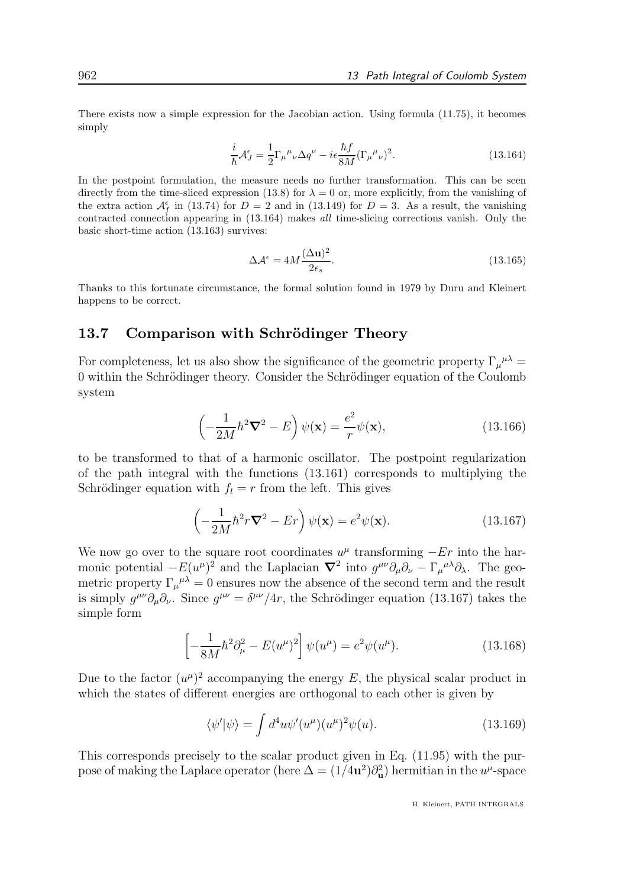There exists now a simple expression for the Jacobian action. Using formula (11.75), it becomes simply

$$\frac{i}{\hbar}\mathcal{A}_J^\epsilon = \frac{1}{2}\Gamma_\mu{}^\mu{}_\nu \Delta q^\nu - i\epsilon\frac{\hbar f}{8M}(\Gamma_\mu{}^\mu{}_\nu)^2. \tag{13.164}$$

In the postpoint formulation, the measure needs no further transformation. This can be seen directly from the time-sliced expression (13.8) for $\lambda = 0$ or, more explicitly, from the vanishing of the extra action $\mathcal{A}_f^\epsilon$ in (13.74) for $D = 2$ and in (13.149) for $D = 3$. As a result, the vanishing contracted connection appearing in (13.164) makes *all* time-slicing corrections vanish. Only the basic short-time action (13.163) survives:

$$\Delta\mathcal{A}^\epsilon = 4M\frac{(\Delta\mathbf{u})^2}{2\epsilon_s}. \tag{13.165}$$

Thanks to this fortunate circumstance, the formal solution found in 1979 by Duru and Kleinert happens to be correct.

## 13.7 Comparison with Schrödinger Theory

For completeness, let us also show the significance of the geometric property $\Gamma_\mu{}^{\mu\lambda} = 0$ within the Schrödinger theory. Consider the Schrödinger equation of the Coulomb system

$$\left(-\frac{1}{2M}\hbar^2\boldsymbol{\nabla}^2 - E\right)\psi(\mathbf{x}) = \frac{e^2}{r}\psi(\mathbf{x}), \tag{13.166}$$

to be transformed to that of a harmonic oscillator. The postpoint regularization of the path integral with the functions (13.161) corresponds to multiplying the Schrödinger equation with $f_l = r$ from the left. This gives

$$\left(-\frac{1}{2M}\hbar^2 r\boldsymbol{\nabla}^2 - Er\right)\psi(\mathbf{x}) = e^2\psi(\mathbf{x}). \tag{13.167}$$

We now go over to the square root coordinates $u^\mu$ transforming $-Er$ into the harmonic potential $-E(u^\mu)^2$ and the Laplacian $\boldsymbol{\nabla}^2$ into $g^{\mu\nu}\partial_\mu\partial_\nu - \Gamma_\mu{}^{\mu\lambda}\partial_\lambda$. The geometric property $\Gamma_\mu{}^{\mu\lambda} = 0$ ensures now the absence of the second term and the result is simply $g^{\mu\nu}\partial_\mu\partial_\nu$. Since $g^{\mu\nu} = \delta^{\mu\nu}/4r$, the Schrödinger equation (13.167) takes the simple form

$$\left[-\frac{1}{8M}\hbar^2\partial_\mu^2 - E(u^\mu)^2\right]\psi(u^\mu) = e^2\psi(u^\mu). \tag{13.168}$$

Due to the factor $(u^\mu)^2$ accompanying the energy $E$, the physical scalar product in which the states of different energies are orthogonal to each other is given by

$$\langle\psi'|\psi\rangle = \int d^4u\psi'(u^\mu)(u^\mu)^2\psi(u). \tag{13.169}$$

This corresponds precisely to the scalar product given in Eq. (11.95) with the purpose of making the Laplace operator (here $\Delta = (1/4\mathbf{u}^2)\partial_{\mathbf{u}}^2$) hermitian in the $u^\mu$-space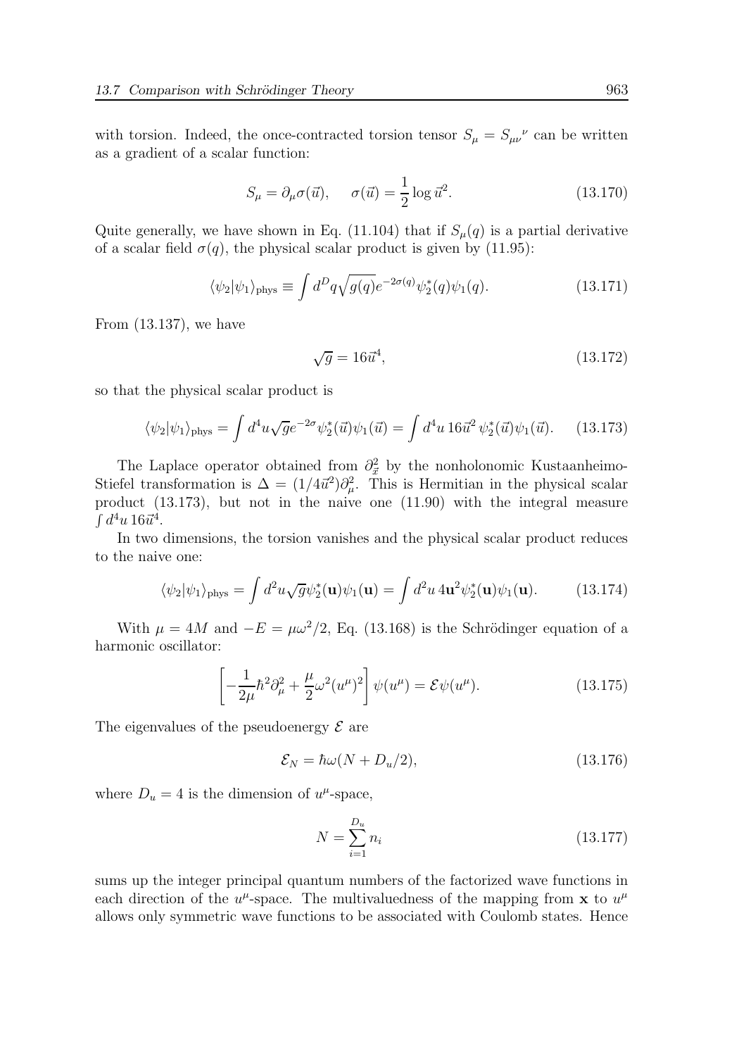with torsion. Indeed, the once-contracted torsion tensor $S_\mu = S_{\mu\nu}{}^{\nu}$ can be written as a gradient of a scalar function:

$$S_\mu = \partial_\mu \sigma(\vec{u}), \qquad \sigma(\vec{u}) = \frac{1}{2}\log \vec{u}^2. \tag{13.170}$$

Quite generally, we have shown in Eq. (11.104) that if $S_\mu(q)$ is a partial derivative of a scalar field $\sigma(q)$, the physical scalar product is given by (11.95):

$$\langle \psi_2 | \psi_1 \rangle_{\rm phys} \equiv \int d^D q \sqrt{g(q)} e^{-2\sigma(q)} \psi_2^*(q) \psi_1(q). \tag{13.171}$$

From (13.137), we have

$$\sqrt{g} = 16\vec{u}^4, \tag{13.172}$$

so that the physical scalar product is

$$\langle \psi_2 | \psi_1 \rangle_{\rm phys} = \int d^4 u \sqrt{g} e^{-2\sigma} \psi_2^*(\vec{u}) \psi_1(\vec{u}) = \int d^4 u \, 16\vec{u}^2 \, \psi_2^*(\vec{u}) \psi_1(\vec{u}). \tag{13.173}$$

The Laplace operator obtained from $\partial_{\vec{x}}^2$ by the nonholonomic Kustaanheimo-Stiefel transformation is $\Delta = (1/4\vec{u}^2)\partial_\mu^2$. This is Hermitian in the physical scalar product (13.173), but not in the naive one (11.90) with the integral measure $\int d^4 u \, 16\vec{u}^4$.

In two dimensions, the torsion vanishes and the physical scalar product reduces to the naive one:

$$\langle \psi_2 | \psi_1 \rangle_{\rm phys} = \int d^2 u \sqrt{g} \psi_2^*(\mathbf{u}) \psi_1(\mathbf{u}) = \int d^2 u \, 4\mathbf{u}^2 \psi_2^*(\mathbf{u}) \psi_1(\mathbf{u}). \tag{13.174}$$

With $\mu = 4M$ and $-E = \mu\omega^2/2$, Eq. (13.168) is the Schrödinger equation of a harmonic oscillator:

$$\left[ -\frac{1}{2\mu}\hbar^2 \partial_\mu^2 + \frac{\mu}{2}\omega^2 (u^\mu)^2 \right] \psi(u^\mu) = \mathcal{E} \psi(u^\mu). \tag{13.175}$$

The eigenvalues of the pseudoenergy $\mathcal{E}$ are

$$\mathcal{E}_N = \hbar\omega(N + D_u/2), \tag{13.176}$$

where $D_u = 4$ is the dimension of $u^\mu$-space,

$$N = \sum_{i=1}^{D_u} n_i \tag{13.177}$$

sums up the integer principal quantum numbers of the factorized wave functions in each direction of the $u^\mu$-space. The multivaluedness of the mapping from $\mathbf{x}$ to $u^\mu$ allows only symmetric wave functions to be associated with Coulomb states. Hence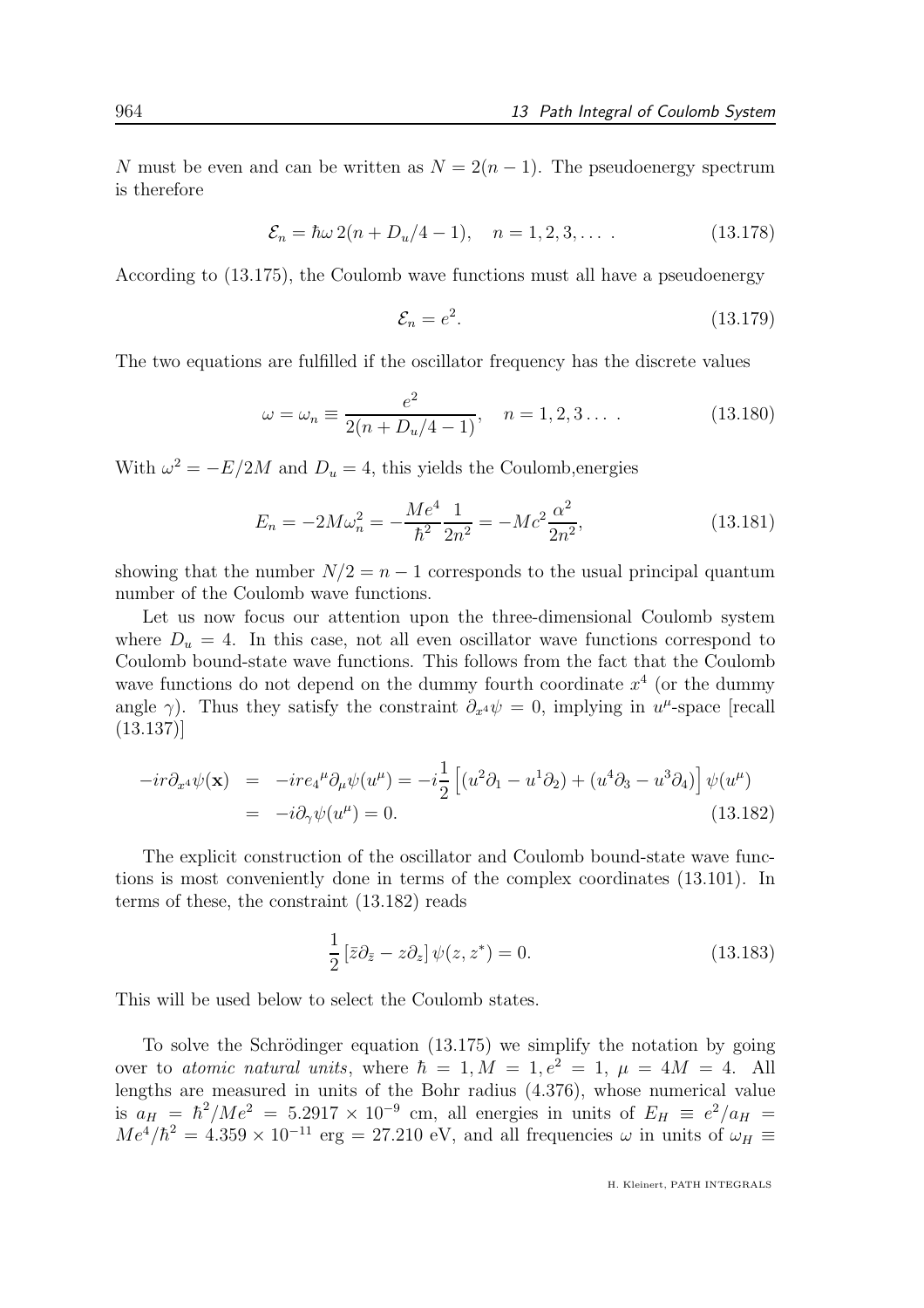$N$ must be even and can be written as $N = 2(n-1)$. The pseudoenergy spectrum is therefore

$$\mathcal{E}_n = \hbar\omega\, 2(n + D_u/4 - 1), \quad n = 1, 2, 3, \dots . \tag{13.178}$$

According to (13.175), the Coulomb wave functions must all have a pseudoenergy

$$\mathcal{E}_n = e^2. \tag{13.179}$$

The two equations are fulfilled if the oscillator frequency has the discrete values

$$\omega = \omega_n \equiv \frac{e^2}{2(n + D_u/4 - 1)}, \quad n = 1, 2, 3 \dots . \tag{13.180}$$

With $\omega^2 = -E/2M$ and $D_u = 4$, this yields the Coulomb,energies

$$E_n = -2M\omega_n^2 = -\frac{Me^4}{\hbar^2}\frac{1}{2n^2} = -Mc^2\frac{\alpha^2}{2n^2}, \tag{13.181}$$

showing that the number $N/2 = n - 1$ corresponds to the usual principal quantum number of the Coulomb wave functions.

Let us now focus our attention upon the three-dimensional Coulomb system where $D_u = 4$. In this case, not all even oscillator wave functions correspond to Coulomb bound-state wave functions. This follows from the fact that the Coulomb wave functions do not depend on the dummy fourth coordinate $x^4$ (or the dummy angle $\gamma$). Thus they satisfy the constraint $\partial_{x^4}\psi = 0$, implying in $u^\mu$-space [recall (13.137)]

$$\begin{aligned}
-ir\partial_{x^4}\psi(\mathbf{x}) &= -ire_4{}^\mu\partial_\mu\psi(u^\mu) = -i\frac{1}{2}\left[(u^2\partial_1 - u^1\partial_2) + (u^4\partial_3 - u^3\partial_4)\right]\psi(u^\mu) \\
&= -i\partial_\gamma\psi(u^\mu) = 0.
\end{aligned} \tag{13.182}$$

The explicit construction of the oscillator and Coulomb bound-state wave functions is most conveniently done in terms of the complex coordinates (13.101). In terms of these, the constraint (13.182) reads

$$\frac{1}{2}\left[\bar{z}\partial_{\bar{z}} - z\partial_z\right]\psi(z, z^*) = 0. \tag{13.183}$$

This will be used below to select the Coulomb states.

To solve the Schrödinger equation (13.175) we simplify the notation by going over to *atomic natural units*, where $\hbar = 1, M = 1, e^2 = 1,\ \mu = 4M = 4$. All lengths are measured in units of the Bohr radius (4.376), whose numerical value is $a_H = \hbar^2/Me^2 = 5.2917 \times 10^{-9}$ cm, all energies in units of $E_H \equiv e^2/a_H = Me^4/\hbar^2 = 4.359 \times 10^{-11}$ erg $= 27.210$ eV, and all frequencies $\omega$ in units of $\omega_H \equiv$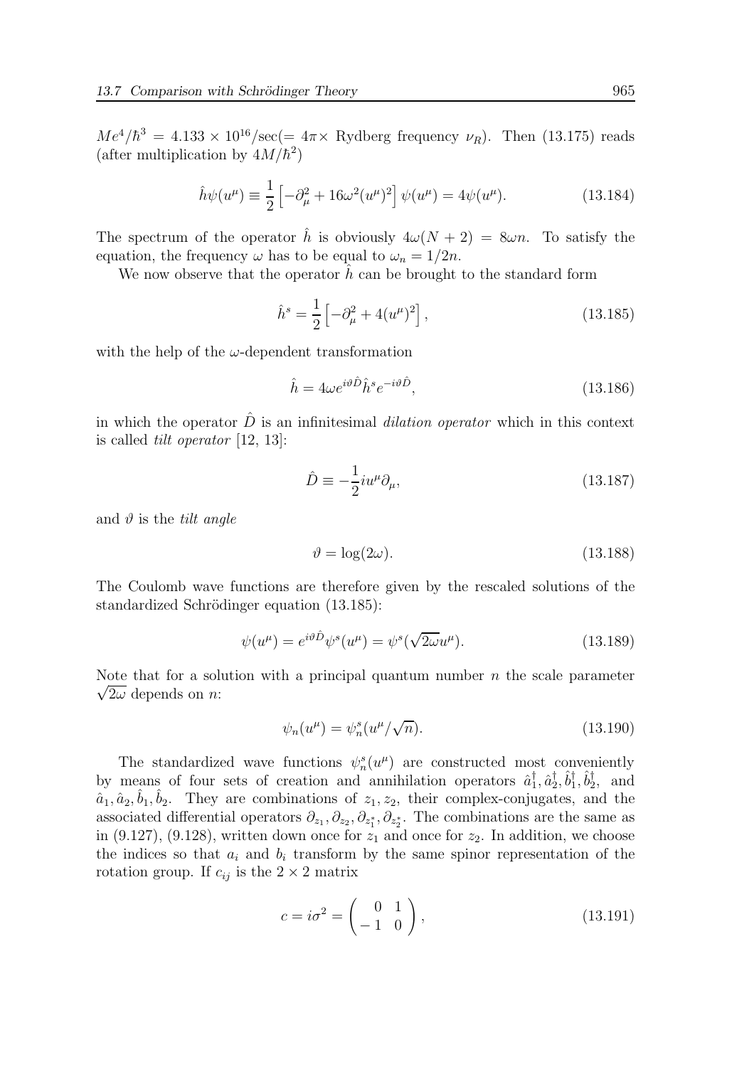$Me^4/\hbar^3 = 4.133 \times 10^{16}/\text{sec}(= 4\pi\times$ Rydberg frequency $\nu_R)$. Then (13.175) reads (after multiplication by $4M/\hbar^2$)

$$\hat{h}\psi(u^\mu) \equiv \frac{1}{2}\left[-\partial_\mu^2 + 16\omega^2(u^\mu)^2\right]\psi(u^\mu) = 4\psi(u^\mu). \tag{13.184}$$

The spectrum of the operator $\hat{h}$ is obviously $4\omega(N+2) = 8\omega n$. To satisfy the equation, the frequency $\omega$ has to be equal to $\omega_n = 1/2n$.

We now observe that the operator $\hat{h}$ can be brought to the standard form

$$\hat{h}^s = \frac{1}{2}\left[-\partial_\mu^2 + 4(u^\mu)^2\right], \tag{13.185}$$

with the help of the $\omega$-dependent transformation

$$\hat{h} = 4\omega e^{i\vartheta\hat{D}}\hat{h}^s e^{-i\vartheta\hat{D}}, \tag{13.186}$$

in which the operator $\hat{D}$ is an infinitesimal *dilation operator* which in this context is called *tilt operator* [12, 13]:

$$\hat{D} \equiv -\frac{1}{2}iu^\mu\partial_\mu, \tag{13.187}$$

and $\vartheta$ is the *tilt angle*

$$\vartheta = \log(2\omega). \tag{13.188}$$

The Coulomb wave functions are therefore given by the rescaled solutions of the standardized Schrödinger equation (13.185):

$$\psi(u^\mu) = e^{i\vartheta\hat{D}}\psi^s(u^\mu) = \psi^s(\sqrt{2\omega}u^\mu). \tag{13.189}$$

Note that for a solution with a principal quantum number $n$ the scale parameter $\sqrt{2\omega}$ depends on $n$:

$$\psi_n(u^\mu) = \psi_n^s(u^\mu/\sqrt{n}). \tag{13.190}$$

The standardized wave functions $\psi_n^s(u^\mu)$ are constructed most conveniently by means of four sets of creation and annihilation operators $\hat{a}_1^\dagger, \hat{a}_2^\dagger, \hat{b}_1^\dagger, \hat{b}_2^\dagger$, and $\hat{a}_1, \hat{a}_2, \hat{b}_1, \hat{b}_2$. They are combinations of $z_1, z_2$, their complex-conjugates, and the associated differential operators $\partial_{z_1}, \partial_{z_2}, \partial_{z_1^*}, \partial_{z_2^*}$. The combinations are the same as in (9.127), (9.128), written down once for $z_1$ and once for $z_2$. In addition, we choose the indices so that $a_i$ and $b_i$ transform by the same spinor representation of the rotation group. If $c_{ij}$ is the $2\times 2$ matrix

$$c = i\sigma^2 = \begin{pmatrix} 0 & 1 \\ -1 & 0 \end{pmatrix}, \tag{13.191}$$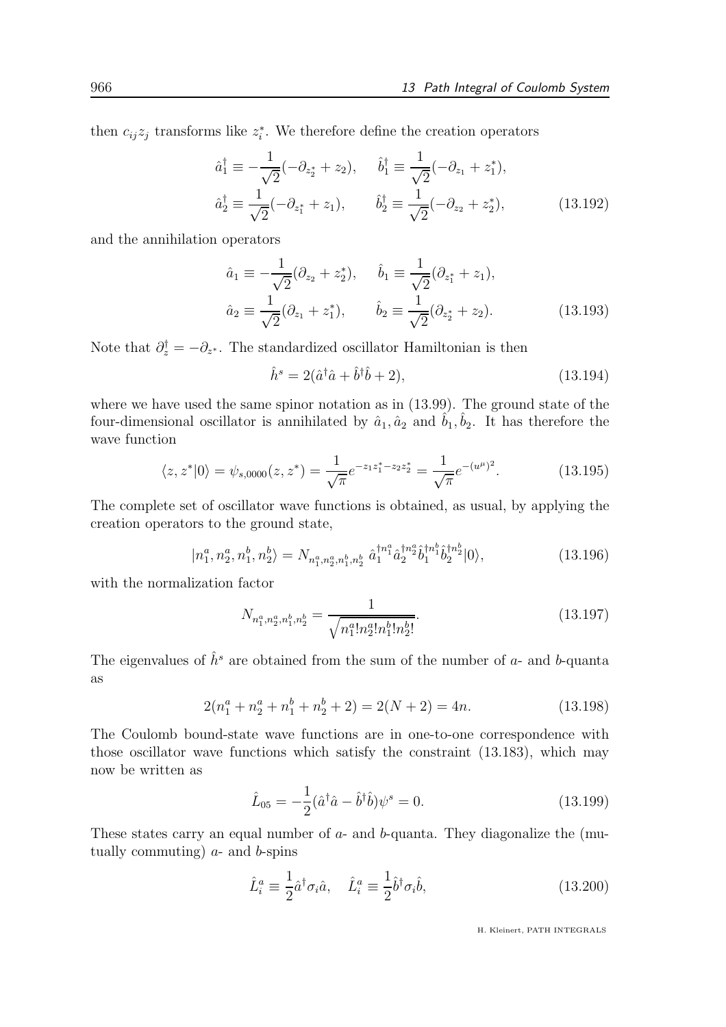then $c_{ij}z_j$ transforms like $z_i^*$. We therefore define the creation operators

$$
\hat{a}_1^\dagger \equiv -\frac{1}{\sqrt{2}}(-\partial_{z_2^*} + z_2), \qquad \hat{b}_1^\dagger \equiv \frac{1}{\sqrt{2}}(-\partial_{z_1} + z_1^*),
$$
$$
\hat{a}_2^\dagger \equiv \frac{1}{\sqrt{2}}(-\partial_{z_1^*} + z_1), \qquad \hat{b}_2^\dagger \equiv \frac{1}{\sqrt{2}}(-\partial_{z_2} + z_2^*), \tag{13.192}
$$

and the annihilation operators

$$
\hat{a}_1 \equiv -\frac{1}{\sqrt{2}}(\partial_{z_2} + z_2^*), \qquad \hat{b}_1 \equiv \frac{1}{\sqrt{2}}(\partial_{z_1^*} + z_1),
$$
$$
\hat{a}_2 \equiv \frac{1}{\sqrt{2}}(\partial_{z_1} + z_1^*), \qquad \hat{b}_2 \equiv \frac{1}{\sqrt{2}}(\partial_{z_2^*} + z_2). \tag{13.193}
$$

Note that $\partial_z^\dagger = -\partial_{z^*}$. The standardized oscillator Hamiltonian is then

$$
\hat{h}^s = 2(\hat{a}^\dagger \hat{a} + \hat{b}^\dagger \hat{b} + 2), \tag{13.194}
$$

where we have used the same spinor notation as in (13.99). The ground state of the four-dimensional oscillator is annihilated by $\hat{a}_1, \hat{a}_2$ and $\hat{b}_1, \hat{b}_2$. It has therefore the wave function

$$
\langle z, z^* | 0 \rangle = \psi_{s,0000}(z, z^*) = \frac{1}{\sqrt{\pi}} e^{-z_1 z_1^* - z_2 z_2^*} = \frac{1}{\sqrt{\pi}} e^{-(u^\mu)^2}. \tag{13.195}
$$

The complete set of oscillator wave functions is obtained, as usual, by applying the creation operators to the ground state,

$$
|n_1^a, n_2^a, n_1^b, n_2^b\rangle = N_{n_1^a, n_2^a, n_1^b, n_2^b} \; \hat{a}_1^{\dagger n_1^a} \hat{a}_2^{\dagger n_2^a} \hat{b}_1^{\dagger n_1^b} \hat{b}_2^{\dagger n_2^b} |0\rangle, \tag{13.196}
$$

with the normalization factor

$$
N_{n_1^a, n_2^a, n_1^b, n_2^b} = \frac{1}{\sqrt{n_1^a! n_2^a! n_1^b! n_2^b!}}. \tag{13.197}
$$

The eigenvalues of $\hat{h}^s$ are obtained from the sum of the number of $a$- and $b$-quanta as

$$
2(n_1^a + n_2^a + n_1^b + n_2^b + 2) = 2(N + 2) = 4n. \tag{13.198}
$$

The Coulomb bound-state wave functions are in one-to-one correspondence with those oscillator wave functions which satisfy the constraint (13.183), which may now be written as

$$
\hat{L}_{05} = -\frac{1}{2}(\hat{a}^\dagger \hat{a} - \hat{b}^\dagger \hat{b})\psi^s = 0. \tag{13.199}
$$

These states carry an equal number of $a$- and $b$-quanta. They diagonalize the (mutually commuting) $a$- and $b$-spins

$$
\hat{L}_i^a \equiv \frac{1}{2}\hat{a}^\dagger \sigma_i \hat{a}, \quad \hat{L}_i^a \equiv \frac{1}{2}\hat{b}^\dagger \sigma_i \hat{b}, \tag{13.200}
$$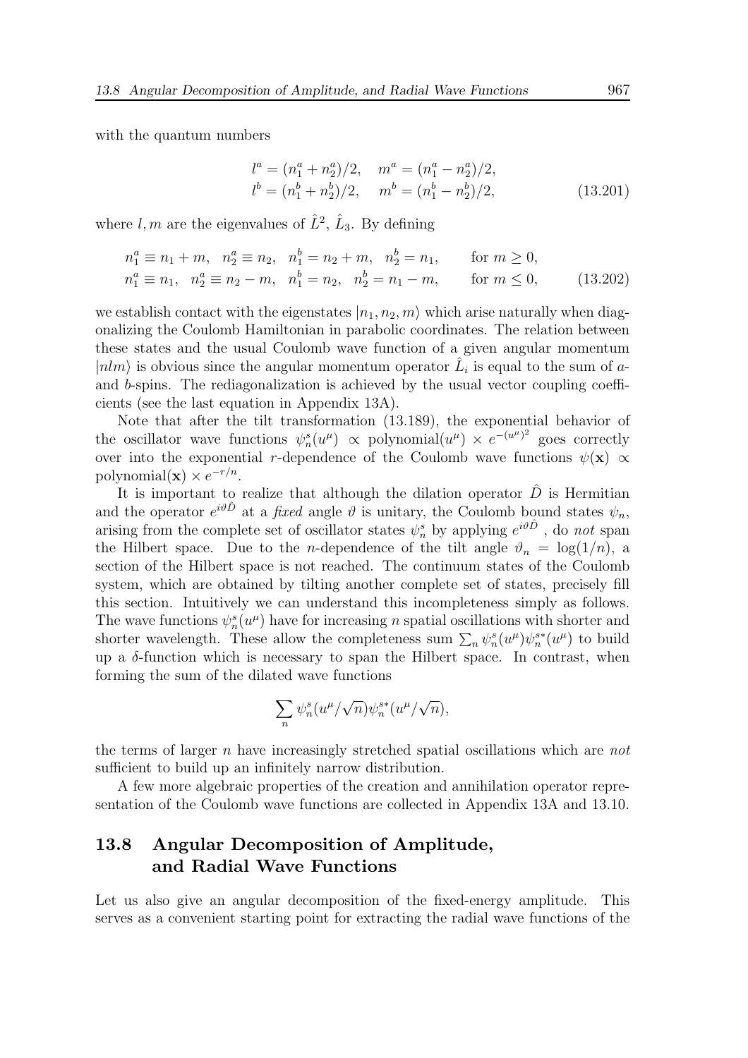with the quantum numbers

$$
\begin{aligned}
l^a &= (n_1^a + n_2^a)/2, \quad m^a = (n_1^a - n_2^a)/2, \\
l^b &= (n_1^b + n_2^b)/2, \quad m^b = (n_1^b - n_2^b)/2,
\end{aligned}
\tag{13.201}
$$

where $l, m$ are the eigenvalues of $\hat{L}^2$, $\hat{L}_3$. By defining

$$
\begin{aligned}
&n_1^a \equiv n_1 + m, \quad n_2^a \equiv n_2, \quad n_1^b = n_2 + m, \quad n_2^b = n_1, \qquad \text{for } m \geq 0, \\
&n_1^a \equiv n_1, \quad n_2^a \equiv n_2 - m, \quad n_1^b = n_2, \quad n_2^b = n_1 - m, \qquad \text{for } m \leq 0,
\end{aligned}
\tag{13.202}
$$

we establish contact with the eigenstates $|n_1, n_2, m\rangle$ which arise naturally when diagonalizing the Coulomb Hamiltonian in parabolic coordinates. The relation between these states and the usual Coulomb wave function of a given angular momentum $|nlm\rangle$ is obvious since the angular momentum operator $\hat{L}_i$ is equal to the sum of $a$- and $b$-spins. The rediagonalization is achieved by the usual vector coupling coefficients (see the last equation in Appendix 13A).

Note that after the tilt transformation (13.189), the exponential behavior of the oscillator wave functions $\psi_n^s(u^\mu) \propto \text{polynomial}(u^\mu) \times e^{-(u^\mu)^2}$ goes correctly over into the exponential $r$-dependence of the Coulomb wave functions $\psi(\mathbf{x}) \propto \text{polynomial}(\mathbf{x}) \times e^{-r/n}$.

It is important to realize that although the dilation operator $\hat{D}$ is Hermitian and the operator $e^{i\vartheta\hat{D}}$ at a *fixed* angle $\vartheta$ is unitary, the Coulomb bound states $\psi_n$, arising from the complete set of oscillator states $\psi_n^s$ by applying $e^{i\vartheta\hat{D}}$ , do *not* span the Hilbert space. Due to the $n$-dependence of the tilt angle $\vartheta_n = \log(1/n)$, a section of the Hilbert space is not reached. The continuum states of the Coulomb system, which are obtained by tilting another complete set of states, precisely fill this section. Intuitively we can understand this incompleteness simply as follows. The wave functions $\psi_n^s(u^\mu)$ have for increasing $n$ spatial oscillations with shorter and shorter wavelength. These allow the completeness sum $\sum_n \psi_n^s(u^\mu)\psi_n^{s*}(u^\mu)$ to build up a $\delta$-function which is necessary to span the Hilbert space. In contrast, when forming the sum of the dilated wave functions

$$
\sum_n \psi_n^s(u^\mu/\sqrt{n})\psi_n^{s*}(u^\mu/\sqrt{n}),
$$

the terms of larger $n$ have increasingly stretched spatial oscillations which are *not* sufficient to build up an infinitely narrow distribution.

A few more algebraic properties of the creation and annihilation operator representation of the Coulomb wave functions are collected in Appendix 13A and 13.10.

## 13.8 Angular Decomposition of Amplitude, and Radial Wave Functions

Let us also give an angular decomposition of the fixed-energy amplitude. This serves as a convenient starting point for extracting the radial wave functions of the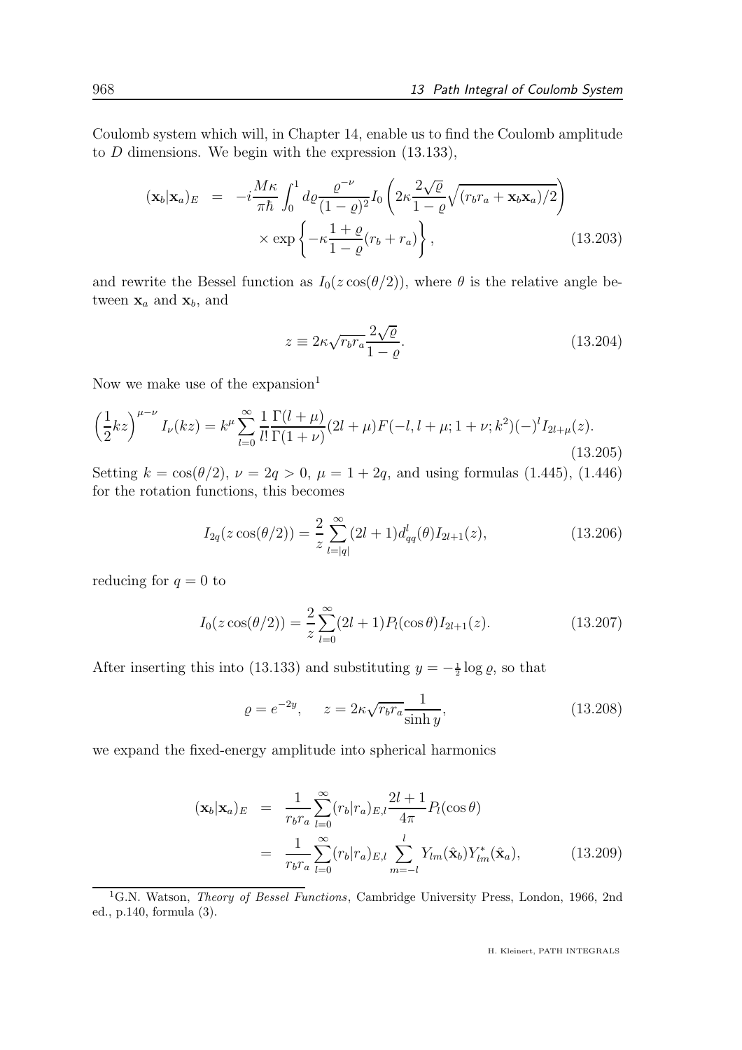Coulomb system which will, in Chapter 14, enable us to find the Coulomb amplitude to $D$ dimensions. We begin with the expression (13.133),

$$
\begin{aligned}
(\mathbf{x}_b|\mathbf{x}_a)_E &= -i\frac{M\kappa}{\pi\hbar}\int_0^1 d\varrho \frac{\varrho^{-\nu}}{(1-\varrho)^2} I_0\left(2\kappa\frac{2\sqrt{\varrho}}{1-\varrho}\sqrt{(r_b r_a + \mathbf{x}_b\mathbf{x}_a)/2}\right) \\
&\quad\times \exp\left\{-\kappa\frac{1+\varrho}{1-\varrho}(r_b+r_a)\right\},
\end{aligned}
\tag{13.203}
$$

and rewrite the Bessel function as $I_0(z\cos(\theta/2))$, where $\theta$ is the relative angle between $\mathbf{x}_a$ and $\mathbf{x}_b$, and

$$
z \equiv 2\kappa\sqrt{r_b r_a}\frac{2\sqrt{\varrho}}{1-\varrho}.
\tag{13.204}
$$

Now we make use of the expansion[1]

$$
\left(\frac{1}{2}kz\right)^{\mu-\nu} I_\nu(kz) = k^\mu \sum_{l=0}^{\infty} \frac{1}{l!}\frac{\Gamma(l+\mu)}{\Gamma(1+\nu)}(2l+\mu)F(-l,l+\mu;1+\nu;k^2)(-)^l I_{2l+\mu}(z).
\tag{13.205}
$$

Setting $k=\cos(\theta/2)$, $\nu=2q>0$, $\mu=1+2q$, and using formulas (1.445), (1.446) for the rotation functions, this becomes

$$
I_{2q}(z\cos(\theta/2)) = \frac{2}{z}\sum_{l=|q|}^{\infty}(2l+1)d^l_{qq}(\theta)I_{2l+1}(z),
\tag{13.206}
$$

reducing for $q=0$ to

$$
I_0(z\cos(\theta/2)) = \frac{2}{z}\sum_{l=0}^{\infty}(2l+1)P_l(\cos\theta)I_{2l+1}(z).
\tag{13.207}
$$

After inserting this into (13.133) and substituting $y=-\frac{1}{2}\log\varrho$, so that

$$
\varrho = e^{-2y}, \qquad z = 2\kappa\sqrt{r_b r_a}\frac{1}{\sinh y},
\tag{13.208}
$$

we expand the fixed-energy amplitude into spherical harmonics

$$
\begin{aligned}
(\mathbf{x}_b|\mathbf{x}_a)_E &= \frac{1}{r_b r_a}\sum_{l=0}^{\infty}(r_b|r_a)_{E,l}\frac{2l+1}{4\pi}P_l(\cos\theta) \\
&= \frac{1}{r_b r_a}\sum_{l=0}^{\infty}(r_b|r_a)_{E,l}\sum_{m=-l}^{l}Y_{lm}(\hat{\mathbf{x}}_b)Y^*_{lm}(\hat{\mathbf{x}}_a),
\end{aligned}
\tag{13.209}
$$

---

[1] G.N. Watson, *Theory of Bessel Functions*, Cambridge University Press, London, 1966, 2nd ed., p.140, formula (3).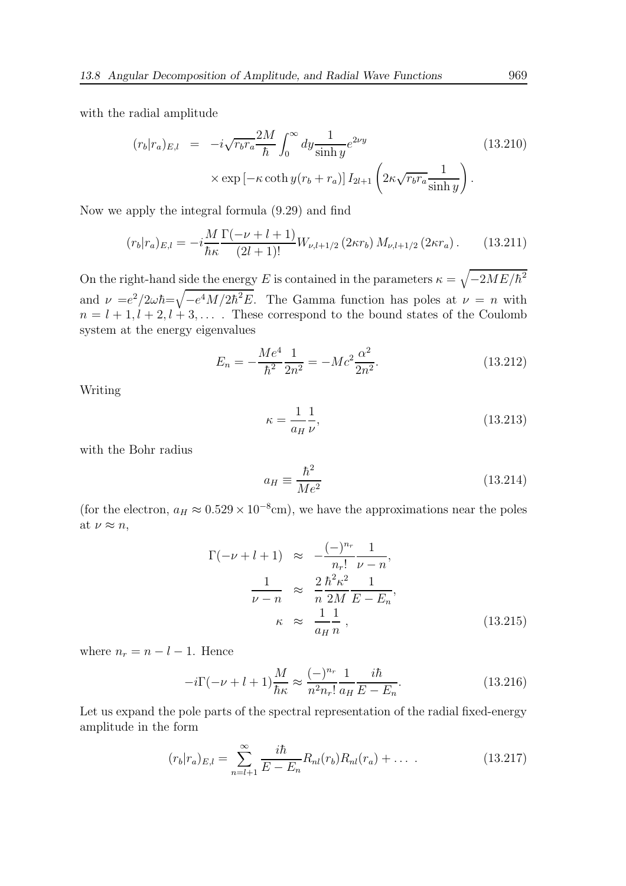with the radial amplitude

$$
\begin{aligned}
(r_b|r_a)_{E,l} &= -i\sqrt{r_b r_a}\frac{2M}{\hbar}\int_0^\infty dy \frac{1}{\sinh y}e^{2\nu y} \\
&\quad \times \exp\left[-\kappa \coth y (r_b+r_a)\right] I_{2l+1}\left(2\kappa\sqrt{r_b r_a}\frac{1}{\sinh y}\right).
\end{aligned} \tag{13.210}
$$

Now we apply the integral formula (9.29) and find

$$
(r_b|r_a)_{E,l} = -i\frac{M}{\hbar\kappa}\frac{\Gamma(-\nu+l+1)}{(2l+1)!}W_{\nu,l+1/2}(2\kappa r_b)\, M_{\nu,l+1/2}(2\kappa r_a). \tag{13.211}
$$

On the right-hand side the energy $E$ is contained in the parameters $\kappa = \sqrt{-2ME/\hbar^2}$ and $\nu = e^2/2\omega\hbar = \sqrt{-e^4 M/2\hbar^2 E}$. The Gamma function has poles at $\nu = n$ with $n = l+1, l+2, l+3, \dots$ . These correspond to the bound states of the Coulomb system at the energy eigenvalues

$$
E_n = -\frac{Me^4}{\hbar^2}\frac{1}{2n^2} = -Mc^2\frac{\alpha^2}{2n^2}. \tag{13.212}
$$

Writing

$$
\kappa = \frac{1}{a_H}\frac{1}{\nu}, \tag{13.213}
$$

with the Bohr radius

$$
a_H \equiv \frac{\hbar^2}{Me^2} \tag{13.214}
$$

(for the electron, $a_H \approx 0.529 \times 10^{-8}$cm), we have the approximations near the poles at $\nu \approx n$,

$$
\begin{aligned}
\Gamma(-\nu+l+1) &\approx -\frac{(-)^{n_r}}{n_r!}\frac{1}{\nu-n}, \\
\frac{1}{\nu-n} &\approx \frac{2}{n}\frac{\hbar^2\kappa^2}{2M}\frac{1}{E-E_n}, \\
\kappa &\approx \frac{1}{a_H}\frac{1}{n},
\end{aligned} \tag{13.215}
$$

where $n_r = n-l-1$. Hence

$$
-i\Gamma(-\nu+l+1)\frac{M}{\hbar\kappa} \approx \frac{(-)^{n_r}}{n^2 n_r!}\frac{1}{a_H}\frac{i\hbar}{E-E_n}. \tag{13.216}
$$

Let us expand the pole parts of the spectral representation of the radial fixed-energy amplitude in the form

$$
(r_b|r_a)_{E,l} = \sum_{n=l+1}^{\infty}\frac{i\hbar}{E-E_n}R_{nl}(r_b)R_{nl}(r_a) + \dots\ . \tag{13.217}
$$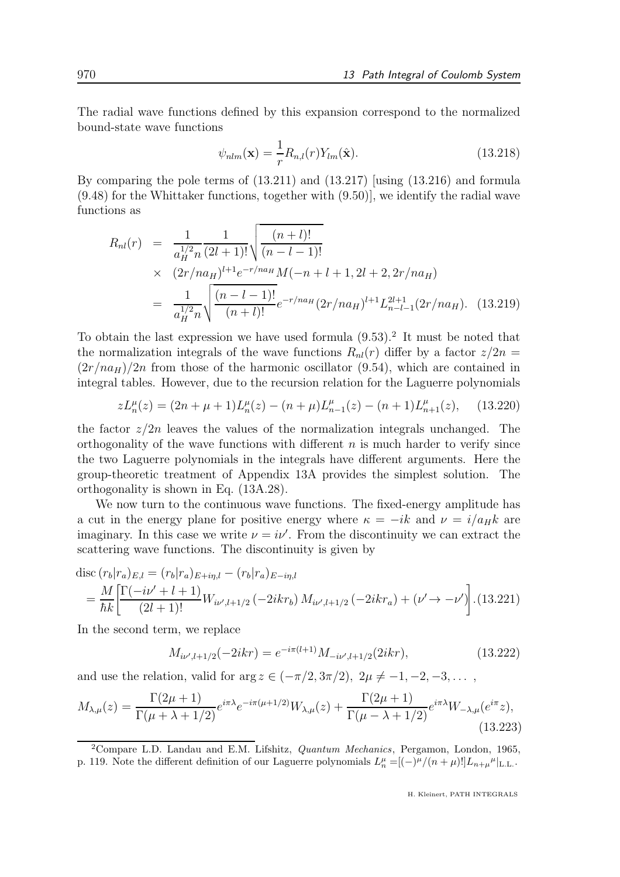The radial wave functions defined by this expansion correspond to the normalized bound-state wave functions

$$\psi_{nlm}(\mathbf{x}) = \frac{1}{r} R_{n,l}(r) Y_{lm}(\hat{\mathbf{x}}). \tag{13.218}$$

By comparing the pole terms of (13.211) and (13.217) [using (13.216) and formula (9.48) for the Whittaker functions, together with (9.50)], we identify the radial wave functions as

$$\begin{aligned}
R_{nl}(r) &= \frac{1}{a_H^{1/2} n} \frac{1}{(2l+1)!} \sqrt{\frac{(n+l)!}{(n-l-1)!}} \\
&\times (2r/na_H)^{l+1} e^{-r/na_H} M(-n+l+1, 2l+2, 2r/na_H) \\
&= \frac{1}{a_H^{1/2} n} \sqrt{\frac{(n-l-1)!}{(n+l)!}} e^{-r/na_H} (2r/na_H)^{l+1} L_{n-l-1}^{2l+1}(2r/na_H). \quad (13.219)
\end{aligned}$$

To obtain the last expression we have used formula (9.53).[2] It must be noted that the normalization integrals of the wave functions $R_{nl}(r)$ differ by a factor $z/2n = (2r/na_H)/2n$ from those of the harmonic oscillator (9.54), which are contained in integral tables. However, due to the recursion relation for the Laguerre polynomials

$$zL_n^\mu(z) = (2n+\mu+1)L_n^\mu(z) - (n+\mu)L_{n-1}^\mu(z) - (n+1)L_{n+1}^\mu(z), \tag{13.220}$$

the factor $z/2n$ leaves the values of the normalization integrals unchanged. The orthogonality of the wave functions with different $n$ is much harder to verify since the two Laguerre polynomials in the integrals have different arguments. Here the group-theoretic treatment of Appendix 13A provides the simplest solution. The orthogonality is shown in Eq. (13A.28).

We now turn to the continuous wave functions. The fixed-energy amplitude has a cut in the energy plane for positive energy where $\kappa = -ik$ and $\nu = i/a_H k$ are imaginary. In this case we write $\nu = i\nu'$. From the discontinuity we can extract the scattering wave functions. The discontinuity is given by

$$\begin{aligned}
&\text{disc}\,(r_b|r_a)_{E,l} = (r_b|r_a)_{E+i\eta,l} - (r_b|r_a)_{E-i\eta,l} \\
&= \frac{M}{\hbar k}\left[\frac{\Gamma(-i\nu'+l+1)}{(2l+1)!} W_{i\nu',l+1/2}\left(-2ikr_b\right) M_{i\nu',l+1/2}\left(-2ikr_a\right) + (\nu' \to -\nu')\right]. (13.221)
\end{aligned}$$

In the second term, we replace

$$M_{i\nu',l+1/2}(-2ikr) = e^{-i\pi(l+1)} M_{-i\nu',l+1/2}(2ikr), \tag{13.222}$$

and use the relation, valid for $\arg z \in (-\pi/2, 3\pi/2)$, $2\mu \neq -1, -2, -3, \dots$ ,

$$M_{\lambda,\mu}(z) = \frac{\Gamma(2\mu+1)}{\Gamma(\mu+\lambda+1/2)} e^{i\pi\lambda} e^{-i\pi(\mu+1/2)} W_{\lambda,\mu}(z) + \frac{\Gamma(2\mu+1)}{\Gamma(\mu-\lambda+1/2)} e^{i\pi\lambda} W_{-\lambda,\mu}(e^{i\pi}z), \tag{13.223}$$

---

[2] Compare L.D. Landau and E.M. Lifshitz, *Quantum Mechanics*, Pergamon, London, 1965, p. 119. Note the different definition of our Laguerre polynomials $L_n^\mu = [(-)^\mu/(n+\mu)!] L_{n+\mu}{}^\mu|_{\text{L.L.}}$.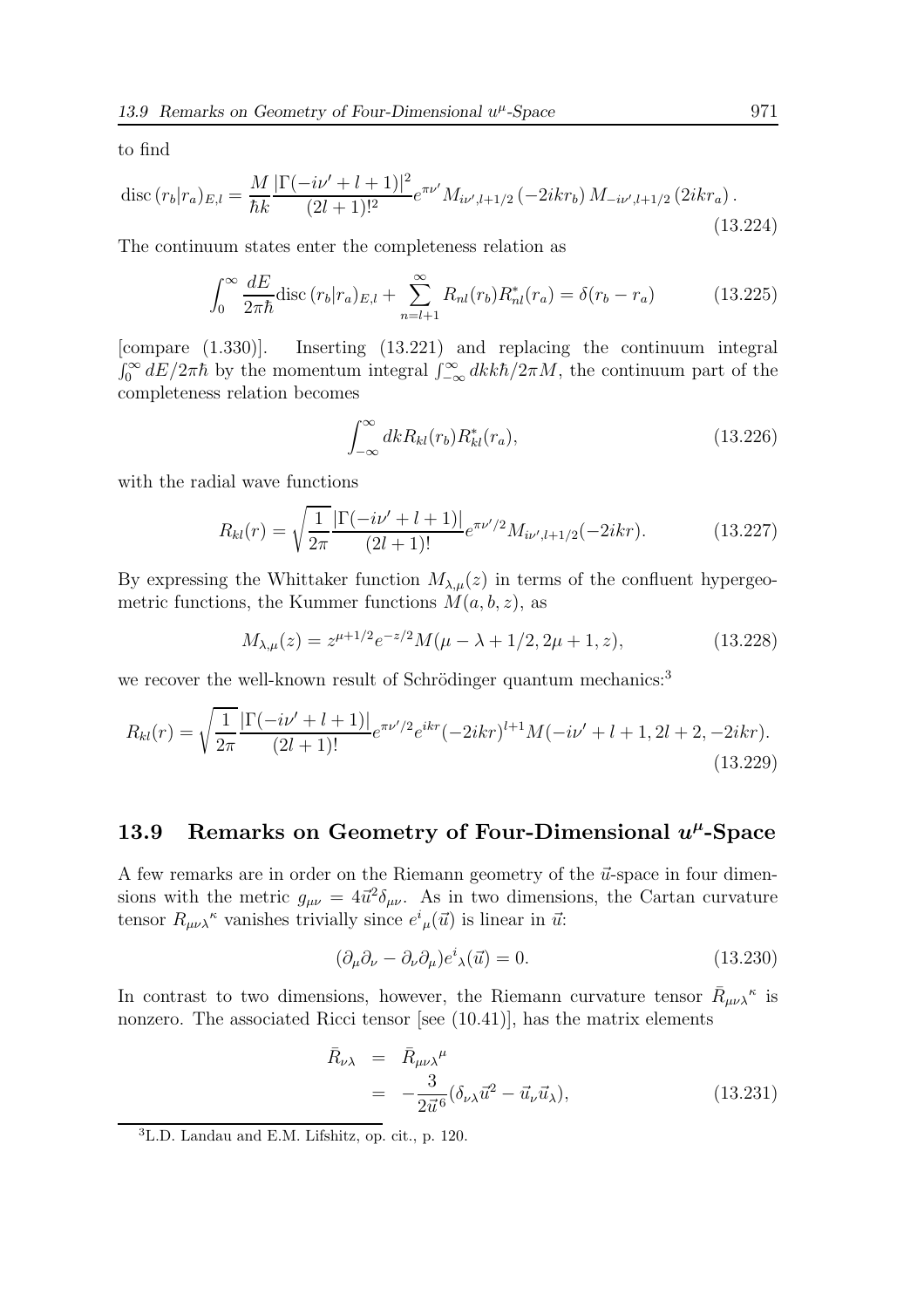to find

$$\operatorname{disc}(r_b|r_a)_{E,l} = \frac{M}{\hbar k}\frac{|\Gamma(-i\nu'+l+1)|^2}{(2l+1)!^2}e^{\pi\nu'}M_{i\nu',l+1/2}(-2ikr_b)\,M_{-i\nu',l+1/2}(2ikr_a)\,. \tag{13.224}$$

The continuum states enter the completeness relation as

$$\int_0^\infty \frac{dE}{2\pi\hbar}\operatorname{disc}(r_b|r_a)_{E,l} + \sum_{n=l+1}^{\infty} R_{nl}(r_b)R^*_{nl}(r_a) = \delta(r_b - r_a) \tag{13.225}$$

[compare (1.330)]. Inserting (13.221) and replacing the continuum integral $\int_0^\infty dE/2\pi\hbar$ by the momentum integral $\int_{-\infty}^\infty dk k\hbar/2\pi M$, the continuum part of the completeness relation becomes

$$\int_{-\infty}^{\infty} dk R_{kl}(r_b)R^*_{kl}(r_a), \tag{13.226}$$

with the radial wave functions

$$R_{kl}(r) = \sqrt{\frac{1}{2\pi}}\frac{|\Gamma(-i\nu'+l+1)|}{(2l+1)!}e^{\pi\nu'/2}M_{i\nu',l+1/2}(-2ikr). \tag{13.227}$$

By expressing the Whittaker function $M_{\lambda,\mu}(z)$ in terms of the confluent hypergeometric functions, the Kummer functions $M(a,b,z)$, as

$$M_{\lambda,\mu}(z) = z^{\mu+1/2}e^{-z/2}M(\mu - \lambda + 1/2, 2\mu + 1, z), \tag{13.228}$$

we recover the well-known result of Schrödinger quantum mechanics:[3]

$$R_{kl}(r) = \sqrt{\frac{1}{2\pi}}\frac{|\Gamma(-i\nu'+l+1)|}{(2l+1)!}e^{\pi\nu'/2}e^{ikr}(-2ikr)^{l+1}M(-i\nu'+l+1, 2l+2, -2ikr). \tag{13.229}$$

## 13.9 Remarks on Geometry of Four-Dimensional $u^\mu$-Space

A few remarks are in order on the Riemann geometry of the $\vec{u}$-space in four dimensions with the metric $g_{\mu\nu} = 4\vec{u}^2\delta_{\mu\nu}$. As in two dimensions, the Cartan curvature tensor $R_{\mu\nu\lambda}{}^\kappa$ vanishes trivially since $e^i{}_\mu(\vec{u})$ is linear in $\vec{u}$:

$$(\partial_\mu\partial_\nu - \partial_\nu\partial_\mu)e^i{}_\lambda(\vec{u}) = 0. \tag{13.230}$$

In contrast to two dimensions, however, the Riemann curvature tensor $\bar{R}_{\mu\nu\lambda}{}^\kappa$ is nonzero. The associated Ricci tensor [see (10.41)], has the matrix elements

$$\begin{aligned}\bar{R}_{\nu\lambda} &= \bar{R}_{\mu\nu\lambda}{}^\mu \\ &= -\frac{3}{2\vec{u}^6}(\delta_{\nu\lambda}\vec{u}^2 - \vec{u}_\nu\vec{u}_\lambda),\end{aligned} \tag{13.231}$$

[3] L.D. Landau and E.M. Lifshitz, op. cit., p. 120.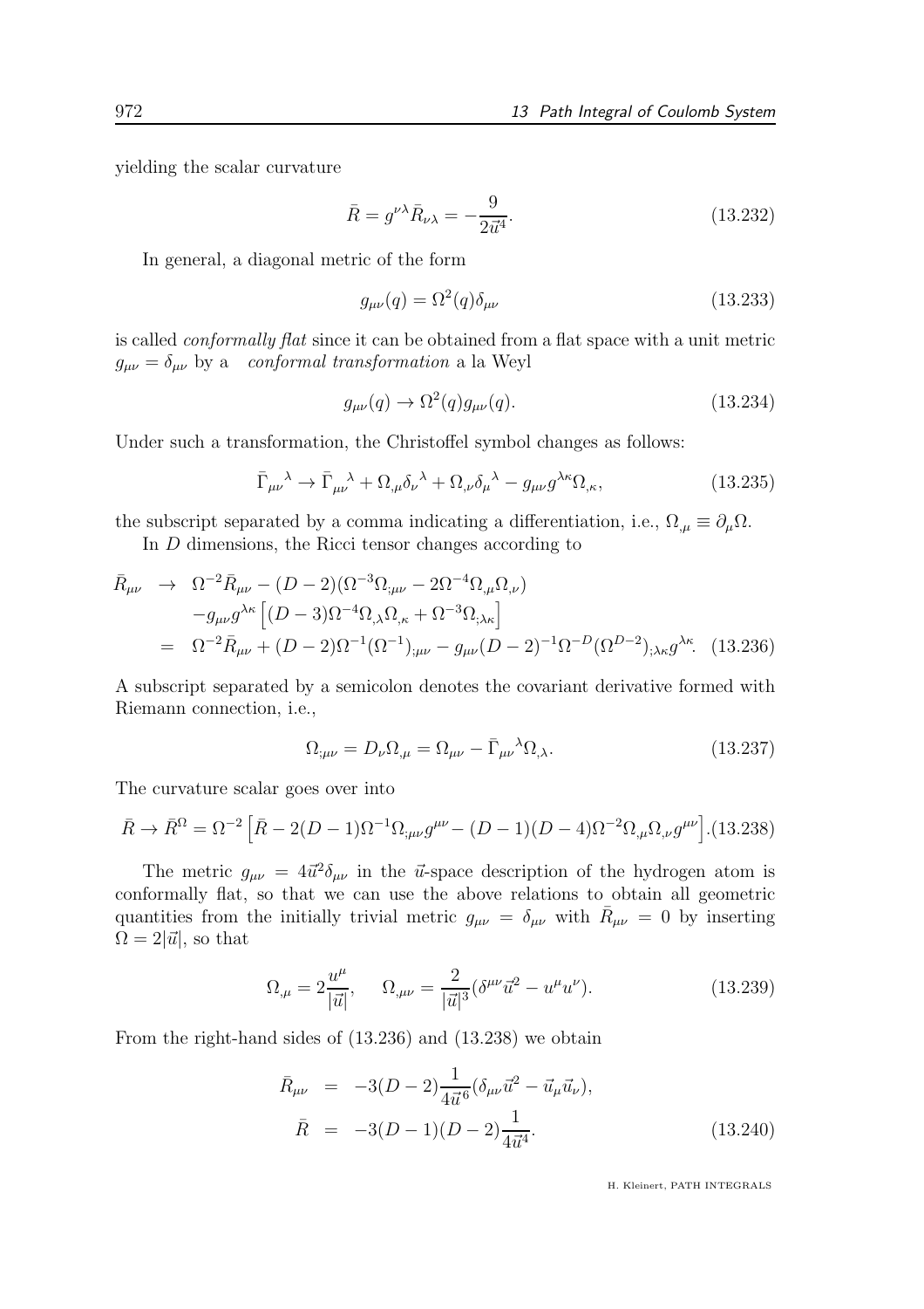yielding the scalar curvature

$$\bar{R} = g^{\nu\lambda}\bar{R}_{\nu\lambda} = -\frac{9}{2\vec{u}^4}. \tag{13.232}$$

In general, a diagonal metric of the form

$$g_{\mu\nu}(q) = \Omega^2(q)\delta_{\mu\nu} \tag{13.233}$$

is called *conformally flat* since it can be obtained from a flat space with a unit metric $g_{\mu\nu} = \delta_{\mu\nu}$ by a *conformal transformation* a la Weyl

$$g_{\mu\nu}(q) \to \Omega^2(q)g_{\mu\nu}(q). \tag{13.234}$$

Under such a transformation, the Christoffel symbol changes as follows:

$$\bar{\Gamma}_{\mu\nu}{}^{\lambda} \to \bar{\Gamma}_{\mu\nu}{}^{\lambda} + \Omega_{,\mu}\delta_{\nu}{}^{\lambda} + \Omega_{,\nu}\delta_{\mu}{}^{\lambda} - g_{\mu\nu}g^{\lambda\kappa}\Omega_{,\kappa}, \tag{13.235}$$

the subscript separated by a comma indicating a differentiation, i.e., $\Omega_{,\mu} \equiv \partial_\mu \Omega$.

In $D$ dimensions, the Ricci tensor changes according to

$$\begin{aligned}
\bar{R}_{\mu\nu} \;\;&\to\;\; \Omega^{-2}\bar{R}_{\mu\nu} - (D-2)(\Omega^{-3}\Omega_{;\mu\nu} - 2\Omega^{-4}\Omega_{,\mu}\Omega_{,\nu}) \\
&\quad\; - g_{\mu\nu}g^{\lambda\kappa}\left[(D-3)\Omega^{-4}\Omega_{,\lambda}\Omega_{,\kappa} + \Omega^{-3}\Omega_{;\lambda\kappa}\right] \\
&= \;\; \Omega^{-2}\bar{R}_{\mu\nu} + (D-2)\Omega^{-1}(\Omega^{-1})_{;\mu\nu} - g_{\mu\nu}(D-2)^{-1}\Omega^{-D}(\Omega^{D-2})_{;\lambda\kappa}g^{\lambda\kappa}.
\end{aligned} \tag{13.236}$$

A subscript separated by a semicolon denotes the covariant derivative formed with Riemann connection, i.e.,

$$\Omega_{;\mu\nu} = D_\nu \Omega_{,\mu} = \Omega_{\mu\nu} - \bar{\Gamma}_{\mu\nu}{}^{\lambda}\Omega_{,\lambda}. \tag{13.237}$$

The curvature scalar goes over into

$$\bar{R} \to \bar{R}^{\Omega} = \Omega^{-2}\left[\bar{R} - 2(D-1)\Omega^{-1}\Omega_{;\mu\nu}g^{\mu\nu} - (D-1)(D-4)\Omega^{-2}\Omega_{,\mu}\Omega_{,\nu}g^{\mu\nu}\right]. \tag{13.238}$$

The metric $g_{\mu\nu} = 4\vec{u}^2\delta_{\mu\nu}$ in the $\vec{u}$-space description of the hydrogen atom is conformally flat, so that we can use the above relations to obtain all geometric quantities from the initially trivial metric $g_{\mu\nu} = \delta_{\mu\nu}$ with $\bar{R}_{\mu\nu} = 0$ by inserting $\Omega = 2|\vec{u}|$, so that

$$\Omega_{,\mu} = 2\frac{u^\mu}{|\vec{u}|}, \qquad \Omega_{,\mu\nu} = \frac{2}{|\vec{u}|^3}(\delta^{\mu\nu}\vec{u}^2 - u^\mu u^\nu). \tag{13.239}$$

From the right-hand sides of (13.236) and (13.238) we obtain

$$\begin{aligned}
\bar{R}_{\mu\nu} &= -3(D-2)\frac{1}{4\vec{u}^6}(\delta_{\mu\nu}\vec{u}^2 - \vec{u}_\mu\vec{u}_\nu), \\
\bar{R} &= -3(D-1)(D-2)\frac{1}{4\vec{u}^4}.
\end{aligned} \tag{13.240}$$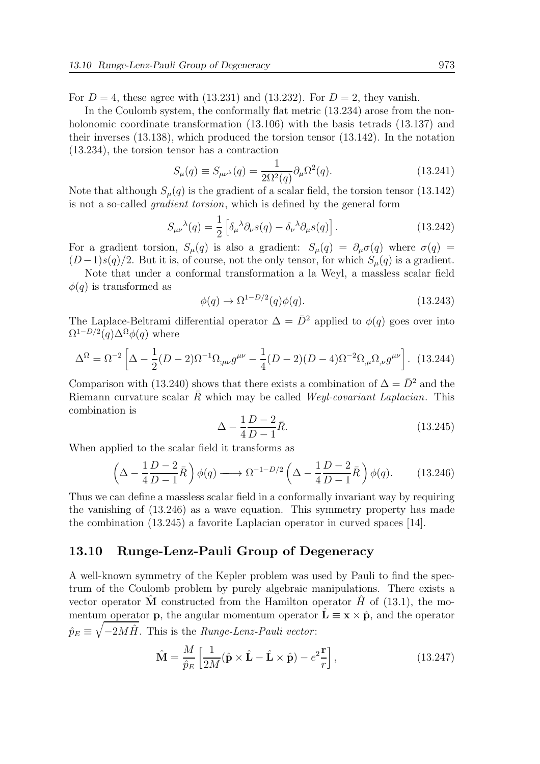For $D = 4$, these agree with (13.231) and (13.232). For $D = 2$, they vanish.

In the Coulomb system, the conformally flat metric (13.234) arose from the nonholonomic coordinate transformation (13.106) with the basis tetrads (13.137) and their inverses (13.138), which produced the torsion tensor (13.142). In the notation (13.234), the torsion tensor has a contraction

$$S_\mu(q) \equiv S_{\mu\nu^\lambda}(q) = \frac{1}{2\Omega^2(q)}\partial_\mu \Omega^2(q). \tag{13.241}$$

Note that although $S_\mu(q)$ is the gradient of a scalar field, the torsion tensor (13.142) is not a so-called *gradient torsion*, which is defined by the general form

$$S_{\mu\nu}{}^\lambda(q) = \frac{1}{2}\left[\delta_\mu{}^\lambda \partial_\nu s(q) - \delta_\nu{}^\lambda \partial_\mu s(q)\right]. \tag{13.242}$$

For a gradient torsion, $S_\mu(q)$ is also a gradient: $S_\mu(q) = \partial_\mu \sigma(q)$ where $\sigma(q) = (D-1)s(q)/2$. But it is, of course, not the only tensor, for which $S_\mu(q)$ is a gradient.

Note that under a conformal transformation a la Weyl, a massless scalar field $\phi(q)$ is transformed as

$$\phi(q) \to \Omega^{1-D/2}(q)\phi(q). \tag{13.243}$$

The Laplace-Beltrami differential operator $\Delta = \bar{D}^2$ applied to $\phi(q)$ goes over into $\Omega^{1-D/2}(q)\Delta^\Omega \phi(q)$ where

$$\Delta^\Omega = \Omega^{-2}\left[\Delta - \frac{1}{2}(D-2)\Omega^{-1}\Omega_{;\mu\nu}g^{\mu\nu} - \frac{1}{4}(D-2)(D-4)\Omega^{-2}\Omega_{,\mu}\Omega_{,\nu}g^{\mu\nu}\right]. \tag{13.244}$$

Comparison with (13.240) shows that there exists a combination of $\Delta = \bar{D}^2$ and the Riemann curvature scalar $\bar{R}$ which may be called *Weyl-covariant Laplacian*. This combination is

$$\Delta - \frac{1}{4}\frac{D-2}{D-1}\bar{R}. \tag{13.245}$$

When applied to the scalar field it transforms as

$$\left(\Delta - \frac{1}{4}\frac{D-2}{D-1}\bar{R}\right)\phi(q) \longrightarrow \Omega^{-1-D/2}\left(\Delta - \frac{1}{4}\frac{D-2}{D-1}\bar{R}\right)\phi(q). \tag{13.246}$$

Thus we can define a massless scalar field in a conformally invariant way by requiring the vanishing of (13.246) as a wave equation. This symmetry property has made the combination (13.245) a favorite Laplacian operator in curved spaces [14].

## 13.10 Runge-Lenz-Pauli Group of Degeneracy

A well-known symmetry of the Kepler problem was used by Pauli to find the spectrum of the Coulomb problem by purely algebraic manipulations. There exists a vector operator $\hat{\mathbf{M}}$ constructed from the Hamilton operator $\hat{H}$ of (13.1), the momentum operator $\mathbf{p}$, the angular momentum operator $\hat{\mathbf{L}} \equiv \mathbf{x} \times \hat{\mathbf{p}}$, and the operator $\hat{p}_E \equiv \sqrt{-2M\hat{H}}$. This is the *Runge-Lenz-Pauli vector*:

$$\hat{\mathbf{M}} = \frac{M}{\hat{p}_E}\left[\frac{1}{2M}(\hat{\mathbf{p}} \times \hat{\mathbf{L}} - \hat{\mathbf{L}} \times \hat{\mathbf{p}}) - e^2\frac{\mathbf{r}}{r}\right], \tag{13.247}$$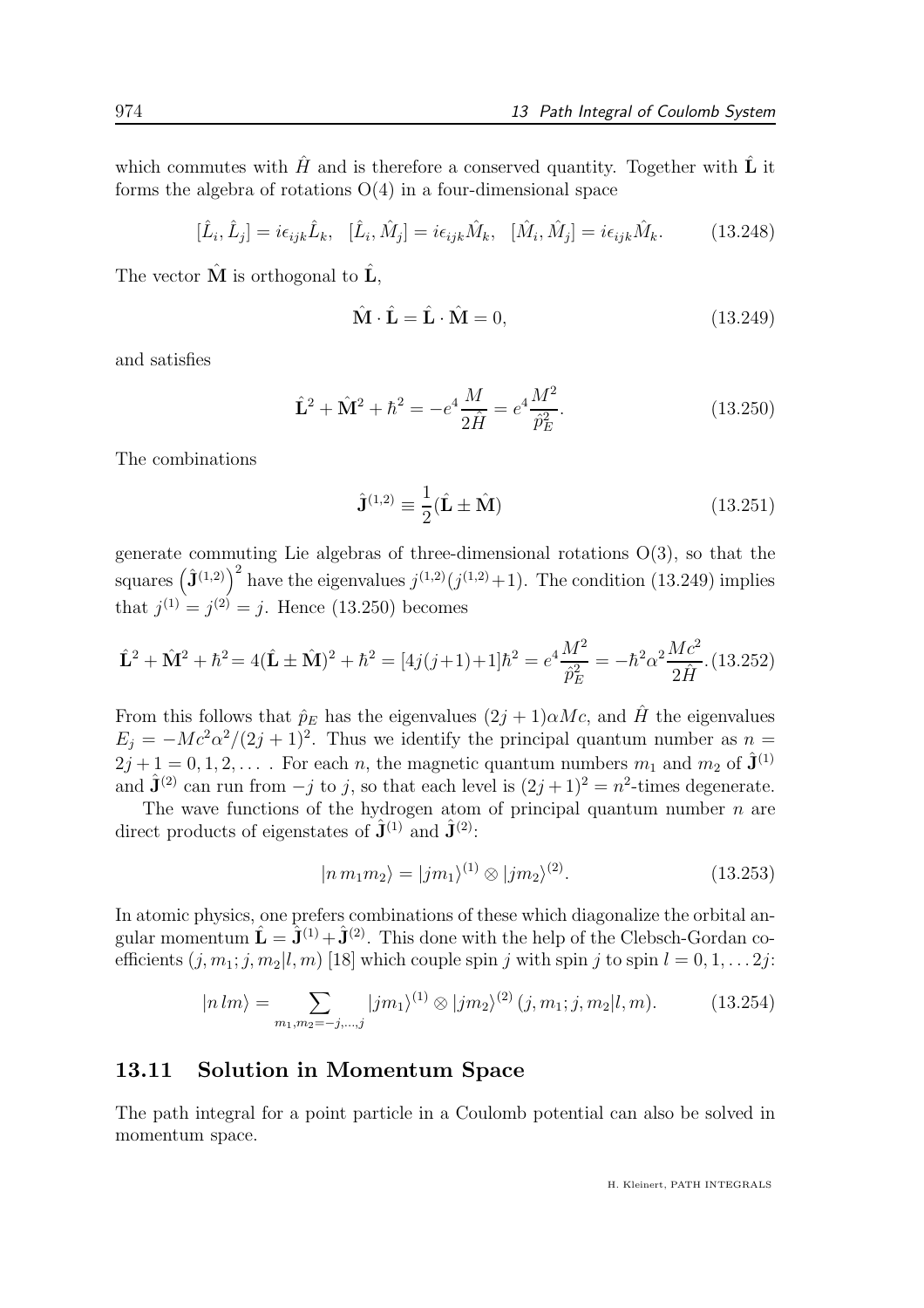which commutes with $\hat{H}$ and is therefore a conserved quantity. Together with $\hat{\mathbf{L}}$ it forms the algebra of rotations O(4) in a four-dimensional space

$$[\hat{L}_i, \hat{L}_j] = i\epsilon_{ijk}\hat{L}_k, \quad [\hat{L}_i, \hat{M}_j] = i\epsilon_{ijk}\hat{M}_k, \quad [\hat{M}_i, \hat{M}_j] = i\epsilon_{ijk}\hat{M}_k. \tag{13.248}$$

The vector $\hat{\mathbf{M}}$ is orthogonal to $\hat{\mathbf{L}}$,

$$\hat{\mathbf{M}} \cdot \hat{\mathbf{L}} = \hat{\mathbf{L}} \cdot \hat{\mathbf{M}} = 0, \tag{13.249}$$

and satisfies

$$\hat{\mathbf{L}}^2 + \hat{\mathbf{M}}^2 + \hbar^2 = -e^4 \frac{M}{2\hat{H}} = e^4 \frac{M^2}{\hat{p}_E^2}. \tag{13.250}$$

The combinations

$$\hat{\mathbf{J}}^{(1,2)} \equiv \frac{1}{2}(\hat{\mathbf{L}} \pm \hat{\mathbf{M}}) \tag{13.251}$$

generate commuting Lie algebras of three-dimensional rotations O(3), so that the squares $\left(\hat{\mathbf{J}}^{(1,2)}\right)^2$ have the eigenvalues $j^{(1,2)}(j^{(1,2)}+1)$. The condition (13.249) implies that $j^{(1)} = j^{(2)} = j$. Hence (13.250) becomes

$$\hat{\mathbf{L}}^2 + \hat{\mathbf{M}}^2 + \hbar^2 = 4(\hat{\mathbf{L}} \pm \hat{\mathbf{M}})^2 + \hbar^2 = [4j(j+1)+1]\hbar^2 = e^4 \frac{M^2}{\hat{p}_E^2} = -\hbar^2 \alpha^2 \frac{Mc^2}{2\hat{H}}. \tag{13.252}$$

From this follows that $\hat{p}_E$ has the eigenvalues $(2j+1)\alpha Mc$, and $\hat{H}$ the eigenvalues $E_j = -Mc^2\alpha^2/(2j+1)^2$. Thus we identify the principal quantum number as $n = 2j+1 = 0, 1, 2, \ldots$ . For each $n$, the magnetic quantum numbers $m_1$ and $m_2$ of $\hat{\mathbf{J}}^{(1)}$ and $\hat{\mathbf{J}}^{(2)}$ can run from $-j$ to $j$, so that each level is $(2j+1)^2 = n^2$-times degenerate.

The wave functions of the hydrogen atom of principal quantum number $n$ are direct products of eigenstates of $\hat{\mathbf{J}}^{(1)}$ and $\hat{\mathbf{J}}^{(2)}$:

$$|n\, m_1 m_2\rangle = |j m_1\rangle^{(1)} \otimes |j m_2\rangle^{(2)}. \tag{13.253}$$

In atomic physics, one prefers combinations of these which diagonalize the orbital angular momentum $\hat{\mathbf{L}} = \hat{\mathbf{J}}^{(1)} + \hat{\mathbf{J}}^{(2)}$. This done with the help of the Clebsch-Gordan coefficients $(j, m_1; j, m_2|l, m)$ [18] which couple spin $j$ with spin $j$ to spin $l = 0, 1, \ldots 2j$:

$$|n\, lm\rangle = \sum_{m_1, m_2 = -j, \ldots, j} |j m_1\rangle^{(1)} \otimes |j m_2\rangle^{(2)} \, (j, m_1; j, m_2|l, m). \tag{13.254}$$

## 13.11 Solution in Momentum Space

The path integral for a point particle in a Coulomb potential can also be solved in momentum space.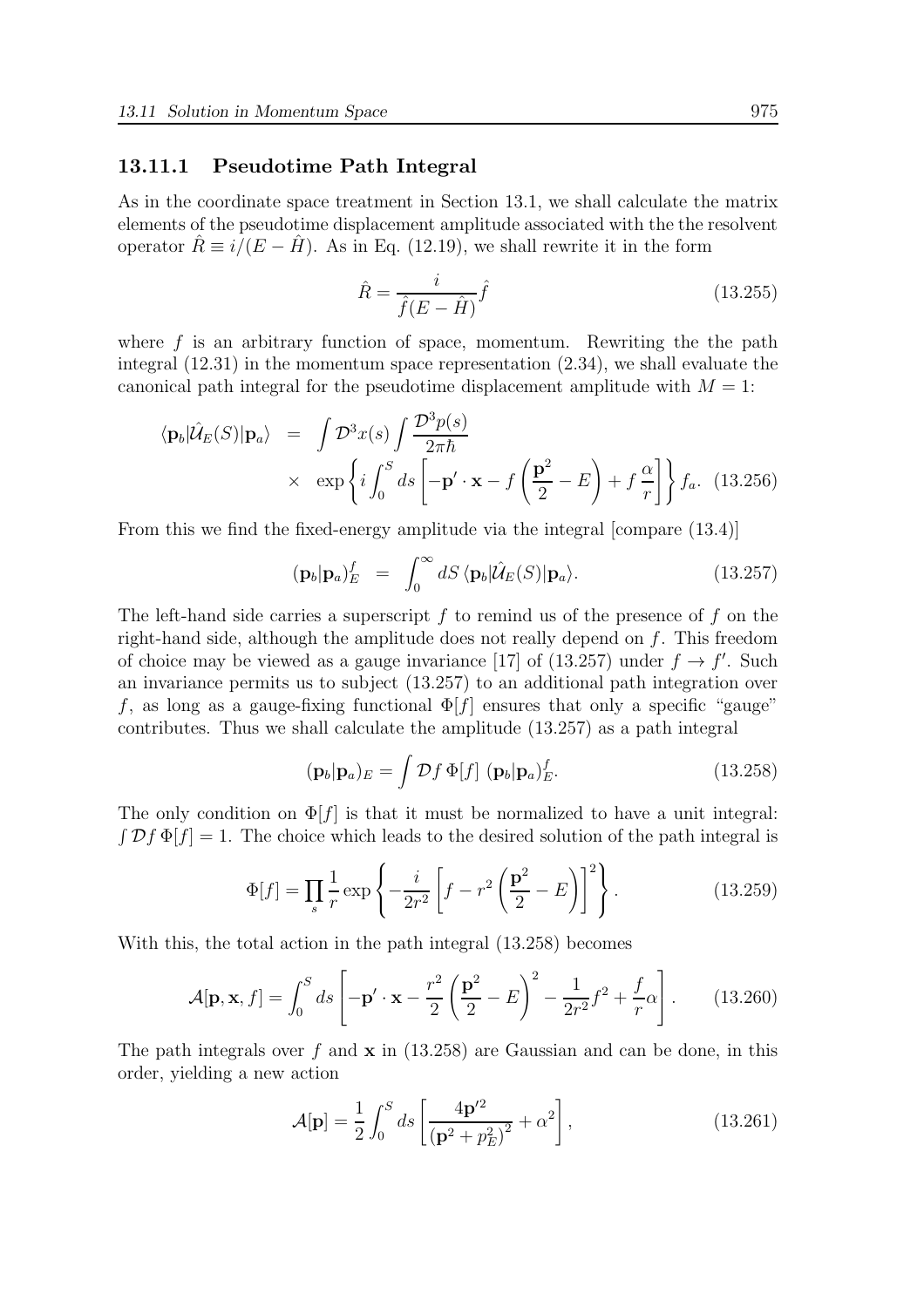### 13.11.1 Pseudotime Path Integral

As in the coordinate space treatment in Section 13.1, we shall calculate the matrix elements of the pseudotime displacement amplitude associated with the the resolvent operator $\hat{R} \equiv i/(E - \hat{H})$. As in Eq. (12.19), we shall rewrite it in the form

$$\hat{R} = \frac{i}{\hat{f}(E - \hat{H})} \hat{f} \tag{13.255}$$

where $f$ is an arbitrary function of space, momentum. Rewriting the the path integral (12.31) in the momentum space representation (2.34), we shall evaluate the canonical path integral for the pseudotime displacement amplitude with $M = 1$:

$$\langle \mathbf{p}_b | \hat{\mathcal{U}}_E(S) | \mathbf{p}_a \rangle = \int \mathcal{D}^3 x(s) \int \frac{\mathcal{D}^3 p(s)}{2\pi\hbar} \times \exp\left\{ i \int_0^S ds \left[ -\mathbf{p}' \cdot \mathbf{x} - f\left(\frac{\mathbf{p}^2}{2} - E\right) + f\,\frac{\alpha}{r} \right] \right\} f_a. \tag{13.256}$$

From this we find the fixed-energy amplitude via the integral [compare (13.4)]

$$(\mathbf{p}_b | \mathbf{p}_a)_E^f = \int_0^\infty dS \, \langle \mathbf{p}_b | \hat{\mathcal{U}}_E(S) | \mathbf{p}_a \rangle. \tag{13.257}$$

The left-hand side carries a superscript $f$ to remind us of the presence of $f$ on the right-hand side, although the amplitude does not really depend on $f$. This freedom of choice may be viewed as a gauge invariance [17] of (13.257) under $f \to f'$. Such an invariance permits us to subject (13.257) to an additional path integration over $f$, as long as a gauge-fixing functional $\Phi[f]$ ensures that only a specific "gauge" contributes. Thus we shall calculate the amplitude (13.257) as a path integral

$$(\mathbf{p}_b | \mathbf{p}_a)_E = \int \mathcal{D}f \, \Phi[f] \; (\mathbf{p}_b | \mathbf{p}_a)_E^f. \tag{13.258}$$

The only condition on $\Phi[f]$ is that it must be normalized to have a unit integral: $\int \mathcal{D}f \, \Phi[f] = 1$. The choice which leads to the desired solution of the path integral is

$$\Phi[f] = \prod_s \frac{1}{r} \exp\left\{ -\frac{i}{2r^2} \left[ f - r^2 \left( \frac{\mathbf{p}^2}{2} - E \right) \right]^2 \right\}. \tag{13.259}$$

With this, the total action in the path integral (13.258) becomes

$$\mathcal{A}[\mathbf{p}, \mathbf{x}, f] = \int_0^S ds \left[ -\mathbf{p}' \cdot \mathbf{x} - \frac{r^2}{2} \left( \frac{\mathbf{p}^2}{2} - E \right)^2 - \frac{1}{2r^2} f^2 + \frac{f}{r} \alpha \right]. \tag{13.260}$$

The path integrals over $f$ and $\mathbf{x}$ in (13.258) are Gaussian and can be done, in this order, yielding a new action

$$\mathcal{A}[\mathbf{p}] = \frac{1}{2} \int_0^S ds \left[ \frac{4\mathbf{p}'^2}{\left(\mathbf{p}^2 + p_E^2\right)^2} + \alpha^2 \right], \tag{13.261}$$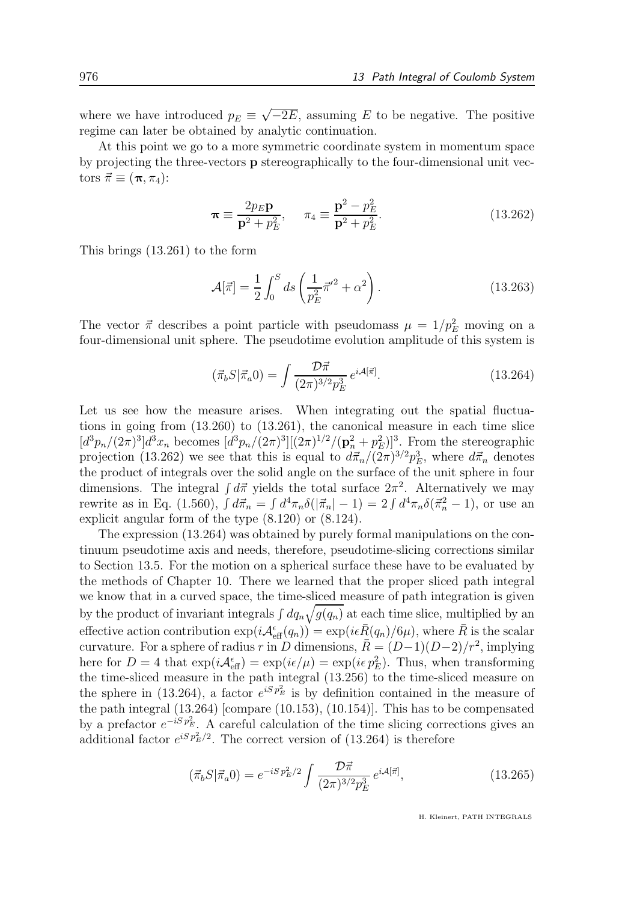where we have introduced $p_E \equiv \sqrt{-2E}$, assuming $E$ to be negative. The positive regime can later be obtained by analytic continuation.

At this point we go to a more symmetric coordinate system in momentum space by projecting the three-vectors $\mathbf{p}$ stereographically to the four-dimensional unit vectors $\vec{\pi} \equiv (\boldsymbol{\pi}, \pi_4)$:

$$\boldsymbol{\pi} \equiv \frac{2p_E\mathbf{p}}{\mathbf{p}^2 + p_E^2}, \quad \pi_4 \equiv \frac{\mathbf{p}^2 - p_E^2}{\mathbf{p}^2 + p_E^2}. \tag{13.262}$$

This brings (13.261) to the form

$$\mathcal{A}[\vec{\pi}] = \frac{1}{2}\int_0^S ds \left(\frac{1}{p_E^2}\vec{\pi}'^2 + \alpha^2\right). \tag{13.263}$$

The vector $\vec{\pi}$ describes a point particle with pseudomass $\mu = 1/p_E^2$ moving on a four-dimensional unit sphere. The pseudotime evolution amplitude of this system is

$$(\vec{\pi}_b S|\vec{\pi}_a 0) = \int \frac{\mathcal{D}\vec{\pi}}{(2\pi)^{3/2}p_E^3}\, e^{i\mathcal{A}[\vec{\pi}]}. \tag{13.264}$$

Let us see how the measure arises. When integrating out the spatial fluctuations in going from (13.260) to (13.261), the canonical measure in each time slice $[d^3p_n/(2\pi)^3]d^3x_n$ becomes $[d^3p_n/(2\pi)^3][(2\pi)^{1/2}/(\mathbf{p}_n^2+p_E^2)]^3$. From the stereographic projection (13.262) we see that this is equal to $d\vec{\pi}_n/(2\pi)^{3/2}p_E^3$, where $d\vec{\pi}_n$ denotes the product of integrals over the solid angle on the surface of the unit sphere in four dimensions. The integral $\int d\vec{\pi}$ yields the total surface $2\pi^2$. Alternatively we may rewrite as in Eq. (1.560), $\int d\vec{\pi}_n = \int d^4\pi_n \delta(|\vec{\pi}_n|-1) = 2\int d^4\pi_n\delta(\vec{\pi}_n^2-1)$, or use an explicit angular form of the type (8.120) or (8.124).

The expression (13.264) was obtained by purely formal manipulations on the continuum pseudotime axis and needs, therefore, pseudotime-slicing corrections similar to Section 13.5. For the motion on a spherical surface these have to be evaluated by the methods of Chapter 10. There we learned that the proper sliced path integral we know that in a curved space, the time-sliced measure of path integration is given by the product of invariant integrals $\int dq_n\sqrt{g(q_n)}$ at each time slice, multiplied by an effective action contribution $\exp(i\mathcal{A}_{\rm eff}^{\epsilon}(q_n)) = \exp(i\epsilon\bar{R}(q_n)/6\mu)$, where $\bar{R}$ is the scalar curvature. For a sphere of radius $r$ in $D$ dimensions, $\bar{R} = (D-1)(D-2)/r^2$, implying here for $D=4$ that $\exp(i\mathcal{A}_{\rm eff}^{\epsilon}) = \exp(i\epsilon/\mu) = \exp(i\epsilon\, p_E^2)$. Thus, when transforming the time-sliced measure in the path integral (13.256) to the time-sliced measure on the sphere in (13.264), a factor $e^{iS\,p_E^2}$ is by definition contained in the measure of the path integral (13.264) [compare (10.153), (10.154)]. This has to be compensated by a prefactor $e^{-iS\,p_E^2}$. A careful calculation of the time slicing corrections gives an additional factor $e^{iS\,p_E^2/2}$. The correct version of (13.264) is therefore

$$(\vec{\pi}_b S|\vec{\pi}_a 0) = e^{-iS\,p_E^2/2}\int \frac{\mathcal{D}\vec{\pi}}{(2\pi)^{3/2}p_E^3}\, e^{i\mathcal{A}[\vec{\pi}]}, \tag{13.265}$$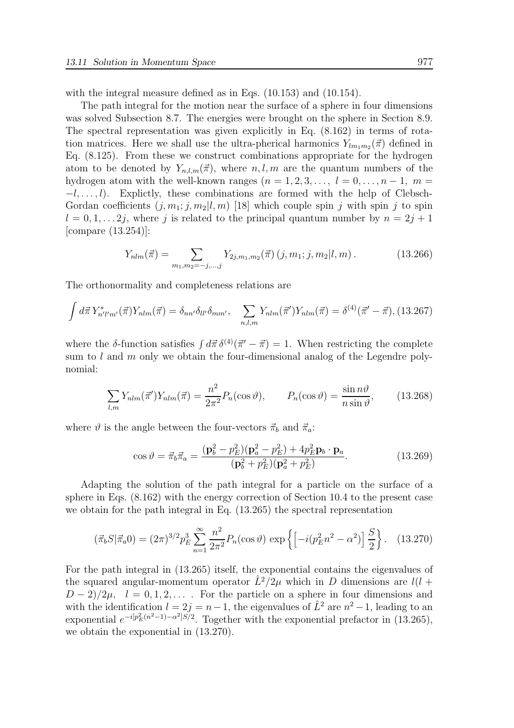with the integral measure defined as in Eqs. (10.153) and (10.154).

The path integral for the motion near the surface of a sphere in four dimensions was solved Subsection 8.7. The energies were brought on the sphere in Section 8.9. The spectral representation was given explicitly in Eq. (8.162) in terms of rotation matrices. Here we shall use the ultra-pherical harmonics $Y_{lm_1m_2}(\vec{\pi})$ defined in Eq. (8.125). From these we construct combinations appropriate for the hydrogen atom to be denoted by $Y_{n,l,m}(\vec{\pi})$, where $n, l, m$ are the quantum numbers of the hydrogen atom with the well-known ranges $(n = 1, 2, 3, \ldots,\ l = 0, \ldots, n-1,\ m = -l, \ldots, l)$. Explictly, these combinations are formed with the help of Clebsch-Gordan coefficients $(j, m_1; j, m_2|l, m)$ [18] which couple spin $j$ with spin $j$ to spin $l = 0, 1, \ldots 2j$, where $j$ is related to the principal quantum number by $n = 2j + 1$ [compare (13.254)]:

$$Y_{nlm}(\vec{\pi}) = \sum_{m_1,m_2=-j,\ldots,j} Y_{2j,m_1,m_2}(\vec{\pi})\,(j, m_1; j, m_2|l, m)\,. \tag{13.266}$$

The orthonormality and completeness relations are

$$\int d\vec{\pi}\, Y^*_{n'l'm'}(\vec{\pi}) Y_{nlm}(\vec{\pi}) = \delta_{nn'}\delta_{ll'}\delta_{mm'}, \quad \sum_{n,l,m} Y_{nlm}(\vec{\pi}') Y_{nlm}(\vec{\pi}) = \delta^{(4)}(\vec{\pi}' - \vec{\pi}), \tag{13.267}$$

where the $\delta$-function satisfies $\int d\vec{\pi}\, \delta^{(4)}(\vec{\pi}' - \vec{\pi}) = 1$. When restricting the complete sum to $l$ and $m$ only we obtain the four-dimensional analog of the Legendre polynomial:

$$\sum_{l,m} Y_{nlm}(\vec{\pi}') Y_{nlm}(\vec{\pi}) = \frac{n^2}{2\pi^2} P_n(\cos\vartheta), \qquad P_n(\cos\vartheta) = \frac{\sin n\vartheta}{n \sin\vartheta}, \tag{13.268}$$

where $\vartheta$ is the angle between the four-vectors $\vec{\pi}_b$ and $\vec{\pi}_a$:

$$\cos\vartheta = \vec{\pi}_b \vec{\pi}_a = \frac{(\mathbf{p}_b^2 - p_E^2)(\mathbf{p}_a^2 - p_E^2) + 4p_E^2 \mathbf{p}_b \cdot \mathbf{p}_a}{(\mathbf{p}_b^2 + p_E^2)(\mathbf{p}_a^2 + p_E^2)}. \tag{13.269}$$

Adapting the solution of the path integral for a particle on the surface of a sphere in Eqs. (8.162) with the energy correction of Section 10.4 to the present case we obtain for the path integral in Eq. (13.265) the spectral representation

$$(\vec{\pi}_b S|\vec{\pi}_a 0) = (2\pi)^{3/2} p_E^3 \sum_{n=1}^{\infty} \frac{n^2}{2\pi^2} P_n(\cos\vartheta) \exp\left\{\left[-i(p_E^2 n^2 - \alpha^2)\right] \frac{S}{2}\right\}. \tag{13.270}$$

For the path integral in (13.265) itself, the exponential contains the eigenvalues of the squared angular-momentum operator $\hat{L}^2/2\mu$ which in $D$ dimensions are $l(l + D - 2)/2\mu,\ \ l = 0, 1, 2, \ldots$ . For the particle on a sphere in four dimensions and with the identification $l = 2j = n-1$, the eigenvalues of $\hat{L}^2$ are $n^2 - 1$, leading to an exponential $e^{-i[p_E^2(n^2-1)-\alpha^2]S/2}$. Together with the exponential prefactor in (13.265), we obtain the exponential in (13.270).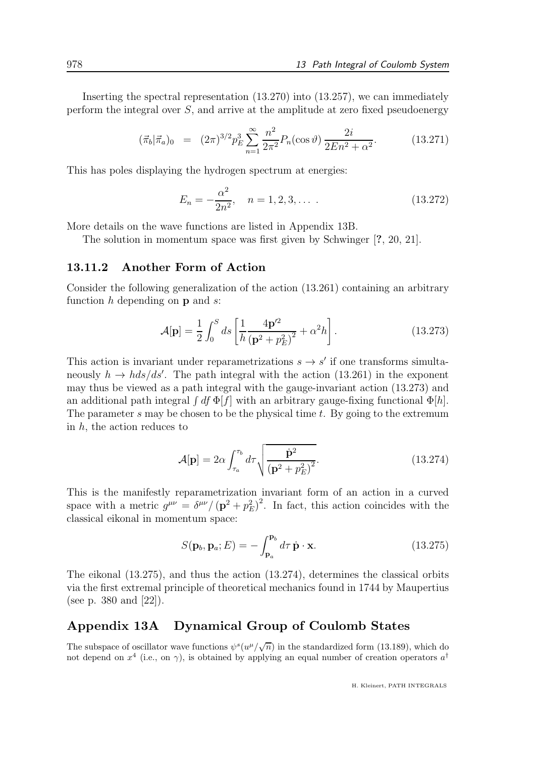Inserting the spectral representation (13.270) into (13.257), we can immediately perform the integral over $S$, and arrive at the amplitude at zero fixed pseudoenergy

$$(\vec{\pi}_b|\vec{\pi}_a)_0 \;\;=\;\; (2\pi)^{3/2} p_E^3 \sum_{n=1}^{\infty} \frac{n^2}{2\pi^2} P_n(\cos\vartheta)\, \frac{2i}{2En^2+\alpha^2}. \tag{13.271}$$

This has poles displaying the hydrogen spectrum at energies:

$$E_n = -\frac{\alpha^2}{2n^2}, \quad n = 1,2,3,\dots\; . \tag{13.272}$$

More details on the wave functions are listed in Appendix 13B.

The solution in momentum space was first given by Schwinger [?, 20, 21].

### 13.11.2 Another Form of Action

Consider the following generalization of the action (13.261) containing an arbitrary function $h$ depending on $\mathbf{p}$ and $s$:

$$\mathcal{A}[\mathbf{p}] = \frac{1}{2}\int_0^S ds \left[ \frac{1}{h} \frac{4\mathbf{p}'^2}{\left(\mathbf{p}^2+p_E^2\right)^2} + \alpha^2 h \right]. \tag{13.273}$$

This action is invariant under reparametrizations $s \to s'$ if one transforms simultaneously $h \to h ds/ds'$. The path integral with the action (13.261) in the exponent may thus be viewed as a path integral with the gauge-invariant action (13.273) and an additional path integral $\int df\, \Phi[f]$ with an arbitrary gauge-fixing functional $\Phi[h]$. The parameter $s$ may be chosen to be the physical time $t$. By going to the extremum in $h$, the action reduces to

$$\mathcal{A}[\mathbf{p}] = 2\alpha \int_{\tau_a}^{\tau_b} d\tau \sqrt{\frac{\dot{\mathbf{p}}^2}{\left(\mathbf{p}^2+p_E^2\right)^2}}. \tag{13.274}$$

This is the manifestly reparametrization invariant form of an action in a curved space with a metric $g^{\mu\nu} = \delta^{\mu\nu}/\left(\mathbf{p}^2+p_E^2\right)^2$. In fact, this action coincides with the classical eikonal in momentum space:

$$S(\mathbf{p}_b, \mathbf{p}_a; E) = -\int_{\mathbf{p}_a}^{\mathbf{p}_b} d\tau\, \dot{\mathbf{p}}\cdot\mathbf{x}. \tag{13.275}$$

The eikonal (13.275), and thus the action (13.274), determines the classical orbits via the first extremal principle of theoretical mechanics found in 1744 by Maupertius (see p. 380 and [22]).

## Appendix 13A Dynamical Group of Coulomb States

The subspace of oscillator wave functions $\psi^s(u^\mu/\sqrt{n})$ in the standardized form (13.189), which do not depend on $x^4$ (i.e., on $\gamma$), is obtained by applying an equal number of creation operators $a^\dagger$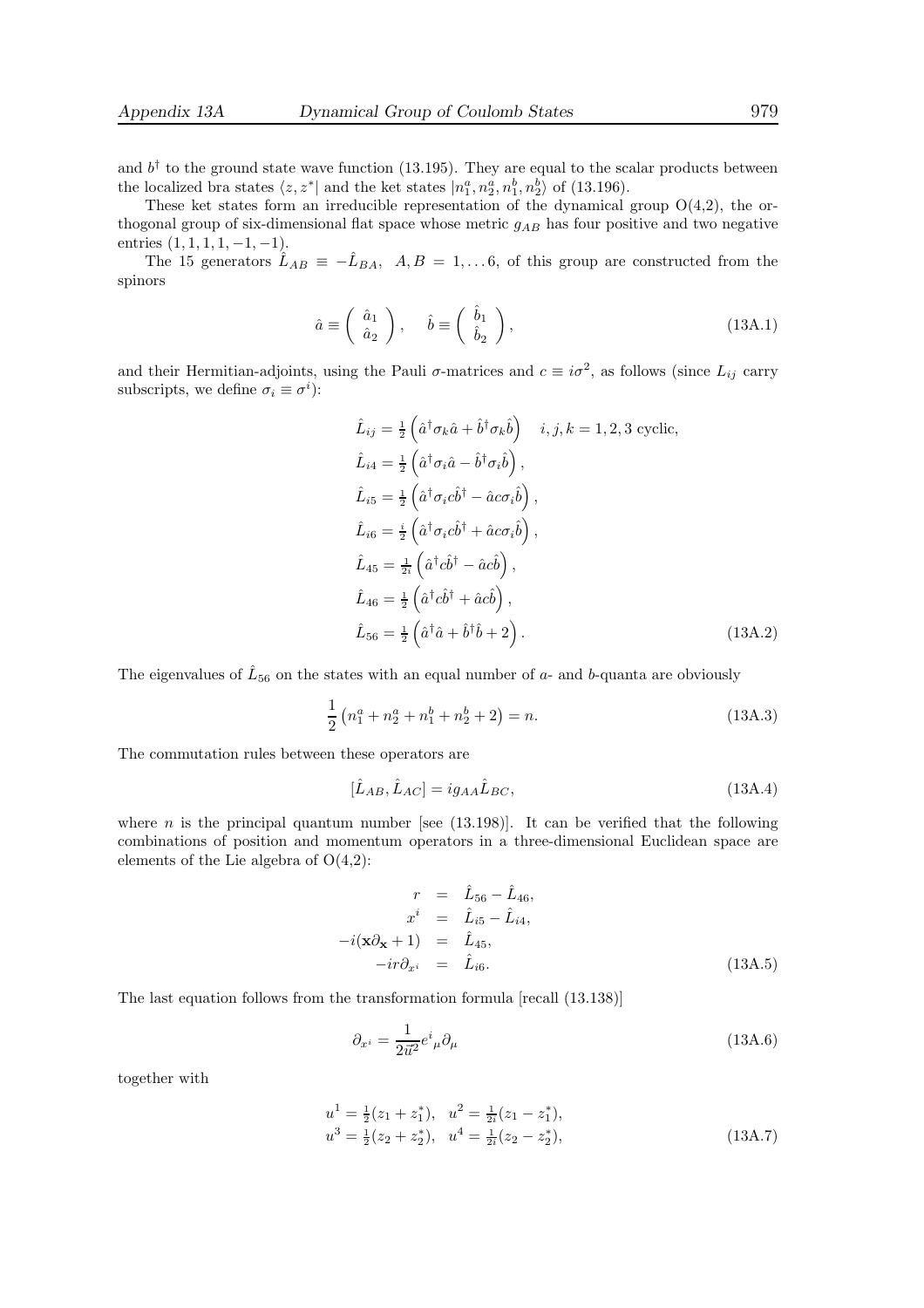and $b^\dagger$ to the ground state wave function (13.195). They are equal to the scalar products between the localized bra states $\langle z, z^*|$ and the ket states $|n_1^a, n_2^a, n_1^b, n_2^b\rangle$ of (13.196).

These ket states form an irreducible representation of the dynamical group O(4,2), the orthogonal group of six-dimensional flat space whose metric $g_{AB}$ has four positive and two negative entries $(1,1,1,1,-1,-1)$.

The 15 generators $\hat{L}_{AB} \equiv -\hat{L}_{BA}$, $A, B = 1, \ldots 6$, of this group are constructed from the spinors

$$\hat{a} \equiv \begin{pmatrix} \hat{a}_1 \\ \hat{a}_2 \end{pmatrix}, \quad \hat{b} \equiv \begin{pmatrix} \hat{b}_1 \\ \hat{b}_2 \end{pmatrix}, \tag{13A.1}$$

and their Hermitian-adjoints, using the Pauli $\sigma$-matrices and $c \equiv i\sigma^2$, as follows (since $L_{ij}$ carry subscripts, we define $\sigma_i \equiv \sigma^i$):

$$\begin{aligned}
\hat{L}_{ij} &= \tfrac{1}{2}\left(\hat{a}^\dagger \sigma_k \hat{a} + \hat{b}^\dagger \sigma_k \hat{b}\right) \quad i,j,k = 1,2,3 \text{ cyclic}, \\
\hat{L}_{i4} &= \tfrac{1}{2}\left(\hat{a}^\dagger \sigma_i \hat{a} - \hat{b}^\dagger \sigma_i \hat{b}\right), \\
\hat{L}_{i5} &= \tfrac{1}{2}\left(\hat{a}^\dagger \sigma_i c \hat{b}^\dagger - \hat{a} c \sigma_i \hat{b}\right), \\
\hat{L}_{i6} &= \tfrac{i}{2}\left(\hat{a}^\dagger \sigma_i c \hat{b}^\dagger + \hat{a} c \sigma_i \hat{b}\right), \\
\hat{L}_{45} &= \tfrac{1}{2i}\left(\hat{a}^\dagger c \hat{b}^\dagger - \hat{a} c \hat{b}\right), \\
\hat{L}_{46} &= \tfrac{1}{2}\left(\hat{a}^\dagger c \hat{b}^\dagger + \hat{a} c \hat{b}\right), \\
\hat{L}_{56} &= \tfrac{1}{2}\left(\hat{a}^\dagger \hat{a} + \hat{b}^\dagger \hat{b} + 2\right).
\end{aligned} \tag{13A.2}$$

The eigenvalues of $\hat{L}_{56}$ on the states with an equal number of $a$- and $b$-quanta are obviously

$$\frac{1}{2}\left(n_1^a + n_2^a + n_1^b + n_2^b + 2\right) = n. \tag{13A.3}$$

The commutation rules between these operators are

$$[\hat{L}_{AB}, \hat{L}_{AC}] = i g_{AA} \hat{L}_{BC}, \tag{13A.4}$$

where $n$ is the principal quantum number [see (13.198)]. It can be verified that the following combinations of position and momentum operators in a three-dimensional Euclidean space are elements of the Lie algebra of O(4,2):

$$\begin{aligned}
r &= \hat{L}_{56} - \hat{L}_{46}, \\
x^i &= \hat{L}_{i5} - \hat{L}_{i4}, \\
-i(\mathbf{x}\partial_{\mathbf{x}} + 1) &= \hat{L}_{45}, \\
-ir\partial_{x^i} &= \hat{L}_{i6}.
\end{aligned} \tag{13A.5}$$

The last equation follows from the transformation formula [recall (13.138)]

$$\partial_{x^i} = \frac{1}{2\vec{u}^2} e^i{}_\mu \partial_\mu \tag{13A.6}$$

together with

$$\begin{aligned}
u^1 &= \tfrac{1}{2}(z_1 + z_1^*), \quad u^2 = \tfrac{1}{2i}(z_1 - z_1^*), \\
u^3 &= \tfrac{1}{2}(z_2 + z_2^*), \quad u^4 = \tfrac{1}{2i}(z_2 - z_2^*),
\end{aligned} \tag{13A.7}$$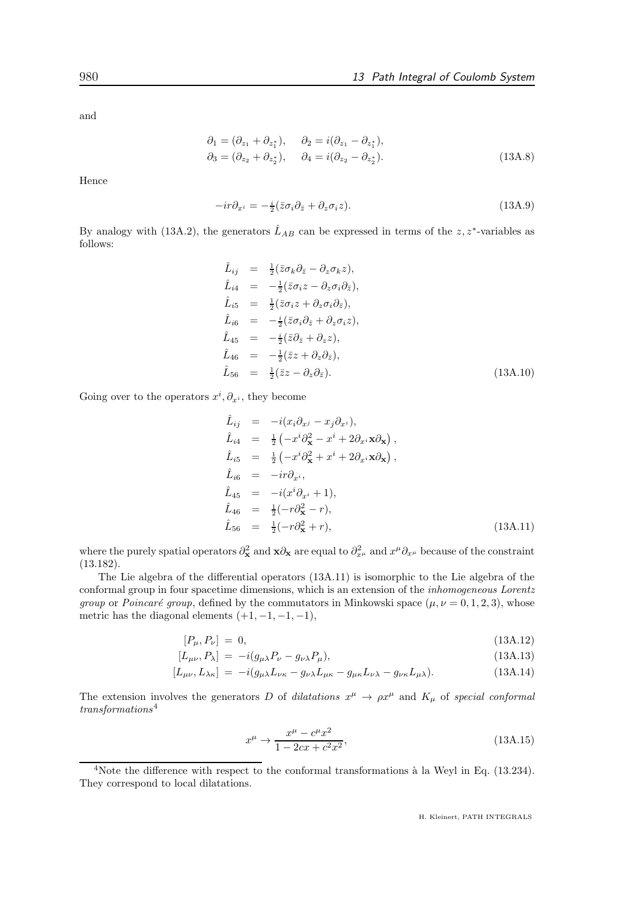and

$$
\begin{aligned}
\partial_1 &= (\partial_{z_1} + \partial_{z_1^*}), \quad \partial_2 = i(\partial_{z_1} - \partial_{z_1^*}),\\
\partial_3 &= (\partial_{z_2} + \partial_{z_2^*}), \quad \partial_4 = i(\partial_{z_2} - \partial_{z_2^*}).
\end{aligned} \tag{13A.8}
$$

Hence

$$
-ir\partial_{x^i} = -\tfrac{i}{2}(\bar{z}\sigma_i\partial_{\bar{z}} + \partial_z\sigma_i z). \tag{13A.9}
$$

By analogy with (13A.2), the generators $\hat{L}_{AB}$ can be expressed in terms of the $z, z^*$-variables as follows:

$$
\begin{aligned}
\hat{L}_{ij} &= \tfrac{1}{2}(\bar{z}\sigma_k\partial_{\bar{z}} - \partial_z\sigma_k z),\\
\hat{L}_{i4} &= -\tfrac{1}{2}(\bar{z}\sigma_i z - \partial_z\sigma_i\partial_{\bar{z}}),\\
\hat{L}_{i5} &= \tfrac{1}{2}(\bar{z}\sigma_i z + \partial_z\sigma_i\partial_{\bar{z}}),\\
\hat{L}_{i6} &= -\tfrac{i}{2}(\bar{z}\sigma_i\partial_{\bar{z}} + \partial_z\sigma_i z),\\
\hat{L}_{45} &= -\tfrac{i}{2}(\bar{z}\partial_{\bar{z}} + \partial_z z),\\
\hat{L}_{46} &= -\tfrac{1}{2}(\bar{z}z + \partial_z\partial_{\bar{z}}),\\
\hat{L}_{56} &= \tfrac{1}{2}(\bar{z}z - \partial_z\partial_{\bar{z}}).
\end{aligned} \tag{13A.10}
$$

Going over to the operators $x^i, \partial_{x^i}$, they become

$$
\begin{aligned}
\hat{L}_{ij} &= -i(x_i\partial_{x^j} - x_j\partial_{x^i}),\\
\hat{L}_{i4} &= \tfrac{1}{2}\left(-x^i\partial_{\mathbf{x}}^2 - x^i + 2\partial_{x^i}\mathbf{x}\partial_{\mathbf{x}}\right),\\
\hat{L}_{i5} &= \tfrac{1}{2}\left(-x^i\partial_{\mathbf{x}}^2 + x^i + 2\partial_{x^i}\mathbf{x}\partial_{\mathbf{x}}\right),\\
\hat{L}_{i6} &= -ir\partial_{x^i},\\
\hat{L}_{45} &= -i(x^i\partial_{x^i} + 1),\\
\hat{L}_{46} &= \tfrac{1}{2}(-r\partial_{\mathbf{x}}^2 - r),\\
\hat{L}_{56} &= \tfrac{1}{2}(-r\partial_{\mathbf{x}}^2 + r),
\end{aligned} \tag{13A.11}
$$

where the purely spatial operators $\partial_{\mathbf{x}}^2$ and $\mathbf{x}\partial_{\mathbf{x}}$ are equal to $\partial_{x^\mu}^2$ and $x^\mu\partial_{x^\mu}$ because of the constraint (13.182).

The Lie algebra of the differential operators (13A.11) is isomorphic to the Lie algebra of the conformal group in four spacetime dimensions, which is an extension of the *inhomogeneous Lorentz group* or *Poincaré group*, defined by the commutators in Minkowski space ($\mu, \nu = 0, 1, 2, 3$), whose metric has the diagonal elements $(+1, -1, -1, -1)$,

$$
[P_\mu, P_\nu] = 0, \tag{13A.12}
$$

$$
[L_{\mu\nu}, P_\lambda] = -i(g_{\mu\lambda}P_\nu - g_{\nu\lambda}P_\mu), \tag{13A.13}
$$

$$
[L_{\mu\nu}, L_{\lambda\kappa}] = -i(g_{\mu\lambda}L_{\nu\kappa} - g_{\nu\lambda}L_{\mu\kappa} - g_{\mu\kappa}L_{\nu\lambda} - g_{\nu\kappa}L_{\mu\lambda}). \tag{13A.14}
$$

The extension involves the generators $D$ of *dilatations* $x^\mu \to \rho x^\mu$ and $K_\mu$ of *special conformal transformations*[4]

$$
x^\mu \to \frac{x^\mu - c^\mu x^2}{1 - 2cx + c^2x^2}, \tag{13A.15}
$$

[4] Note the difference with respect to the conformal transformations à la Weyl in Eq. (13.234). They correspond to local dilatations.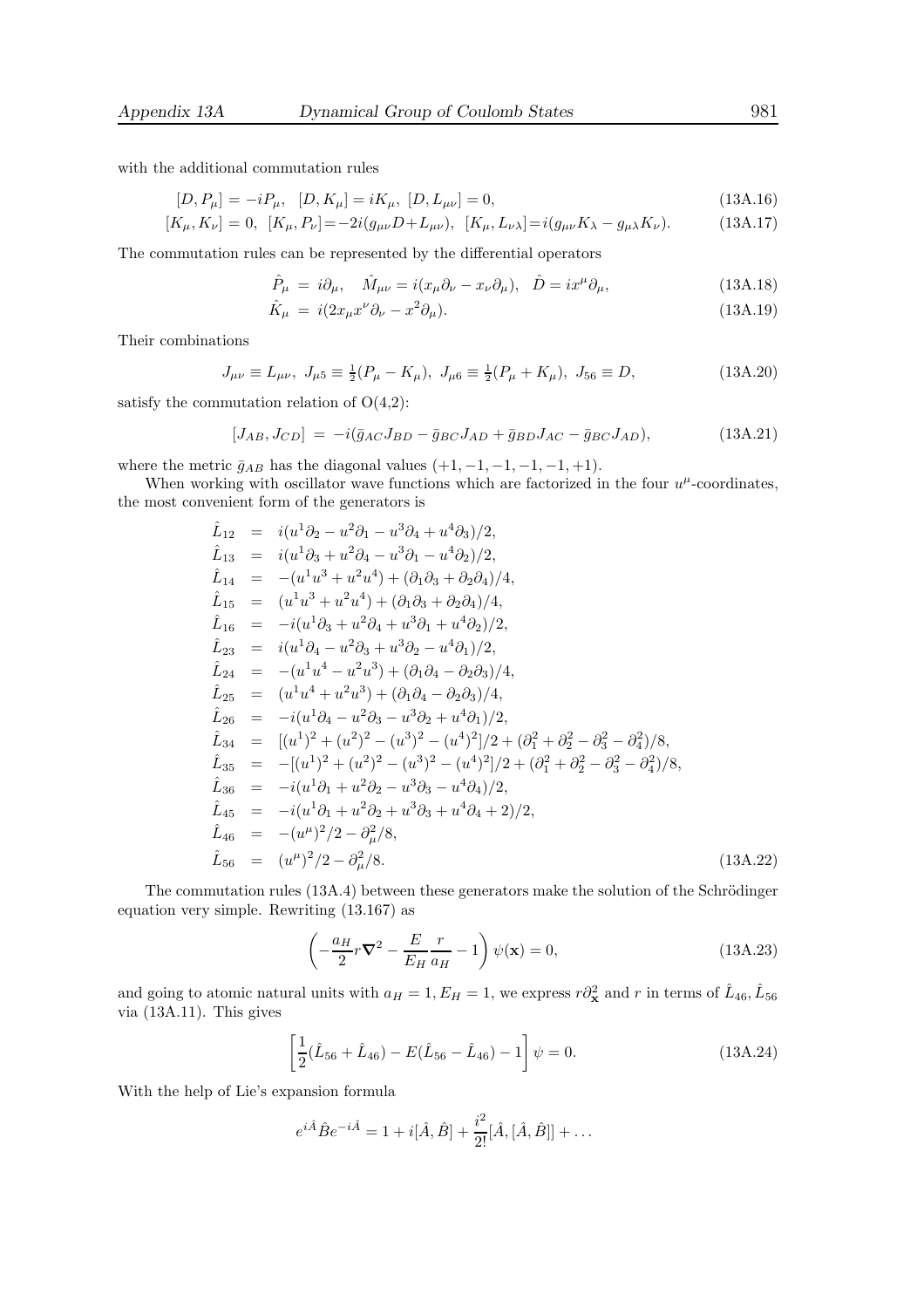with the additional commutation rules

$$[D, P_\mu] = -iP_\mu, \quad [D, K_\mu] = iK_\mu, \; [D, L_{\mu\nu}] = 0, \tag{13A.16}$$

$$[K_\mu, K_\nu] = 0, \; [K_\mu, P_\nu] = -2i(g_{\mu\nu}D + L_{\mu\nu}), \; [K_\mu, L_{\nu\lambda}] = i(g_{\mu\nu}K_\lambda - g_{\mu\lambda}K_\nu). \tag{13A.17}$$

The commutation rules can be represented by the differential operators

$$\hat{P}_\mu = i\partial_\mu, \quad \hat{M}_{\mu\nu} = i(x_\mu\partial_\nu - x_\nu\partial_\mu), \quad \hat{D} = ix^\mu\partial_\mu, \tag{13A.18}$$

$$\hat{K}_\mu = i(2x_\mu x^\nu\partial_\nu - x^2\partial_\mu). \tag{13A.19}$$

Their combinations

$$J_{\mu\nu} \equiv L_{\mu\nu}, \; J_{\mu 5} \equiv \tfrac{1}{2}(P_\mu - K_\mu), \; J_{\mu 6} \equiv \tfrac{1}{2}(P_\mu + K_\mu), \; J_{56} \equiv D, \tag{13A.20}$$

satisfy the commutation relation of O(4,2):

$$[J_{AB}, J_{CD}] = -i(\bar{g}_{AC}J_{BD} - \bar{g}_{BC}J_{AD} + \bar{g}_{BD}J_{AC} - \bar{g}_{BC}J_{AD}), \tag{13A.21}$$

where the metric $\bar{g}_{AB}$ has the diagonal values $(+1, -1, -1, -1, -1, +1)$.

When working with oscillator wave functions which are factorized in the four $u^\mu$-coordinates, the most convenient form of the generators is

$$\begin{aligned}
\hat{L}_{12} &= i(u^1\partial_2 - u^2\partial_1 - u^3\partial_4 + u^4\partial_3)/2,\\
\hat{L}_{13} &= i(u^1\partial_3 + u^2\partial_4 - u^3\partial_1 - u^4\partial_2)/2,\\
\hat{L}_{14} &= -(u^1u^3 + u^2u^4) + (\partial_1\partial_3 + \partial_2\partial_4)/4,\\
\hat{L}_{15} &= (u^1u^3 + u^2u^4) + (\partial_1\partial_3 + \partial_2\partial_4)/4,\\
\hat{L}_{16} &= -i(u^1\partial_3 + u^2\partial_4 + u^3\partial_1 + u^4\partial_2)/2,\\
\hat{L}_{23} &= i(u^1\partial_4 - u^2\partial_3 + u^3\partial_2 - u^4\partial_1)/2,\\
\hat{L}_{24} &= -(u^1u^4 - u^2u^3) + (\partial_1\partial_4 - \partial_2\partial_3)/4,\\
\hat{L}_{25} &= (u^1u^4 + u^2u^3) + (\partial_1\partial_4 - \partial_2\partial_3)/4,\\
\hat{L}_{26} &= -i(u^1\partial_4 - u^2\partial_3 - u^3\partial_2 + u^4\partial_1)/2,\\
\hat{L}_{34} &= [(u^1)^2 + (u^2)^2 - (u^3)^2 - (u^4)^2]/2 + (\partial_1^2 + \partial_2^2 - \partial_3^2 - \partial_4^2)/8,\\
\hat{L}_{35} &= -[(u^1)^2 + (u^2)^2 - (u^3)^2 - (u^4)^2]/2 + (\partial_1^2 + \partial_2^2 - \partial_3^2 - \partial_4^2)/8,\\
\hat{L}_{36} &= -i(u^1\partial_1 + u^2\partial_2 - u^3\partial_3 - u^4\partial_4)/2,\\
\hat{L}_{45} &= -i(u^1\partial_1 + u^2\partial_2 + u^3\partial_3 + u^4\partial_4 + 2)/2,\\
\hat{L}_{46} &= -(u^\mu)^2/2 - \partial_\mu^2/8,\\
\hat{L}_{56} &= (u^\mu)^2/2 - \partial_\mu^2/8.
\end{aligned} \tag{13A.22}$$

The commutation rules (13A.4) between these generators make the solution of the Schrödinger equation very simple. Rewriting (13.167) as

$$\left(-\frac{a_H}{2}r\boldsymbol{\nabla}^2 - \frac{E}{E_H}\frac{r}{a_H} - 1\right)\psi(\mathbf{x}) = 0, \tag{13A.23}$$

and going to atomic natural units with $a_H = 1, E_H = 1$, we express $r\partial_{\mathbf{x}}^2$ and $r$ in terms of $\hat{L}_{46}, \hat{L}_{56}$ via (13A.11). This gives

$$\left[\frac{1}{2}(\hat{L}_{56} + \hat{L}_{46}) - E(\hat{L}_{56} - \hat{L}_{46}) - 1\right]\psi = 0. \tag{13A.24}$$

With the help of Lie's expansion formula

$$e^{i\hat{A}}\hat{B}e^{-i\hat{A}} = 1 + i[\hat{A}, \hat{B}] + \frac{i^2}{2!}[\hat{A}, [\hat{A}, \hat{B}]] + \ldots$$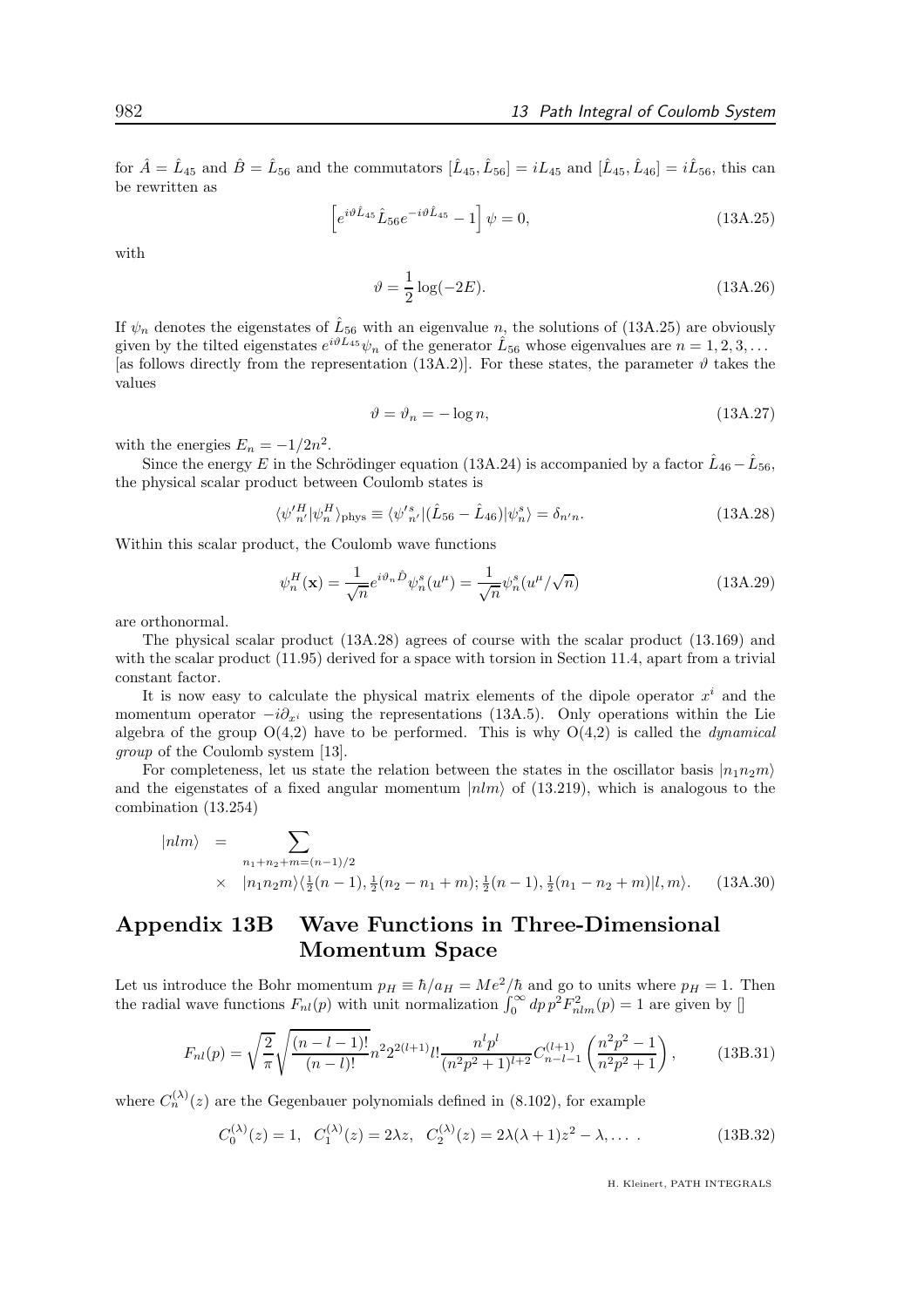for $\hat{A} = \hat{L}_{45}$ and $\hat{B} = \hat{L}_{56}$ and the commutators $[\hat{L}_{45}, \hat{L}_{56}] = iL_{45}$ and $[\hat{L}_{45}, \hat{L}_{46}] = i\hat{L}_{56}$, this can be rewritten as

$$\left[e^{i\vartheta \hat{L}_{45}} \hat{L}_{56} e^{-i\vartheta \hat{L}_{45}} - 1\right] \psi = 0, \tag{13A.25}$$

with

$$\vartheta = \frac{1}{2} \log(-2E). \tag{13A.26}$$

If $\psi_n$ denotes the eigenstates of $\hat{L}_{56}$ with an eigenvalue $n$, the solutions of (13A.25) are obviously given by the tilted eigenstates $e^{i\vartheta L_{45}}\psi_n$ of the generator $\hat{L}_{56}$ whose eigenvalues are $n = 1, 2, 3, \ldots$ [as follows directly from the representation (13A.2)]. For these states, the parameter $\vartheta$ takes the values

$$\vartheta = \vartheta_n = -\log n, \tag{13A.27}$$

with the energies $E_n = -1/2n^2$.

Since the energy $E$ in the Schrödinger equation (13A.24) is accompanied by a factor $\hat{L}_{46} - \hat{L}_{56}$, the physical scalar product between Coulomb states is

$$\langle \psi'^H_{n'} | \psi^H_n \rangle_{\rm phys} \equiv \langle \psi'^s_{n'} | (\hat{L}_{56} - \hat{L}_{46}) | \psi^s_n \rangle = \delta_{n'n}. \tag{13A.28}$$

Within this scalar product, the Coulomb wave functions

$$\psi^H_n(\mathbf{x}) = \frac{1}{\sqrt{n}} e^{i\vartheta_n \hat{D}} \psi^s_n(u^\mu) = \frac{1}{\sqrt{n}} \psi^s_n(u^\mu/\sqrt{n}) \tag{13A.29}$$

are orthonormal.

The physical scalar product (13A.28) agrees of course with the scalar product (13.169) and with the scalar product (11.95) derived for a space with torsion in Section 11.4, apart from a trivial constant factor.

It is now easy to calculate the physical matrix elements of the dipole operator $x^i$ and the momentum operator $-i\partial_{x^i}$ using the representations (13A.5). Only operations within the Lie algebra of the group O(4,2) have to be performed. This is why O(4,2) is called the *dynamical group* of the Coulomb system [13].

For completeness, let us state the relation between the states in the oscillator basis $|n_1 n_2 m\rangle$ and the eigenstates of a fixed angular momentum $|nlm\rangle$ of (13.219), which is analogous to the combination (13.254)

$$\begin{aligned}
|nlm\rangle \;\; &= \sum_{n_1+n_2+m=(n-1)/2} \\
&\times \;\; |n_1 n_2 m\rangle \langle \tfrac{1}{2}(n-1), \tfrac{1}{2}(n_2 - n_1 + m); \tfrac{1}{2}(n-1), \tfrac{1}{2}(n_1 - n_2 + m) | l, m\rangle.
\end{aligned} \tag{13A.30}$$

## Appendix 13B Wave Functions in Three-Dimensional Momentum Space

Let us introduce the Bohr momentum $p_H \equiv \hbar/a_H = Me^2/\hbar$ and go to units where $p_H = 1$. Then the radial wave functions $F_{nl}(p)$ with unit normalization $\int_0^\infty dp\, p^2 F^2_{nlm}(p) = 1$ are given by []

$$F_{nl}(p) = \sqrt{\frac{2}{\pi}} \sqrt{\frac{(n-l-1)!}{(n-l)!}} n^2 2^{2(l+1)} l! \frac{n^l p^l}{(n^2p^2+1)^{l+2}} C^{(l+1)}_{n-l-1}\left(\frac{n^2p^2-1}{n^2p^2+1}\right), \tag{13B.31}$$

where $C^{(\lambda)}_n(z)$ are the Gegenbauer polynomials defined in (8.102), for example

$$C^{(\lambda)}_0(z) = 1, \;\; C^{(\lambda)}_1(z) = 2\lambda z, \;\; C^{(\lambda)}_2(z) = 2\lambda(\lambda+1)z^2 - \lambda, \ldots\;. \tag{13B.32}$$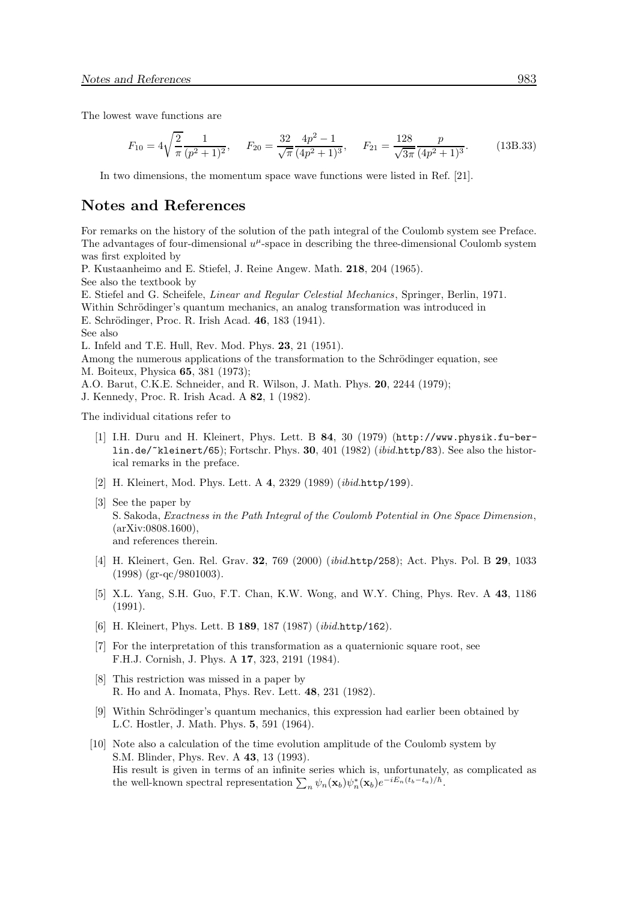The lowest wave functions are

$$F_{10} = 4\sqrt{\frac{2}{\pi}}\frac{1}{(p^2+1)^2}, \qquad F_{20} = \frac{32}{\sqrt{\pi}}\frac{4p^2-1}{(4p^2+1)^3}, \qquad F_{21} = \frac{128}{\sqrt{3\pi}}\frac{p}{(4p^2+1)^3}. \tag{13B.33}$$

In two dimensions, the momentum space wave functions were listed in Ref. [21].

## Notes and References

For remarks on the history of the solution of the path integral of the Coulomb system see Preface. The advantages of four-dimensional $u^\mu$-space in describing the three-dimensional Coulomb system was first exploited by
P. Kustaanheimo and E. Stiefel, J. Reine Angew. Math. **218**, 204 (1965).
See also the textbook by
E. Stiefel and G. Scheifele, *Linear and Regular Celestial Mechanics*, Springer, Berlin, 1971.
Within Schrödinger's quantum mechanics, an analog transformation was introduced in
E. Schrödinger, Proc. R. Irish Acad. **46**, 183 (1941).
See also
L. Infeld and T.E. Hull, Rev. Mod. Phys. **23**, 21 (1951).
Among the numerous applications of the transformation to the Schrödinger equation, see
M. Boiteux, Physica **65**, 381 (1973);
A.O. Barut, C.K.E. Schneider, and R. Wilson, J. Math. Phys. **20**, 2244 (1979);
J. Kennedy, Proc. R. Irish Acad. A **82**, 1 (1982).

The individual citations refer to

[1] I.H. Duru and H. Kleinert, Phys. Lett. B **84**, 30 (1979) (`http://www.physik.fu-berlin.de/~kleinert/65`); Fortschr. Phys. **30**, 401 (1982) (*ibid.*`http/83`). See also the historical remarks in the preface.

[2] H. Kleinert, Mod. Phys. Lett. A **4**, 2329 (1989) (*ibid.*`http/199`).

[3] See the paper by
S. Sakoda, *Exactness in the Path Integral of the Coulomb Potential in One Space Dimension*, (arXiv:0808.1600),
and references therein.

[4] H. Kleinert, Gen. Rel. Grav. **32**, 769 (2000) (*ibid.*`http/258`); Act. Phys. Pol. B **29**, 1033 (1998) (gr-qc/9801003).

[5] X.L. Yang, S.H. Guo, F.T. Chan, K.W. Wong, and W.Y. Ching, Phys. Rev. A **43**, 1186 (1991).

[6] H. Kleinert, Phys. Lett. B **189**, 187 (1987) (*ibid.*`http/162`).

[7] For the interpretation of this transformation as a quaternionic square root, see
F.H.J. Cornish, J. Phys. A **17**, 323, 2191 (1984).

[8] This restriction was missed in a paper by
R. Ho and A. Inomata, Phys. Rev. Lett. **48**, 231 (1982).

[9] Within Schrödinger's quantum mechanics, this expression had earlier been obtained by
L.C. Hostler, J. Math. Phys. **5**, 591 (1964).

[10] Note also a calculation of the time evolution amplitude of the Coulomb system by
S.M. Blinder, Phys. Rev. A **43**, 13 (1993).
His result is given in terms of an infinite series which is, unfortunately, as complicated as the well-known spectral representation $\sum_n \psi_n(\mathbf{x}_b)\psi_n^*(\mathbf{x}_b)e^{-iE_n(t_b-t_a)/\hbar}$.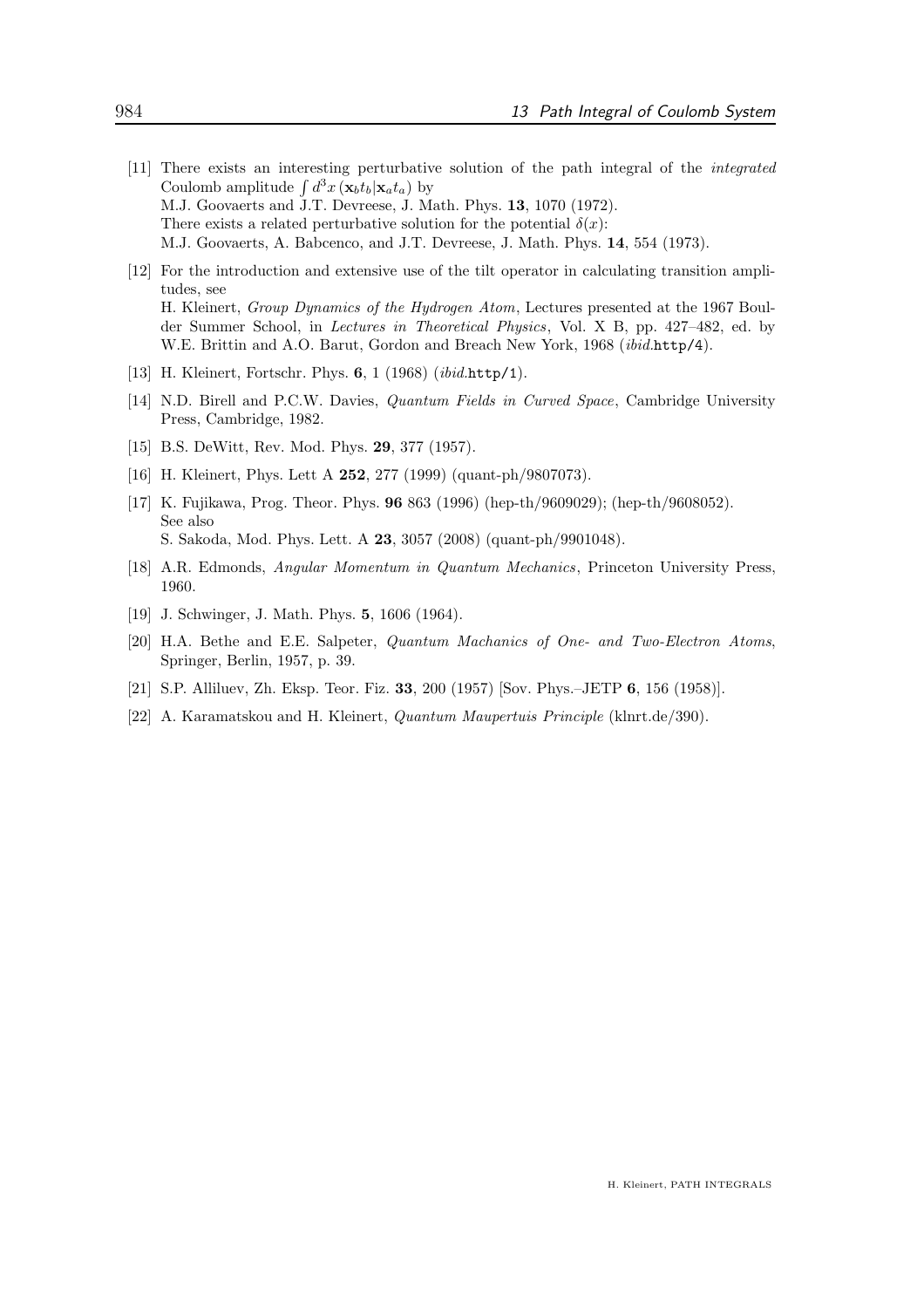[11] There exists an interesting perturbative solution of the path integral of the *integrated* Coulomb amplitude $\int d^3x\,(\mathbf{x}_b t_b|\mathbf{x}_a t_a)$ by
M.J. Goovaerts and J.T. Devreese, J. Math. Phys. **13**, 1070 (1972).
There exists a related perturbative solution for the potential $\delta(x)$:
M.J. Goovaerts, A. Babcenco, and J.T. Devreese, J. Math. Phys. **14**, 554 (1973).

[12] For the introduction and extensive use of the tilt operator in calculating transition amplitudes, see
H. Kleinert, *Group Dynamics of the Hydrogen Atom*, Lectures presented at the 1967 Boulder Summer School, in *Lectures in Theoretical Physics*, Vol. X B, pp. 427–482, ed. by W.E. Brittin and A.O. Barut, Gordon and Breach New York, 1968 (*ibid.*`http/4`).

[13] H. Kleinert, Fortschr. Phys. **6**, 1 (1968) (*ibid.*`http/1`).

[14] N.D. Birell and P.C.W. Davies, *Quantum Fields in Curved Space*, Cambridge University Press, Cambridge, 1982.

[15] B.S. DeWitt, Rev. Mod. Phys. **29**, 377 (1957).

[16] H. Kleinert, Phys. Lett A **252**, 277 (1999) (quant-ph/9807073).

[17] K. Fujikawa, Prog. Theor. Phys. **96** 863 (1996) (hep-th/9609029); (hep-th/9608052).
See also
S. Sakoda, Mod. Phys. Lett. A **23**, 3057 (2008) (quant-ph/9901048).

[18] A.R. Edmonds, *Angular Momentum in Quantum Mechanics*, Princeton University Press, 1960.

[19] J. Schwinger, J. Math. Phys. **5**, 1606 (1964).

[20] H.A. Bethe and E.E. Salpeter, *Quantum Machanics of One- and Two-Electron Atoms*, Springer, Berlin, 1957, p. 39.

[21] S.P. Alliluev, Zh. Eksp. Teor. Fiz. **33**, 200 (1957) [Sov. Phys.–JETP **6**, 156 (1958)].

[22] A. Karamatskou and H. Kleinert, *Quantum Maupertuis Principle* (klnrt.de/390).